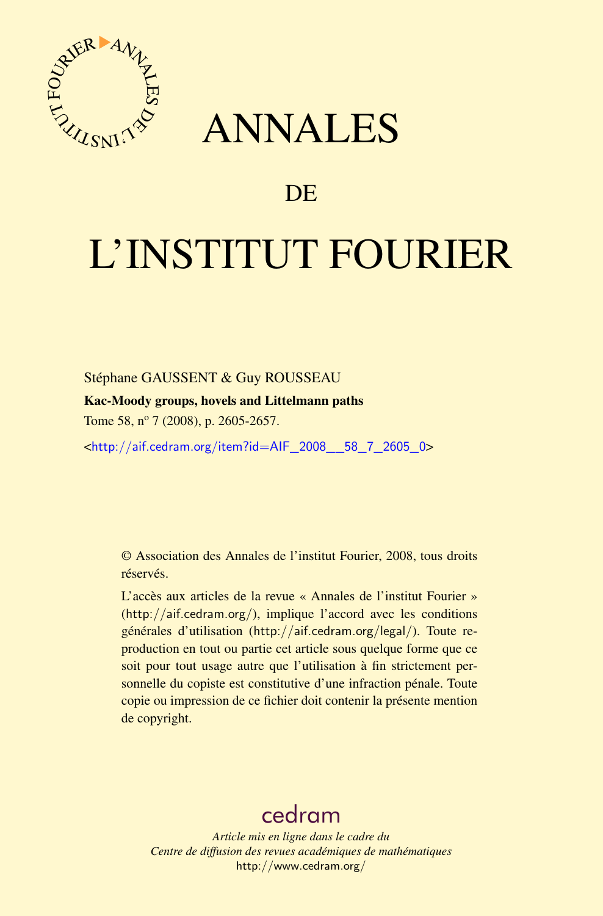# ANNALES

## DE

# L'INSTITUT FOURIER

Stéphane GAUSSENT & Guy ROUSSEAU

**Kac-Moody groups, hovels and Littelmann paths**

Tome 58, n$^{o}$ 7 (2008), p. 2605-2657.

<http://aif.cedram.org/item?id=AIF_2008__58_7_2605_0>

© Association des Annales de l'institut Fourier, 2008, tous droits réservés.

L'accès aux articles de la revue « Annales de l'institut Fourier » (http://aif.cedram.org/), implique l'accord avec les conditions générales d'utilisation (http://aif.cedram.org/legal/). Toute reproduction en tout ou partie cet article sous quelque forme que ce soit pour tout usage autre que l'utilisation à fin strictement personnelle du copiste est constitutive d'une infraction pénale. Toute copie ou impression de ce fichier doit contenir la présente mention de copyright.

cedram

*Article mis en ligne dans le cadre du*
*Centre de diffusion des revues académiques de mathématiques*
http://www.cedram.org/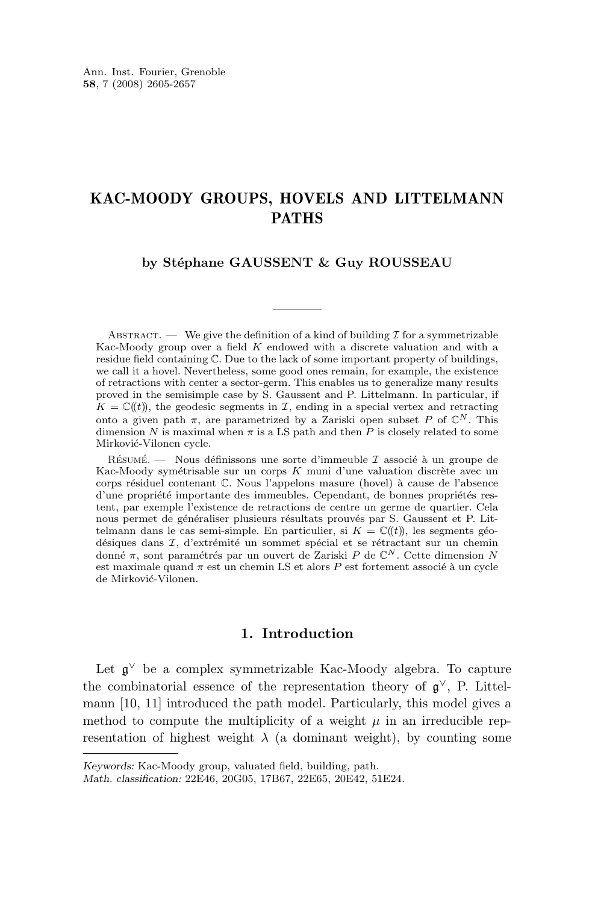# KAC-MOODY GROUPS, HOVELS AND LITTELMANN PATHS

**by Stéphane GAUSSENT & Guy ROUSSEAU**

Abstract. — We give the definition of a kind of building $\mathcal{I}$ for a symmetrizable Kac-Moody group over a field $K$ endowed with a discrete valuation and with a residue field containing $\mathbb{C}$. Due to the lack of some important property of buildings, we call it a hovel. Nevertheless, some good ones remain, for example, the existence of retractions with center a sector-germ. This enables us to generalize many results proved in the semisimple case by S. Gaussent and P. Littelmann. In particular, if $K = \mathbb{C}((t))$, the geodesic segments in $\mathcal{I}$, ending in a special vertex and retracting onto a given path $\pi$, are parametrized by a Zariski open subset $P$ of $\mathbb{C}^N$. This dimension $N$ is maximal when $\pi$ is a LS path and then $P$ is closely related to some Mirković-Vilonen cycle.

Résumé. — Nous définissons une sorte d'immeuble $\mathcal{I}$ associé à un groupe de Kac-Moody symétrisable sur un corps $K$ muni d'une valuation discrète avec un corps résiduel contenant $\mathbb{C}$. Nous l'appelons masure (hovel) à cause de l'absence d'une propriété importante des immeubles. Cependant, de bonnes propriétés restent, par exemple l'existence de retractions de centre un germe de quartier. Cela nous permet de généraliser plusieurs résultats prouvés par S. Gaussent et P. Littelmann dans le cas semi-simple. En particulier, si $K = \mathbb{C}((t))$, les segments géodésiques dans $\mathcal{I}$, d'extrémité un sommet spécial et se rétractant sur un chemin donné $\pi$, sont paramétrés par un ouvert de Zariski $P$ de $\mathbb{C}^N$. Cette dimension $N$ est maximale quand $\pi$ est un chemin LS et alors $P$ est fortement associé à un cycle de Mirković-Vilonen.

## 1. Introduction

Let $\mathfrak{g}^\vee$ be a complex symmetrizable Kac-Moody algebra. To capture the combinatorial essence of the representation theory of $\mathfrak{g}^\vee$, P. Littelmann [10, 11] introduced the path model. Particularly, this model gives a method to compute the multiplicity of a weight $\mu$ in an irreducible representation of highest weight $\lambda$ (a dominant weight), by counting some

*Keywords:* Kac-Moody group, valuated field, building, path.
*Math. classification:* 22E46, 20G05, 17B67, 22E65, 20E42, 51E24.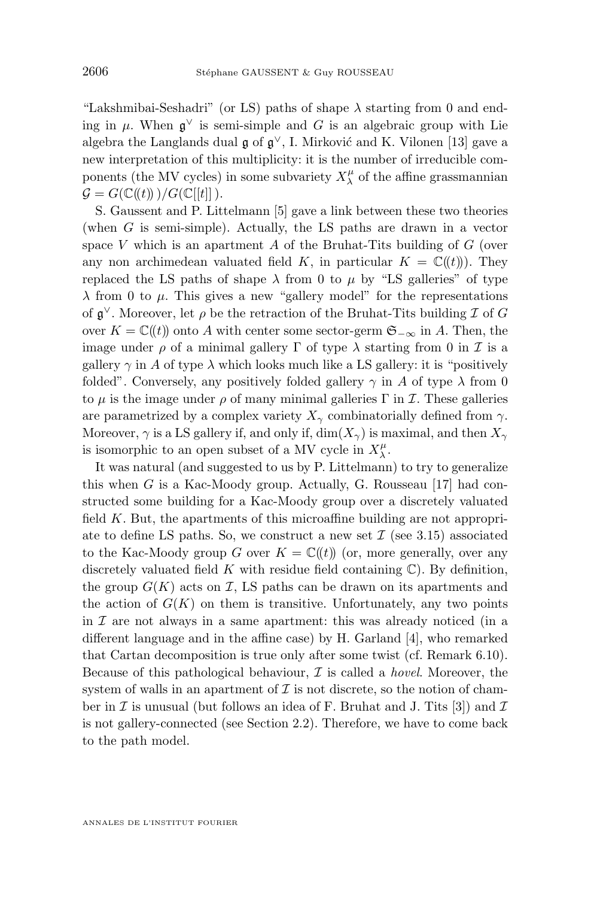"Lakshmibai-Seshadri" (or LS) paths of shape $\lambda$ starting from 0 and ending in $\mu$. When $\mathfrak{g}^\vee$ is semi-simple and $G$ is an algebraic group with Lie algebra the Langlands dual $\mathfrak{g}$ of $\mathfrak{g}^\vee$, I. Mirković and K. Vilonen [13] gave a new interpretation of this multiplicity: it is the number of irreducible components (the MV cycles) in some subvariety $X_\lambda^\mu$ of the affine grassmannian $\mathcal{G} = G(\mathbb{C}(\!(t)\!)\,)/G(\mathbb{C}[[t]]\,)$.

S. Gaussent and P. Littelmann [5] gave a link between these two theories (when $G$ is semi-simple). Actually, the LS paths are drawn in a vector space $V$ which is an apartment $A$ of the Bruhat-Tits building of $G$ (over any non archimedean valuated field $K$, in particular $K = \mathbb{C}(\!(t)\!)$). They replaced the LS paths of shape $\lambda$ from 0 to $\mu$ by "LS galleries" of type $\lambda$ from 0 to $\mu$. This gives a new "gallery model" for the representations of $\mathfrak{g}^\vee$. Moreover, let $\rho$ be the retraction of the Bruhat-Tits building $\mathcal{I}$ of $G$ over $K = \mathbb{C}(\!(t)\!)$ onto $A$ with center some sector-germ $\mathfrak{S}_{-\infty}$ in $A$. Then, the image under $\rho$ of a minimal gallery $\Gamma$ of type $\lambda$ starting from 0 in $\mathcal{I}$ is a gallery $\gamma$ in $A$ of type $\lambda$ which looks much like a LS gallery: it is "positively folded". Conversely, any positively folded gallery $\gamma$ in $A$ of type $\lambda$ from 0 to $\mu$ is the image under $\rho$ of many minimal galleries $\Gamma$ in $\mathcal{I}$. These galleries are parametrized by a complex variety $X_\gamma$ combinatorially defined from $\gamma$. Moreover, $\gamma$ is a LS gallery if, and only if, $\dim(X_\gamma)$ is maximal, and then $X_\gamma$ is isomorphic to an open subset of a MV cycle in $X_\lambda^\mu$.

It was natural (and suggested to us by P. Littelmann) to try to generalize this when $G$ is a Kac-Moody group. Actually, G. Rousseau [17] had constructed some building for a Kac-Moody group over a discretely valuated field $K$. But, the apartments of this microaffine building are not appropriate to define LS paths. So, we construct a new set $\mathcal{I}$ (see 3.15) associated to the Kac-Moody group $G$ over $K = \mathbb{C}(\!(t)\!)$ (or, more generally, over any discretely valuated field $K$ with residue field containing $\mathbb{C}$). By definition, the group $G(K)$ acts on $\mathcal{I}$, LS paths can be drawn on its apartments and the action of $G(K)$ on them is transitive. Unfortunately, any two points in $\mathcal{I}$ are not always in a same apartment: this was already noticed (in a different language and in the affine case) by H. Garland [4], who remarked that Cartan decomposition is true only after some twist (cf. Remark 6.10). Because of this pathological behaviour, $\mathcal{I}$ is called a *hovel*. Moreover, the system of walls in an apartment of $\mathcal{I}$ is not discrete, so the notion of chamber in $\mathcal{I}$ is unusual (but follows an idea of F. Bruhat and J. Tits [3]) and $\mathcal{I}$ is not gallery-connected (see Section 2.2). Therefore, we have to come back to the path model.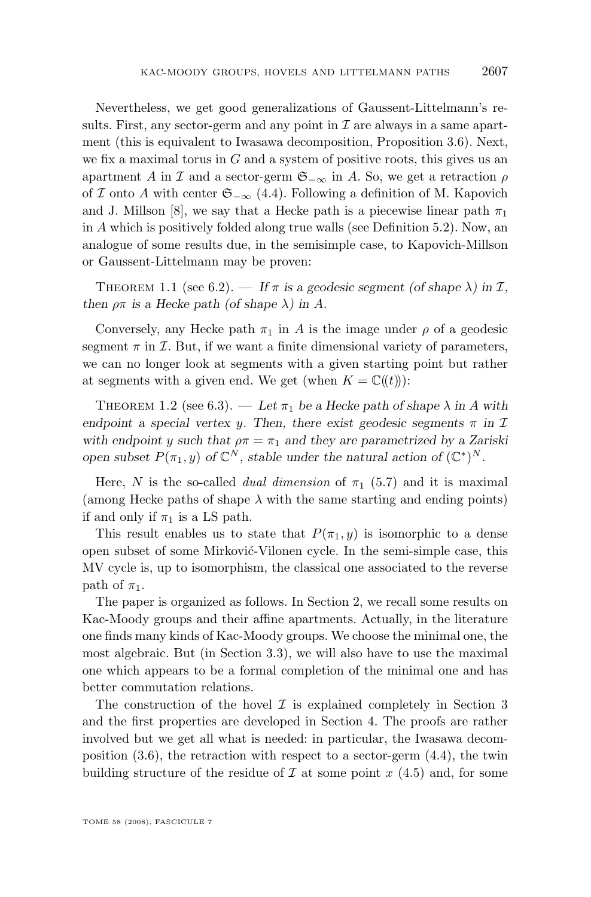Nevertheless, we get good generalizations of Gaussent-Littelmann's results. First, any sector-germ and any point in $\mathcal{I}$ are always in a same apartment (this is equivalent to Iwasawa decomposition, Proposition 3.6). Next, we fix a maximal torus in $G$ and a system of positive roots, this gives us an apartment $A$ in $\mathcal{I}$ and a sector-germ $\mathfrak{S}_{-\infty}$ in $A$. So, we get a retraction $\rho$ of $\mathcal{I}$ onto $A$ with center $\mathfrak{S}_{-\infty}$ (4.4). Following a definition of M. Kapovich and J. Millson [8], we say that a Hecke path is a piecewise linear path $\pi_1$ in $A$ which is positively folded along true walls (see Definition 5.2). Now, an analogue of some results due, in the semisimple case, to Kapovich-Millson or Gaussent-Littelmann may be proven:

Theorem 1.1 (see 6.2). — *If $\pi$ is a geodesic segment (of shape $\lambda$) in $\mathcal{I}$, then $\rho\pi$ is a Hecke path (of shape $\lambda$) in $A$.*

Conversely, any Hecke path $\pi_1$ in $A$ is the image under $\rho$ of a geodesic segment $\pi$ in $\mathcal{I}$. But, if we want a finite dimensional variety of parameters, we can no longer look at segments with a given starting point but rather at segments with a given end. We get (when $K = \mathbb{C}((t))$):

Theorem 1.2 (see 6.3). — *Let $\pi_1$ be a Hecke path of shape $\lambda$ in $A$ with endpoint a special vertex $y$. Then, there exist geodesic segments $\pi$ in $\mathcal{I}$ with endpoint $y$ such that $\rho\pi = \pi_1$ and they are parametrized by a Zariski open subset $P(\pi_1, y)$ of $\mathbb{C}^N$, stable under the natural action of $(\mathbb{C}^*)^N$.*

Here, $N$ is the so-called *dual dimension* of $\pi_1$ (5.7) and it is maximal (among Hecke paths of shape $\lambda$ with the same starting and ending points) if and only if $\pi_1$ is a LS path.

This result enables us to state that $P(\pi_1, y)$ is isomorphic to a dense open subset of some Mirković-Vilonen cycle. In the semi-simple case, this MV cycle is, up to isomorphism, the classical one associated to the reverse path of $\pi_1$.

The paper is organized as follows. In Section 2, we recall some results on Kac-Moody groups and their affine apartments. Actually, in the literature one finds many kinds of Kac-Moody groups. We choose the minimal one, the most algebraic. But (in Section 3.3), we will also have to use the maximal one which appears to be a formal completion of the minimal one and has better commutation relations.

The construction of the hovel $\mathcal{I}$ is explained completely in Section 3 and the first properties are developed in Section 4. The proofs are rather involved but we get all what is needed: in particular, the Iwasawa decomposition (3.6), the retraction with respect to a sector-germ (4.4), the twin building structure of the residue of $\mathcal{I}$ at some point $x$ (4.5) and, for some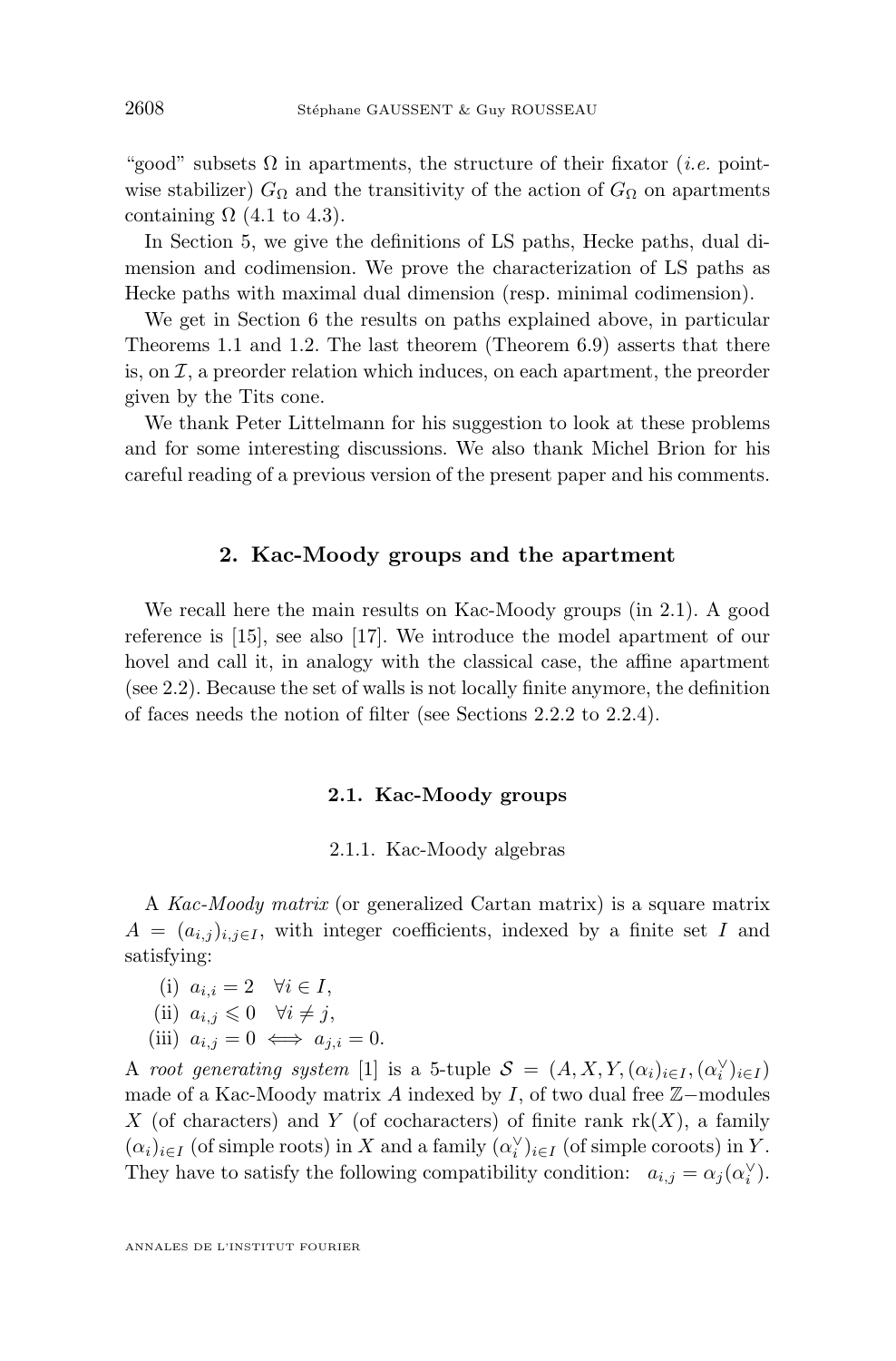"good" subsets $\Omega$ in apartments, the structure of their fixator (*i.e.* pointwise stabilizer) $G_\Omega$ and the transitivity of the action of $G_\Omega$ on apartments containing $\Omega$ (4.1 to 4.3).

In Section 5, we give the definitions of LS paths, Hecke paths, dual dimension and codimension. We prove the characterization of LS paths as Hecke paths with maximal dual dimension (resp. minimal codimension).

We get in Section 6 the results on paths explained above, in particular Theorems 1.1 and 1.2. The last theorem (Theorem 6.9) asserts that there is, on $\mathcal{I}$, a preorder relation which induces, on each apartment, the preorder given by the Tits cone.

We thank Peter Littelmann for his suggestion to look at these problems and for some interesting discussions. We also thank Michel Brion for his careful reading of a previous version of the present paper and his comments.

## 2. Kac-Moody groups and the apartment

We recall here the main results on Kac-Moody groups (in 2.1). A good reference is [15], see also [17]. We introduce the model apartment of our hovel and call it, in analogy with the classical case, the affine apartment (see 2.2). Because the set of walls is not locally finite anymore, the definition of faces needs the notion of filter (see Sections 2.2.2 to 2.2.4).

### 2.1. Kac-Moody groups

#### 2.1.1. Kac-Moody algebras

A *Kac-Moody matrix* (or generalized Cartan matrix) is a square matrix $A = (a_{i,j})_{i,j\in I}$, with integer coefficients, indexed by a finite set $I$ and satisfying:

(i) $a_{i,i} = 2 \quad \forall i \in I$,

(ii) $a_{i,j} \leqslant 0 \quad \forall i \neq j$,

(iii) $a_{i,j} = 0 \iff a_{j,i} = 0$.

A *root generating system* [1] is a 5-tuple $\mathcal{S} = (A, X, Y, (\alpha_i)_{i\in I}, (\alpha_i^\vee)_{i\in I})$ made of a Kac-Moody matrix $A$ indexed by $I$, of two dual free $\mathbb{Z}-$modules $X$ (of characters) and $Y$ (of cocharacters) of finite rank $\mathrm{rk}(X)$, a family $(\alpha_i)_{i\in I}$ (of simple roots) in $X$ and a family $(\alpha_i^\vee)_{i\in I}$ (of simple coroots) in $Y$. They have to satisfy the following compatibility condition: $\;a_{i,j} = \alpha_j(\alpha_i^\vee)$.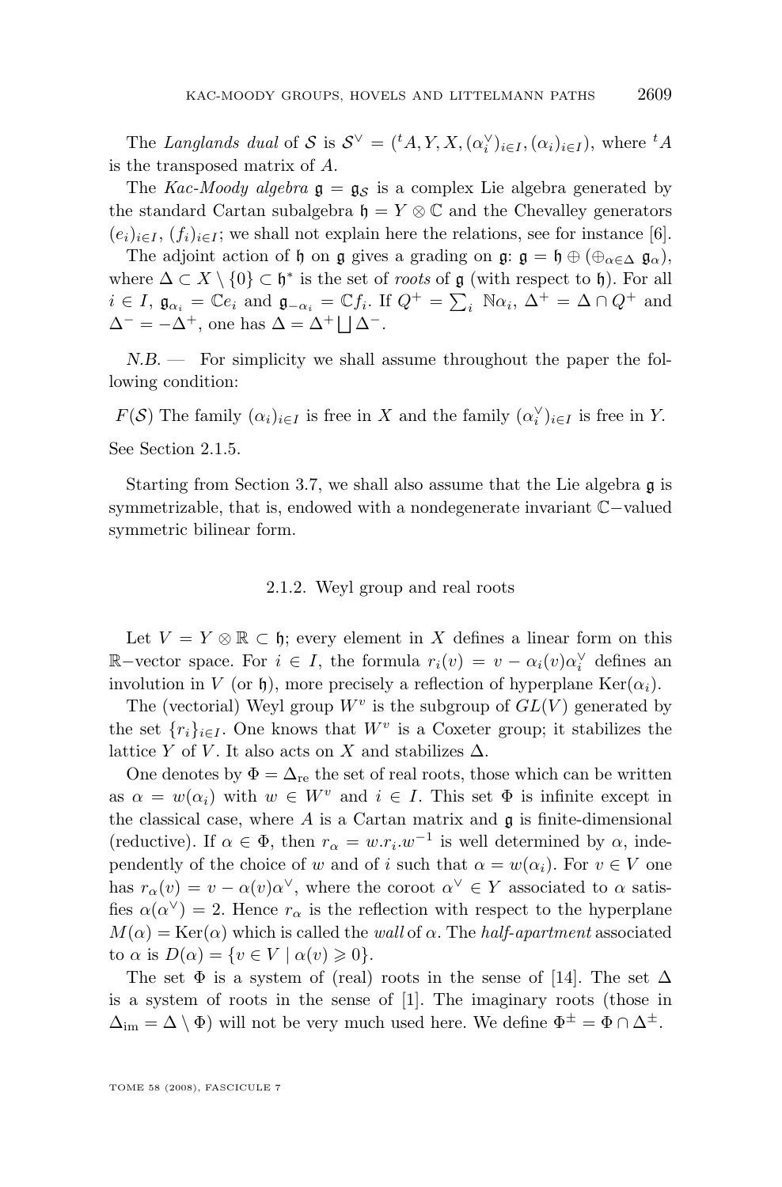The *Langlands dual* of $\mathcal{S}$ is $\mathcal{S}^\vee = ({}^tA, Y, X, (\alpha_i^\vee)_{i\in I}, (\alpha_i)_{i\in I})$, where ${}^tA$ is the transposed matrix of $A$.

The *Kac-Moody algebra* $\mathfrak{g} = \mathfrak{g}_{\mathcal{S}}$ is a complex Lie algebra generated by the standard Cartan subalgebra $\mathfrak{h} = Y \otimes \mathbb{C}$ and the Chevalley generators $(e_i)_{i\in I}$, $(f_i)_{i\in I}$; we shall not explain here the relations, see for instance [6].

The adjoint action of $\mathfrak{h}$ on $\mathfrak{g}$ gives a grading on $\mathfrak{g}$: $\mathfrak{g} = \mathfrak{h} \oplus (\oplus_{\alpha\in\Delta}\ \mathfrak{g}_\alpha)$, where $\Delta \subset X \setminus \{0\} \subset \mathfrak{h}^*$ is the set of *roots* of $\mathfrak{g}$ (with respect to $\mathfrak{h}$). For all $i \in I$, $\mathfrak{g}_{\alpha_i} = \mathbb{C}e_i$ and $\mathfrak{g}_{-\alpha_i} = \mathbb{C}f_i$. If $Q^+ = \sum_i\ \mathbb{N}\alpha_i$, $\Delta^+ = \Delta \cap Q^+$ and $\Delta^- = -\Delta^+$, one has $\Delta = \Delta^+ \bigsqcup \Delta^-$.

*N.B.* — For simplicity we shall assume throughout the paper the following condition:

$F(\mathcal{S})$ The family $(\alpha_i)_{i\in I}$ is free in $X$ and the family $(\alpha_i^\vee)_{i\in I}$ is free in $Y$.

See Section 2.1.5.

Starting from Section 3.7, we shall also assume that the Lie algebra $\mathfrak{g}$ is symmetrizable, that is, endowed with a nondegenerate invariant $\mathbb{C}-$valued symmetric bilinear form.

### 2.1.2. Weyl group and real roots

Let $V = Y \otimes \mathbb{R} \subset \mathfrak{h}$; every element in $X$ defines a linear form on this $\mathbb{R}-$vector space. For $i \in I$, the formula $r_i(v) = v - \alpha_i(v)\alpha_i^\vee$ defines an involution in $V$ (or $\mathfrak{h}$), more precisely a reflection of hyperplane $\mathrm{Ker}(\alpha_i)$.

The (vectorial) Weyl group $W^v$ is the subgroup of $GL(V)$ generated by the set $\{r_i\}_{i\in I}$. One knows that $W^v$ is a Coxeter group; it stabilizes the lattice $Y$ of $V$. It also acts on $X$ and stabilizes $\Delta$.

One denotes by $\Phi = \Delta_{\mathrm{re}}$ the set of real roots, those which can be written as $\alpha = w(\alpha_i)$ with $w \in W^v$ and $i \in I$. This set $\Phi$ is infinite except in the classical case, where $A$ is a Cartan matrix and $\mathfrak{g}$ is finite-dimensional (reductive). If $\alpha \in \Phi$, then $r_\alpha = w.r_i.w^{-1}$ is well determined by $\alpha$, independently of the choice of $w$ and of $i$ such that $\alpha = w(\alpha_i)$. For $v \in V$ one has $r_\alpha(v) = v - \alpha(v)\alpha^\vee$, where the coroot $\alpha^\vee \in Y$ associated to $\alpha$ satisfies $\alpha(\alpha^\vee) = 2$. Hence $r_\alpha$ is the reflection with respect to the hyperplane $M(\alpha) = \mathrm{Ker}(\alpha)$ which is called the *wall* of $\alpha$. The *half-apartment* associated to $\alpha$ is $D(\alpha) = \{v \in V \mid \alpha(v) \geqslant 0\}$.

The set $\Phi$ is a system of (real) roots in the sense of [14]. The set $\Delta$ is a system of roots in the sense of [1]. The imaginary roots (those in $\Delta_{\mathrm{im}} = \Delta \setminus \Phi$) will not be very much used here. We define $\Phi^\pm = \Phi \cap \Delta^\pm$.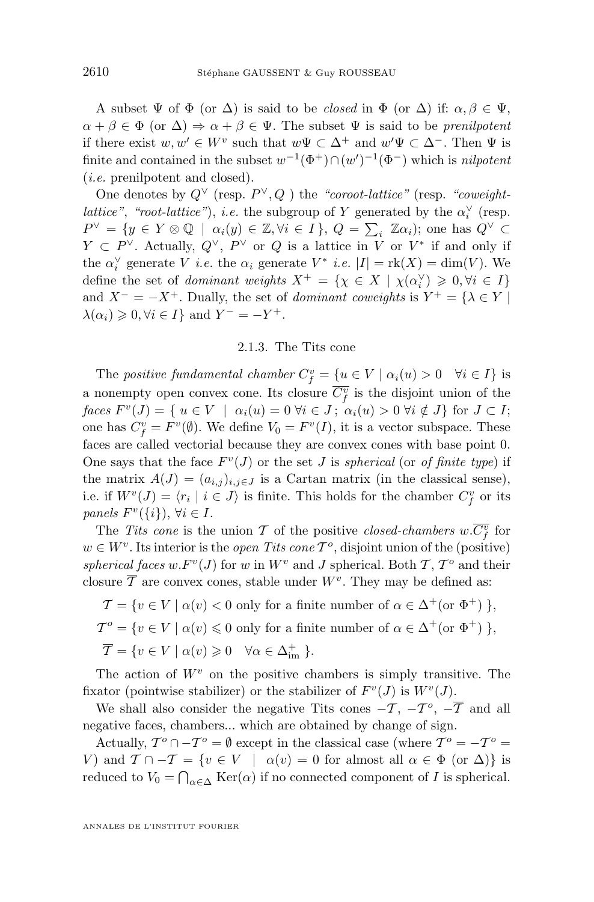A subset $\Psi$ of $\Phi$ (or $\Delta$) is said to be *closed* in $\Phi$ (or $\Delta$) if: $\alpha, \beta \in \Psi$, $\alpha + \beta \in \Phi$ (or $\Delta$) $\Rightarrow \alpha + \beta \in \Psi$. The subset $\Psi$ is said to be *prenilpotent* if there exist $w, w' \in W^v$ such that $w\Psi \subset \Delta^+$ and $w'\Psi \subset \Delta^-$. Then $\Psi$ is finite and contained in the subset $w^{-1}(\Phi^+) \cap (w')^{-1}(\Phi^-)$ which is *nilpotent* (*i.e.* prenilpotent and closed).

One denotes by $Q^\vee$ (resp. $P^\vee, Q$ ) the *"coroot-lattice"* (resp. *"coweight-lattice"*, *"root-lattice"*), *i.e.* the subgroup of $Y$ generated by the $\alpha_i^\vee$ (resp. $P^\vee = \{y \in Y \otimes \mathbb{Q} \mid \alpha_i(y) \in \mathbb{Z}, \forall i \in I\}$, $Q = \sum_i \mathbb{Z}\alpha_i$); one has $Q^\vee \subset Y \subset P^\vee$. Actually, $Q^\vee$, $P^\vee$ or $Q$ is a lattice in $V$ or $V^*$ if and only if the $\alpha_i^\vee$ generate $V$ *i.e.* the $\alpha_i$ generate $V^*$ *i.e.* $|I| = \mathrm{rk}(X) = \dim(V)$. We define the set of *dominant weights* $X^+ = \{\chi \in X \mid \chi(\alpha_i^\vee) \geqslant 0, \forall i \in I\}$ and $X^- = -X^+$. Dually, the set of *dominant coweights* is $Y^+ = \{\lambda \in Y \mid \lambda(\alpha_i) \geqslant 0, \forall i \in I\}$ and $Y^- = -Y^+$.

### 2.1.3. The Tits cone

The *positive fundamental chamber* $C_f^v = \{u \in V \mid \alpha_i(u) > 0 \quad \forall i \in I\}$ is a nonempty open convex cone. Its closure $\overline{C_f^v}$ is the disjoint union of the *faces* $F^v(J) = \{\, u \in V \mid \alpha_i(u) = 0 \;\forall i \in J\,;\; \alpha_i(u) > 0 \;\forall i \notin J\}$ for $J \subset I$; one has $C_f^v = F^v(\emptyset)$. We define $V_0 = F^v(I)$, it is a vector subspace. These faces are called vectorial because they are convex cones with base point 0. One says that the face $F^v(J)$ or the set $J$ is *spherical* (or *of finite type*) if the matrix $A(J) = (a_{i,j})_{i,j \in J}$ is a Cartan matrix (in the classical sense), i.e. if $W^v(J) = \langle r_i \mid i \in J\rangle$ is finite. This holds for the chamber $C_f^v$ or its *panels* $F^v(\{i\})$, $\forall i \in I$.

The *Tits cone* is the union $\mathcal{T}$ of the positive *closed-chambers* $w.\overline{C_f^v}$ for $w \in W^v$. Its interior is the *open Tits cone* $\mathcal{T}^o$, disjoint union of the (positive) *spherical faces* $w.F^v(J)$ for $w$ in $W^v$ and $J$ spherical. Both $\mathcal{T}$, $\mathcal{T}^o$ and their closure $\overline{\mathcal{T}}$ are convex cones, stable under $W^v$. They may be defined as:

$$\mathcal{T} = \{v \in V \mid \alpha(v) < 0 \text{ only for a finite number of } \alpha \in \Delta^+ (\text{or } \Phi^+)\ \},$$

$$\mathcal{T}^o = \{v \in V \mid \alpha(v) \leqslant 0 \text{ only for a finite number of } \alpha \in \Delta^+ (\text{or } \Phi^+)\ \},$$

$$\overline{\mathcal{T}} = \{v \in V \mid \alpha(v) \geqslant 0 \quad \forall \alpha \in \Delta^+_{\mathrm{im}}\ \}.$$

The action of $W^v$ on the positive chambers is simply transitive. The fixator (pointwise stabilizer) or the stabilizer of $F^v(J)$ is $W^v(J)$.

We shall also consider the negative Tits cones $-\mathcal{T}$, $-\mathcal{T}^o$, $-\overline{\mathcal{T}}$ and all negative faces, chambers... which are obtained by change of sign.

Actually, $\mathcal{T}^o \cap -\mathcal{T}^o = \emptyset$ except in the classical case (where $\mathcal{T}^o = -\mathcal{T}^o = V$) and $\mathcal{T} \cap -\mathcal{T} = \{v \in V \mid \alpha(v) = 0$ for almost all $\alpha \in \Phi$ (or $\Delta$)$\}$ is reduced to $V_0 = \bigcap_{\alpha \in \Delta} \mathrm{Ker}(\alpha)$ if no connected component of $I$ is spherical.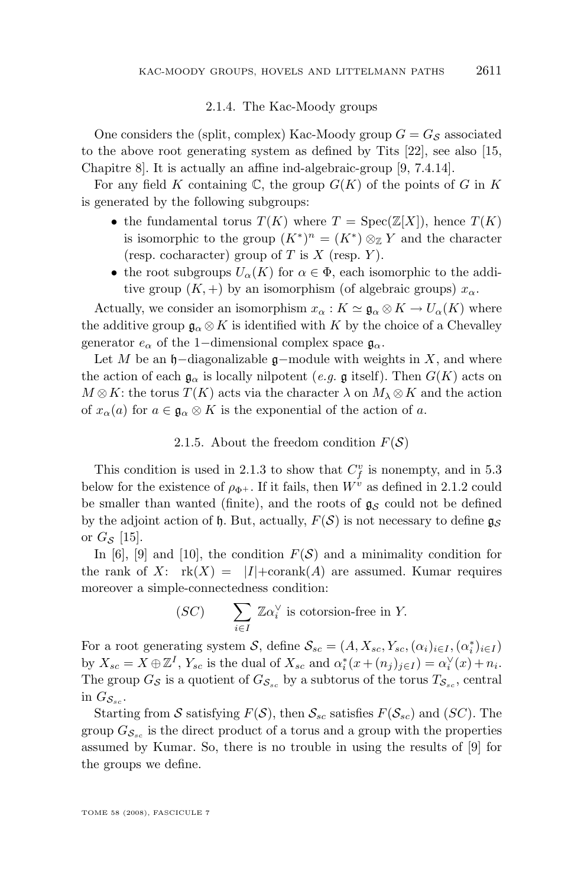### 2.1.4. The Kac-Moody groups

One considers the (split, complex) Kac-Moody group $G = G_{\mathcal{S}}$ associated to the above root generating system as defined by Tits [22], see also [15, Chapitre 8]. It is actually an affine ind-algebraic-group [9, 7.4.14].

For any field $K$ containing $\mathbb{C}$, the group $G(K)$ of the points of $G$ in $K$ is generated by the following subgroups:

- the fundamental torus $T(K)$ where $T = \mathrm{Spec}(\mathbb{Z}[X])$, hence $T(K)$ is isomorphic to the group $(K^*)^n = (K^*) \otimes_{\mathbb{Z}} Y$ and the character (resp. cocharacter) group of $T$ is $X$ (resp. $Y$).
- the root subgroups $U_\alpha(K)$ for $\alpha \in \Phi$, each isomorphic to the additive group $(K, +)$ by an isomorphism (of algebraic groups) $x_\alpha$.

Actually, we consider an isomorphism $x_\alpha : K \simeq \mathfrak{g}_\alpha \otimes K \to U_\alpha(K)$ where the additive group $\mathfrak{g}_\alpha \otimes K$ is identified with $K$ by the choice of a Chevalley generator $e_\alpha$ of the $1-$dimensional complex space $\mathfrak{g}_\alpha$.

Let $M$ be an $\mathfrak{h}-$diagonalizable $\mathfrak{g}-$module with weights in $X$, and where the action of each $\mathfrak{g}_\alpha$ is locally nilpotent (*e.g.* $\mathfrak{g}$ itself). Then $G(K)$ acts on $M \otimes K$: the torus $T(K)$ acts via the character $\lambda$ on $M_\lambda \otimes K$ and the action of $x_\alpha(a)$ for $a \in \mathfrak{g}_\alpha \otimes K$ is the exponential of the action of $a$.

### 2.1.5. About the freedom condition $F(\mathcal{S})$

This condition is used in 2.1.3 to show that $C^v_f$ is nonempty, and in 5.3 below for the existence of $\rho_{\Phi+}$. If it fails, then $W^v$ as defined in 2.1.2 could be smaller than wanted (finite), and the roots of $\mathfrak{g}_{\mathcal{S}}$ could not be defined by the adjoint action of $\mathfrak{h}$. But, actually, $F(\mathcal{S})$ is not necessary to define $\mathfrak{g}_{\mathcal{S}}$ or $G_{\mathcal{S}}$ [15].

In [6], [9] and [10], the condition $F(\mathcal{S})$ and a minimality condition for the rank of $X$: $\mathrm{rk}(X) = |I| + \mathrm{corank}(A)$ are assumed. Kumar requires moreover a simple-connectedness condition:

$$(SC) \qquad \sum_{i \in I} \mathbb{Z}\alpha_i^\vee \text{ is cotorsion-free in } Y.$$

For a root generating system $\mathcal{S}$, define $\mathcal{S}_{sc} = (A, X_{sc}, Y_{sc}, (\alpha_i)_{i\in I}, (\alpha_i^*)_{i\in I})$ by $X_{sc} = X \oplus \mathbb{Z}^I$, $Y_{sc}$ is the dual of $X_{sc}$ and $\alpha_i^*(x + (n_j)_{j\in I}) = \alpha_i^\vee(x) + n_i$. The group $G_{\mathcal{S}}$ is a quotient of $G_{\mathcal{S}_{sc}}$ by a subtorus of the torus $T_{\mathcal{S}_{sc}}$, central in $G_{\mathcal{S}_{sc}}$.

Starting from $\mathcal{S}$ satisfying $F(\mathcal{S})$, then $\mathcal{S}_{sc}$ satisfies $F(\mathcal{S}_{sc})$ and $(SC)$. The group $G_{\mathcal{S}_{sc}}$ is the direct product of a torus and a group with the properties assumed by Kumar. So, there is no trouble in using the results of [9] for the groups we define.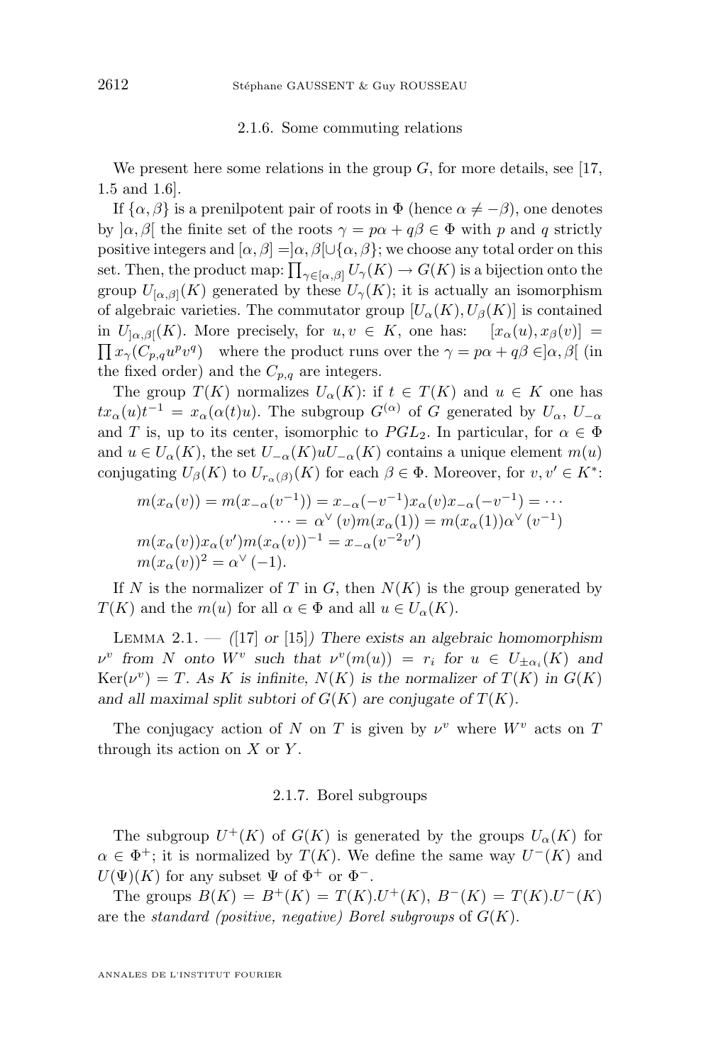### 2.1.6. Some commuting relations

We present here some relations in the group $G$, for more details, see [17, 1.5 and 1.6].

If $\{\alpha, \beta\}$ is a prenilpotent pair of roots in $\Phi$ (hence $\alpha \neq -\beta$), one denotes by $]\alpha, \beta[$ the finite set of the roots $\gamma = p\alpha + q\beta \in \Phi$ with $p$ and $q$ strictly positive integers and $[\alpha, \beta] = ]\alpha, \beta[ \cup \{\alpha, \beta\}$; we choose any total order on this set. Then, the product map: $\prod_{\gamma \in [\alpha,\beta]} U_\gamma(K) \to G(K)$ is a bijection onto the group $U_{[\alpha,\beta]}(K)$ generated by these $U_\gamma(K)$; it is actually an isomorphism of algebraic varieties. The commutator group $[U_\alpha(K), U_\beta(K)]$ is contained in $U_{]\alpha,\beta[}(K)$. More precisely, for $u, v \in K$, one has: $[x_\alpha(u), x_\beta(v)] = \prod x_\gamma(C_{p,q} u^p v^q)$ where the product runs over the $\gamma = p\alpha + q\beta \in ]\alpha, \beta[$ (in the fixed order) and the $C_{p,q}$ are integers.

The group $T(K)$ normalizes $U_\alpha(K)$: if $t \in T(K)$ and $u \in K$ one has $t x_\alpha(u) t^{-1} = x_\alpha(\alpha(t)u)$. The subgroup $G^{(\alpha)}$ of $G$ generated by $U_\alpha$, $U_{-\alpha}$ and $T$ is, up to its center, isomorphic to $PGL_2$. In particular, for $\alpha \in \Phi$ and $u \in U_\alpha(K)$, the set $U_{-\alpha}(K) u U_{-\alpha}(K)$ contains a unique element $m(u)$ conjugating $U_\beta(K)$ to $U_{r_\alpha(\beta)}(K)$ for each $\beta \in \Phi$. Moreover, for $v, v' \in K^*$:

$$
\begin{aligned}
m(x_\alpha(v)) = m(x_{-\alpha}(v^{-1})) &= x_{-\alpha}(-v^{-1}) x_\alpha(v) x_{-\alpha}(-v^{-1}) = \cdots \\
&\cdots = \alpha^\vee(v) m(x_\alpha(1)) = m(x_\alpha(1)) \alpha^\vee(v^{-1}) \\
m(x_\alpha(v)) x_\alpha(v') m(x_\alpha(v))^{-1} &= x_{-\alpha}(v^{-2} v') \\
m(x_\alpha(v))^2 &= \alpha^\vee(-1).
\end{aligned}
$$

If $N$ is the normalizer of $T$ in $G$, then $N(K)$ is the group generated by $T(K)$ and the $m(u)$ for all $\alpha \in \Phi$ and all $u \in U_\alpha(K)$.

Lemma 2.1. — *([17] or [15]) There exists an algebraic homomorphism $\nu^v$ from $N$ onto $W^v$ such that $\nu^v(m(u)) = r_i$ for $u \in U_{\pm\alpha_i}(K)$ and $\mathrm{Ker}(\nu^v) = T$. As $K$ is infinite, $N(K)$ is the normalizer of $T(K)$ in $G(K)$ and all maximal split subtori of $G(K)$ are conjugate of $T(K)$.*

The conjugacy action of $N$ on $T$ is given by $\nu^v$ where $W^v$ acts on $T$ through its action on $X$ or $Y$.

### 2.1.7. Borel subgroups

The subgroup $U^+(K)$ of $G(K)$ is generated by the groups $U_\alpha(K)$ for $\alpha \in \Phi^+$; it is normalized by $T(K)$. We define the same way $U^-(K)$ and $U(\Psi)(K)$ for any subset $\Psi$ of $\Phi^+$ or $\Phi^-$.

The groups $B(K) = B^+(K) = T(K).U^+(K)$, $B^-(K) = T(K).U^-(K)$ are the *standard (positive, negative) Borel subgroups* of $G(K)$.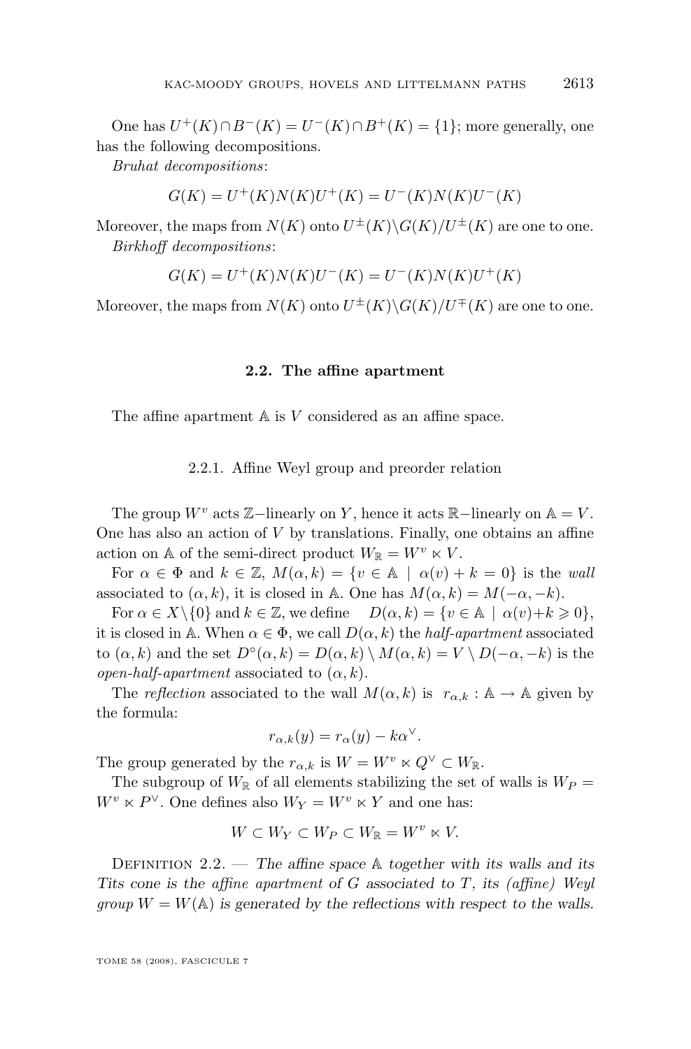One has $U^+(K) \cap B^-(K) = U^-(K) \cap B^+(K) = \{1\}$; more generally, one has the following decompositions.

*Bruhat decompositions*:

$$G(K) = U^+(K)N(K)U^+(K) = U^-(K)N(K)U^-(K)$$

Moreover, the maps from $N(K)$ onto $U^{\pm}(K)\backslash G(K)/U^{\pm}(K)$ are one to one.

*Birkhoff decompositions*:

$$G(K) = U^+(K)N(K)U^-(K) = U^-(K)N(K)U^+(K)$$

Moreover, the maps from $N(K)$ onto $U^{\pm}(K)\backslash G(K)/U^{\mp}(K)$ are one to one.

## 2.2. The affine apartment

The affine apartment $\mathbb{A}$ is $V$ considered as an affine space.

### 2.2.1. Affine Weyl group and preorder relation

The group $W^v$ acts $\mathbb{Z}-$linearly on $Y$, hence it acts $\mathbb{R}-$linearly on $\mathbb{A} = V$. One has also an action of $V$ by translations. Finally, one obtains an affine action on $\mathbb{A}$ of the semi-direct product $W_{\mathbb{R}} = W^v \ltimes V$.

For $\alpha \in \Phi$ and $k \in \mathbb{Z}$, $M(\alpha, k) = \{v \in \mathbb{A} \mid \alpha(v) + k = 0\}$ is the *wall* associated to $(\alpha, k)$, it is closed in $\mathbb{A}$. One has $M(\alpha, k) = M(-\alpha, -k)$.

For $\alpha \in X\backslash\{0\}$ and $k \in \mathbb{Z}$, we define $D(\alpha, k) = \{v \in \mathbb{A} \mid \alpha(v) + k \geqslant 0\}$, it is closed in $\mathbb{A}$. When $\alpha \in \Phi$, we call $D(\alpha, k)$ the *half-apartment* associated to $(\alpha, k)$ and the set $D^\circ(\alpha, k) = D(\alpha, k) \setminus M(\alpha, k) = V \setminus D(-\alpha, -k)$ is the *open-half-apartment* associated to $(\alpha, k)$.

The *reflection* associated to the wall $M(\alpha, k)$ is $r_{\alpha,k} : \mathbb{A} \to \mathbb{A}$ given by the formula:

$$r_{\alpha,k}(y) = r_\alpha(y) - k\alpha^\vee.$$

The group generated by the $r_{\alpha,k}$ is $W = W^v \ltimes Q^\vee \subset W_{\mathbb{R}}$.

The subgroup of $W_{\mathbb{R}}$ of all elements stabilizing the set of walls is $W_P = W^v \ltimes P^\vee$. One defines also $W_Y = W^v \ltimes Y$ and one has:

$$W \subset W_Y \subset W_P \subset W_{\mathbb{R}} = W^v \ltimes V.$$

Definition 2.2. — *The affine space $\mathbb{A}$ together with its walls and its Tits cone is the affine apartment of $G$ associated to $T$, its (affine) Weyl group $W = W(\mathbb{A})$ is generated by the reflections with respect to the walls.*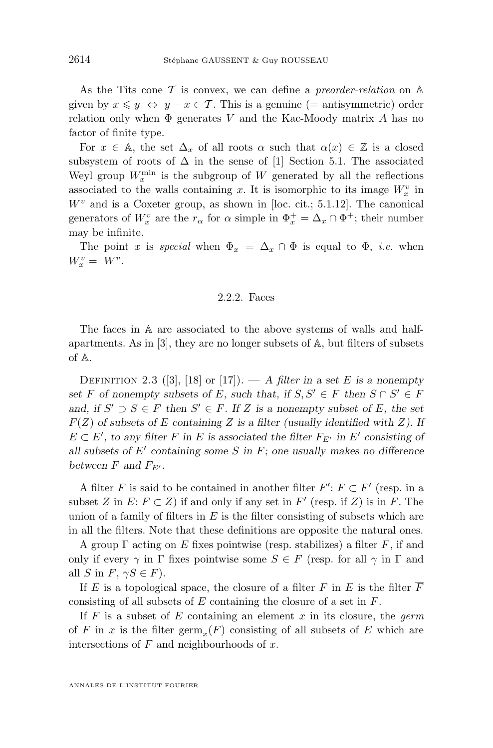As the Tits cone $\mathcal{T}$ is convex, we can define a *preorder-relation* on $\mathbb{A}$ given by $x \leqslant y \Leftrightarrow y - x \in \mathcal{T}$. This is a genuine (= antisymmetric) order relation only when $\Phi$ generates $V$ and the Kac-Moody matrix $A$ has no factor of finite type.

For $x \in \mathbb{A}$, the set $\Delta_x$ of all roots $\alpha$ such that $\alpha(x) \in \mathbb{Z}$ is a closed subsystem of roots of $\Delta$ in the sense of [1] Section 5.1. The associated Weyl group $W_x^{\min}$ is the subgroup of $W$ generated by all the reflections associated to the walls containing $x$. It is isomorphic to its image $W_x^v$ in $W^v$ and is a Coxeter group, as shown in [loc. cit.; 5.1.12]. The canonical generators of $W_x^v$ are the $r_\alpha$ for $\alpha$ simple in $\Phi_x^+ = \Delta_x \cap \Phi^+$; their number may be infinite.

The point $x$ is *special* when $\Phi_x = \Delta_x \cap \Phi$ is equal to $\Phi$, *i.e.* when $W_x^v = W^v$.

### 2.2.2. Faces

The faces in $\mathbb{A}$ are associated to the above systems of walls and half-apartments. As in [3], they are no longer subsets of $\mathbb{A}$, but filters of subsets of $\mathbb{A}$.

Definition 2.3 ([3], [18] or [17]). — *A filter in a set $E$ is a nonempty set $F$ of nonempty subsets of $E$, such that, if $S, S' \in F$ then $S \cap S' \in F$ and, if $S' \supset S \in F$ then $S' \in F$. If $Z$ is a nonempty subset of $E$, the set $F(Z)$ of subsets of $E$ containing $Z$ is a filter (usually identified with $Z$). If $E \subset E'$, to any filter $F$ in $E$ is associated the filter $F_{E'}$ in $E'$ consisting of all subsets of $E'$ containing some $S$ in $F$; one usually makes no difference between $F$ and $F_{E'}$.*

A filter $F$ is said to be contained in another filter $F'$: $F \subset F'$ (resp. in a subset $Z$ in $E$: $F \subset Z$) if and only if any set in $F'$ (resp. if $Z$) is in $F$. The union of a family of filters in $E$ is the filter consisting of subsets which are in all the filters. Note that these definitions are opposite the natural ones.

A group $\Gamma$ acting on $E$ fixes pointwise (resp. stabilizes) a filter $F$, if and only if every $\gamma$ in $\Gamma$ fixes pointwise some $S \in F$ (resp. for all $\gamma$ in $\Gamma$ and all $S$ in $F$, $\gamma S \in F$).

If $E$ is a topological space, the closure of a filter $F$ in $E$ is the filter $\overline{F}$ consisting of all subsets of $E$ containing the closure of a set in $F$.

If $F$ is a subset of $E$ containing an element $x$ in its closure, the *germ* of $F$ in $x$ is the filter $\text{germ}_x(F)$ consisting of all subsets of $E$ which are intersections of $F$ and neighbourhoods of $x$.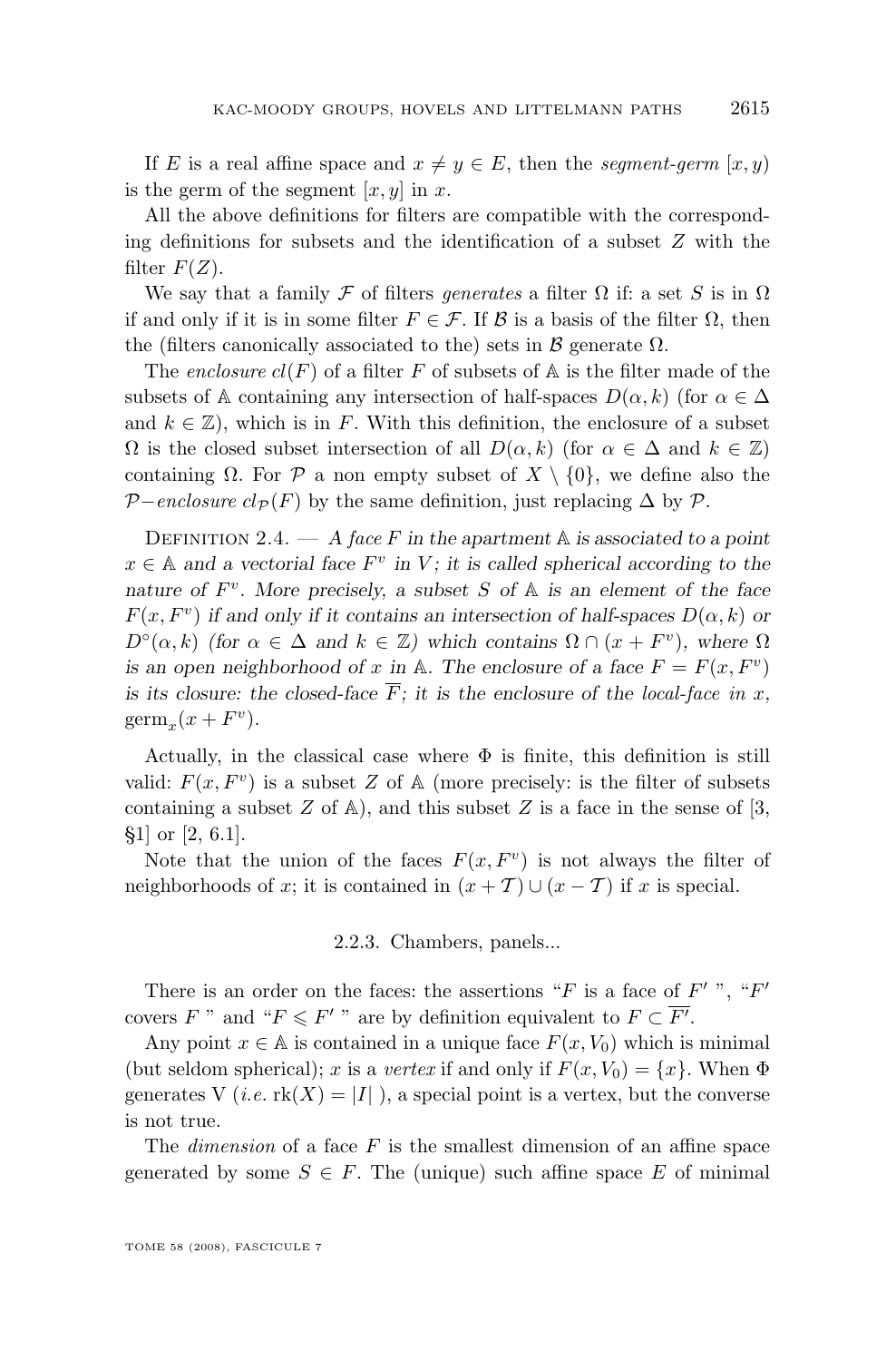If $E$ is a real affine space and $x \neq y \in E$, then the *segment-germ* $[x, y)$ is the germ of the segment $[x, y]$ in $x$.

All the above definitions for filters are compatible with the corresponding definitions for subsets and the identification of a subset $Z$ with the filter $F(Z)$.

We say that a family $\mathcal{F}$ of filters *generates* a filter $\Omega$ if: a set $S$ is in $\Omega$ if and only if it is in some filter $F \in \mathcal{F}$. If $\mathcal{B}$ is a basis of the filter $\Omega$, then the (filters canonically associated to the) sets in $\mathcal{B}$ generate $\Omega$.

The *enclosure* $cl(F)$ of a filter $F$ of subsets of $\mathbb{A}$ is the filter made of the subsets of $\mathbb{A}$ containing any intersection of half-spaces $D(\alpha, k)$ (for $\alpha \in \Delta$ and $k \in \mathbb{Z}$), which is in $F$. With this definition, the enclosure of a subset $\Omega$ is the closed subset intersection of all $D(\alpha, k)$ (for $\alpha \in \Delta$ and $k \in \mathbb{Z}$) containing $\Omega$. For $\mathcal{P}$ a non empty subset of $X \setminus \{0\}$, we define also the $\mathcal{P}-$*enclosure* $cl_{\mathcal{P}}(F)$ by the same definition, just replacing $\Delta$ by $\mathcal{P}$.

Definition 2.4. — *A face $F$ in the apartment $\mathbb{A}$ is associated to a point $x \in \mathbb{A}$ and a vectorial face $F^v$ in $V$; it is called spherical according to the nature of $F^v$. More precisely, a subset $S$ of $\mathbb{A}$ is an element of the face $F(x, F^v)$ if and only if it contains an intersection of half-spaces $D(\alpha, k)$ or $D^\circ(\alpha, k)$ (for $\alpha \in \Delta$ and $k \in \mathbb{Z}$) which contains $\Omega \cap (x + F^v)$, where $\Omega$ is an open neighborhood of $x$ in $\mathbb{A}$. The enclosure of a face $F = F(x, F^v)$ is its closure: the closed-face $\overline{F}$; it is the enclosure of the local-face in $x$, $\mathrm{germ}_x(x + F^v)$.*

Actually, in the classical case where $\Phi$ is finite, this definition is still valid: $F(x, F^v)$ is a subset $Z$ of $\mathbb{A}$ (more precisely: is the filter of subsets containing a subset $Z$ of $\mathbb{A}$), and this subset $Z$ is a face in the sense of [3, §1] or [2, 6.1].

Note that the union of the faces $F(x, F^v)$ is not always the filter of neighborhoods of $x$; it is contained in $(x + \mathcal{T}) \cup (x - \mathcal{T})$ if $x$ is special.

### 2.2.3. Chambers, panels...

There is an order on the faces: the assertions "$F$ is a face of $F'$ ", "$F'$ covers $F$ " and "$F \leqslant F'$ " are by definition equivalent to $F \subset \overline{F'}$.

Any point $x \in \mathbb{A}$ is contained in a unique face $F(x, V_0)$ which is minimal (but seldom spherical); $x$ is a *vertex* if and only if $F(x, V_0) = \{x\}$. When $\Phi$ generates V (*i.e.* $\mathrm{rk}(X) = |I|$ ), a special point is a vertex, but the converse is not true.

The *dimension* of a face $F$ is the smallest dimension of an affine space generated by some $S \in F$. The (unique) such affine space $E$ of minimal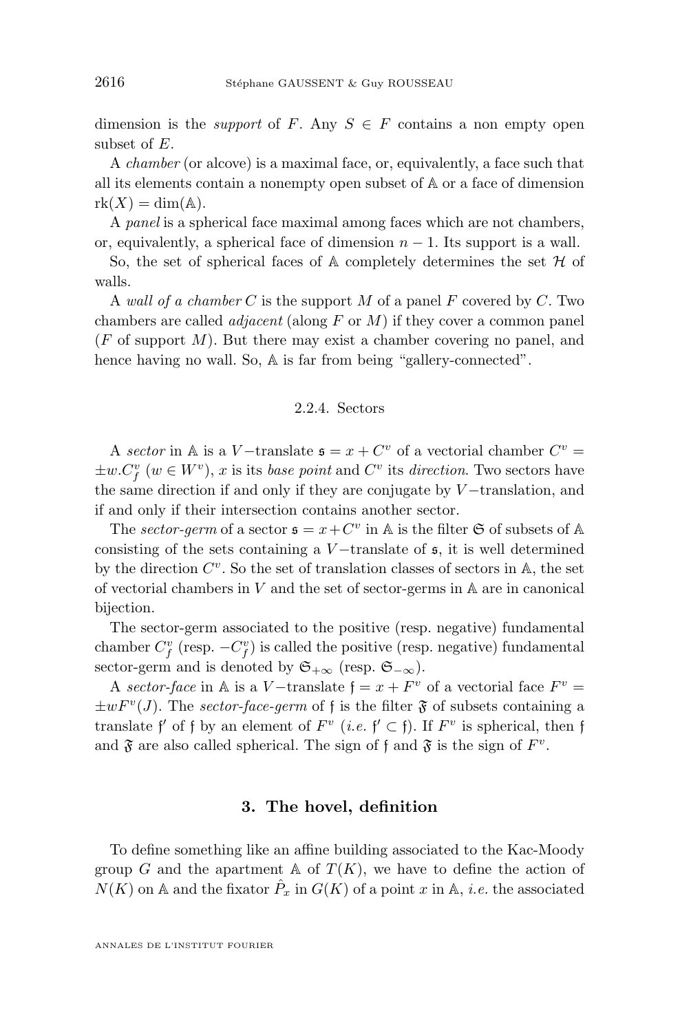dimension is the *support* of $F$. Any $S \in F$ contains a non empty open subset of $E$.

A *chamber* (or alcove) is a maximal face, or, equivalently, a face such that all its elements contain a nonempty open subset of $\mathbb{A}$ or a face of dimension $\mathrm{rk}(X) = \dim(\mathbb{A})$.

A *panel* is a spherical face maximal among faces which are not chambers, or, equivalently, a spherical face of dimension $n-1$. Its support is a wall.

So, the set of spherical faces of $\mathbb{A}$ completely determines the set $\mathcal{H}$ of walls.

A *wall of a chamber* $C$ is the support $M$ of a panel $F$ covered by $C$. Two chambers are called *adjacent* (along $F$ or $M$) if they cover a common panel ($F$ of support $M$). But there may exist a chamber covering no panel, and hence having no wall. So, $\mathbb{A}$ is far from being "gallery-connected".

### 2.2.4. Sectors

A *sector* in $\mathbb{A}$ is a $V$−translate $\mathfrak{s} = x + C^v$ of a vectorial chamber $C^v = \pm w.C^v_f$ ($w \in W^v$), $x$ is its *base point* and $C^v$ its *direction*. Two sectors have the same direction if and only if they are conjugate by $V$−translation, and if and only if their intersection contains another sector.

The *sector-germ* of a sector $\mathfrak{s} = x + C^v$ in $\mathbb{A}$ is the filter $\mathfrak{S}$ of subsets of $\mathbb{A}$ consisting of the sets containing a $V$−translate of $\mathfrak{s}$, it is well determined by the direction $C^v$. So the set of translation classes of sectors in $\mathbb{A}$, the set of vectorial chambers in $V$ and the set of sector-germs in $\mathbb{A}$ are in canonical bijection.

The sector-germ associated to the positive (resp. negative) fundamental chamber $C^v_f$ (resp. $-C^v_f$) is called the positive (resp. negative) fundamental sector-germ and is denoted by $\mathfrak{S}_{+\infty}$ (resp. $\mathfrak{S}_{-\infty}$).

A *sector-face* in $\mathbb{A}$ is a $V$−translate $\mathfrak{f} = x + F^v$ of a vectorial face $F^v = \pm wF^v(J)$. The *sector-face-germ* of $\mathfrak{f}$ is the filter $\mathfrak{F}$ of subsets containing a translate $\mathfrak{f}'$ of $\mathfrak{f}$ by an element of $F^v$ (*i.e.* $\mathfrak{f}' \subset \mathfrak{f}$). If $F^v$ is spherical, then $\mathfrak{f}$ and $\mathfrak{F}$ are also called spherical. The sign of $\mathfrak{f}$ and $\mathfrak{F}$ is the sign of $F^v$.

## 3. The hovel, definition

To define something like an affine building associated to the Kac-Moody group $G$ and the apartment $\mathbb{A}$ of $T(K)$, we have to define the action of $N(K)$ on $\mathbb{A}$ and the fixator $\hat{P}_x$ in $G(K)$ of a point $x$ in $\mathbb{A}$, *i.e.* the associated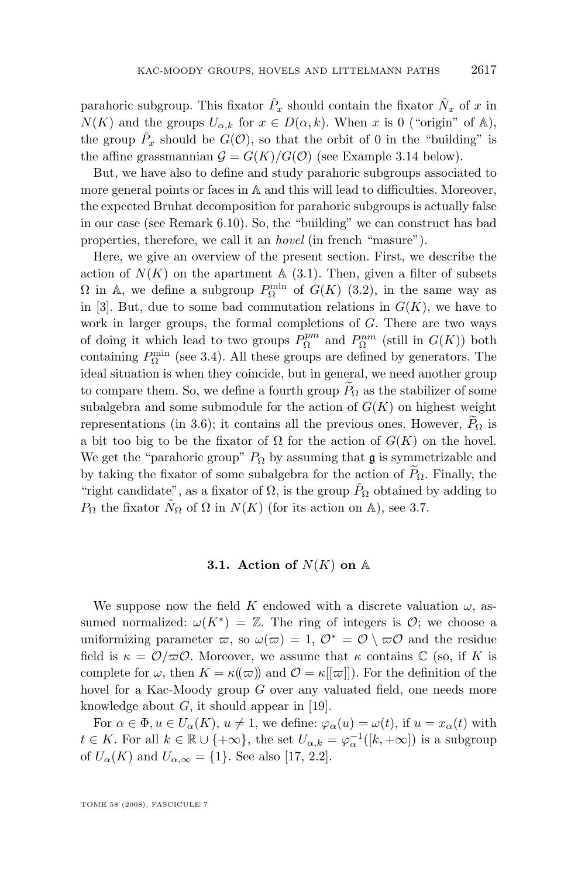parahoric subgroup. This fixator $\hat{P}_x$ should contain the fixator $\hat{N}_x$ of $x$ in $N(K)$ and the groups $U_{\alpha,k}$ for $x \in D(\alpha,k)$. When $x$ is 0 ("origin" of $\mathbb{A}$), the group $\hat{P}_x$ should be $G(\mathcal{O})$, so that the orbit of 0 in the "building" is the affine grassmannian $\mathcal{G} = G(K)/G(\mathcal{O})$ (see Example 3.14 below).

But, we have also to define and study parahoric subgroups associated to more general points or faces in $\mathbb{A}$ and this will lead to difficulties. Moreover, the expected Bruhat decomposition for parahoric subgroups is actually false in our case (see Remark 6.10). So, the "building" we can construct has bad properties, therefore, we call it an *hovel* (in french "masure").

Here, we give an overview of the present section. First, we describe the action of $N(K)$ on the apartment $\mathbb{A}$ (3.1). Then, given a filter of subsets $\Omega$ in $\mathbb{A}$, we define a subgroup $P_\Omega^{\min}$ of $G(K)$ (3.2), in the same way as in [3]. But, due to some bad commutation relations in $G(K)$, we have to work in larger groups, the formal completions of $G$. There are two ways of doing it which lead to two groups $P_\Omega^{pm}$ and $P_\Omega^{nm}$ (still in $G(K)$) both containing $P_\Omega^{\min}$ (see 3.4). All these groups are defined by generators. The ideal situation is when they coincide, but in general, we need another group to compare them. So, we define a fourth group $\widetilde{P}_\Omega$ as the stabilizer of some subalgebra and some submodule for the action of $G(K)$ on highest weight representations (in 3.6); it contains all the previous ones. However, $\widetilde{P}_\Omega$ is a bit too big to be the fixator of $\Omega$ for the action of $G(K)$ on the hovel. We get the "parahoric group" $P_\Omega$ by assuming that $\mathfrak{g}$ is symmetrizable and by taking the fixator of some subalgebra for the action of $\widetilde{P}_\Omega$. Finally, the "right candidate", as a fixator of $\Omega$, is the group $\hat{P}_\Omega$ obtained by adding to $P_\Omega$ the fixator $\hat{N}_\Omega$ of $\Omega$ in $N(K)$ (for its action on $\mathbb{A}$), see 3.7.

### 3.1. Action of $N(K)$ on $\mathbb{A}$

We suppose now the field $K$ endowed with a discrete valuation $\omega$, assumed normalized: $\omega(K^*) = \mathbb{Z}$. The ring of integers is $\mathcal{O}$; we choose a uniformizing parameter $\varpi$, so $\omega(\varpi) = 1$, $\mathcal{O}^* = \mathcal{O} \setminus \varpi\mathcal{O}$ and the residue field is $\kappa = \mathcal{O}/\varpi\mathcal{O}$. Moreover, we assume that $\kappa$ contains $\mathbb{C}$ (so, if $K$ is complete for $\omega$, then $K = \kappa(\!(\varpi)\!)$ and $\mathcal{O} = \kappa[[\varpi]]$). For the definition of the hovel for a Kac-Moody group $G$ over any valuated field, one needs more knowledge about $G$, it should appear in [19].

For $\alpha \in \Phi, u \in U_\alpha(K)$, $u \neq 1$, we define: $\varphi_\alpha(u) = \omega(t)$, if $u = x_\alpha(t)$ with $t \in K$. For all $k \in \mathbb{R} \cup \{+\infty\}$, the set $U_{\alpha,k} = \varphi_\alpha^{-1}([k, +\infty])$ is a subgroup of $U_\alpha(K)$ and $U_{\alpha,\infty} = \{1\}$. See also [17, 2.2].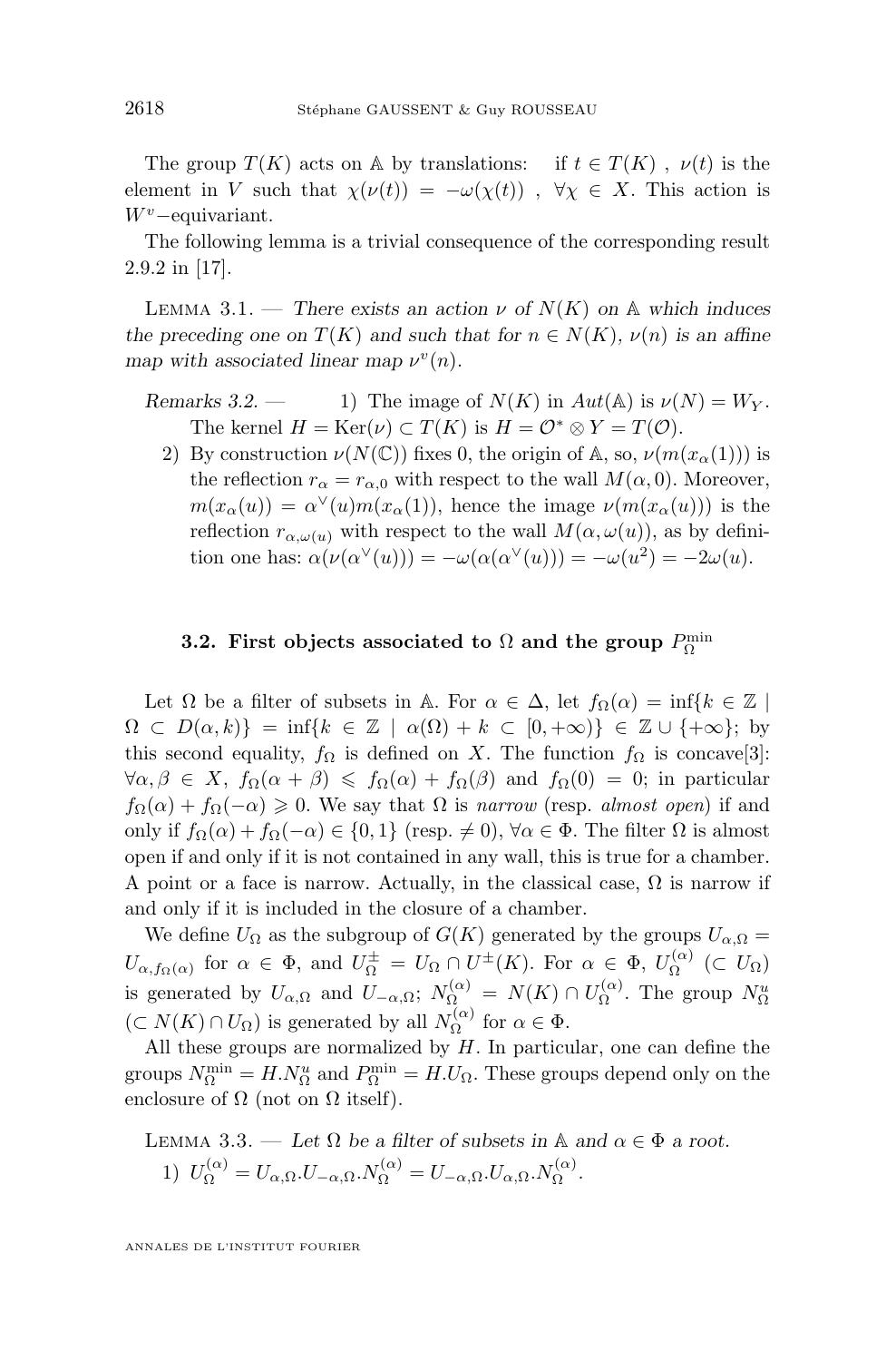The group $T(K)$ acts on $\mathbb{A}$ by translations: if $t \in T(K)$ , $\nu(t)$ is the element in $V$ such that $\chi(\nu(t)) = -\omega(\chi(t))$ , $\forall \chi \in X$. This action is $W^v$−equivariant.

The following lemma is a trivial consequence of the corresponding result 2.9.2 in [17].

Lemma 3.1. — *There exists an action $\nu$ of $N(K)$ on $\mathbb{A}$ which induces the preceding one on $T(K)$ and such that for $n \in N(K)$, $\nu(n)$ is an affine map with associated linear map $\nu^v(n)$.*

*Remarks 3.2.* —

1) The image of $N(K)$ in $Aut(\mathbb{A})$ is $\nu(N) = W_Y$. The kernel $H = \mathrm{Ker}(\nu) \subset T(K)$ is $H = \mathcal{O}^* \otimes Y = T(\mathcal{O})$.
2) By construction $\nu(N(\mathbb{C}))$ fixes 0, the origin of $\mathbb{A}$, so, $\nu(m(x_\alpha(1)))$ is the reflection $r_\alpha = r_{\alpha,0}$ with respect to the wall $M(\alpha, 0)$. Moreover, $m(x_\alpha(u)) = \alpha^\vee(u)m(x_\alpha(1))$, hence the image $\nu(m(x_\alpha(u)))$ is the reflection $r_{\alpha,\omega(u)}$ with respect to the wall $M(\alpha, \omega(u))$, as by definition one has: $\alpha(\nu(\alpha^\vee(u))) = -\omega(\alpha(\alpha^\vee(u))) = -\omega(u^2) = -2\omega(u)$.

### 3.2. First objects associated to $\Omega$ and the group $P^{\min}_\Omega$

Let $\Omega$ be a filter of subsets in $\mathbb{A}$. For $\alpha \in \Delta$, let $f_\Omega(\alpha) = \inf\{k \in \mathbb{Z} \mid \Omega \subset D(\alpha, k)\} = \inf\{k \in \mathbb{Z} \mid \alpha(\Omega) + k \subset [0, +\infty)\} \in \mathbb{Z} \cup \{+\infty\}$; by this second equality, $f_\Omega$ is defined on $X$. The function $f_\Omega$ is concave[3]: $\forall \alpha, \beta \in X$, $f_\Omega(\alpha + \beta) \leqslant f_\Omega(\alpha) + f_\Omega(\beta)$ and $f_\Omega(0) = 0$; in particular $f_\Omega(\alpha) + f_\Omega(-\alpha) \geqslant 0$. We say that $\Omega$ is *narrow* (resp. *almost open*) if and only if $f_\Omega(\alpha) + f_\Omega(-\alpha) \in \{0, 1\}$ (resp. $\neq 0$), $\forall \alpha \in \Phi$. The filter $\Omega$ is almost open if and only if it is not contained in any wall, this is true for a chamber. A point or a face is narrow. Actually, in the classical case, $\Omega$ is narrow if and only if it is included in the closure of a chamber.

We define $U_\Omega$ as the subgroup of $G(K)$ generated by the groups $U_{\alpha,\Omega} = U_{\alpha, f_\Omega(\alpha)}$ for $\alpha \in \Phi$, and $U^\pm_\Omega = U_\Omega \cap U^\pm(K)$. For $\alpha \in \Phi$, $U^{(\alpha)}_\Omega$ ($\subset U_\Omega$) is generated by $U_{\alpha,\Omega}$ and $U_{-\alpha,\Omega}$; $N^{(\alpha)}_\Omega = N(K) \cap U^{(\alpha)}_\Omega$. The group $N^u_\Omega$ ($\subset N(K) \cap U_\Omega$) is generated by all $N^{(\alpha)}_\Omega$ for $\alpha \in \Phi$.

All these groups are normalized by $H$. In particular, one can define the groups $N^{\min}_\Omega = H.N^u_\Omega$ and $P^{\min}_\Omega = H.U_\Omega$. These groups depend only on the enclosure of $\Omega$ (not on $\Omega$ itself).

Lemma 3.3. — *Let $\Omega$ be a filter of subsets in $\mathbb{A}$ and $\alpha \in \Phi$ a root.*

1) $U^{(\alpha)}_\Omega = U_{\alpha,\Omega}.U_{-\alpha,\Omega}.N^{(\alpha)}_\Omega = U_{-\alpha,\Omega}.U_{\alpha,\Omega}.N^{(\alpha)}_\Omega$.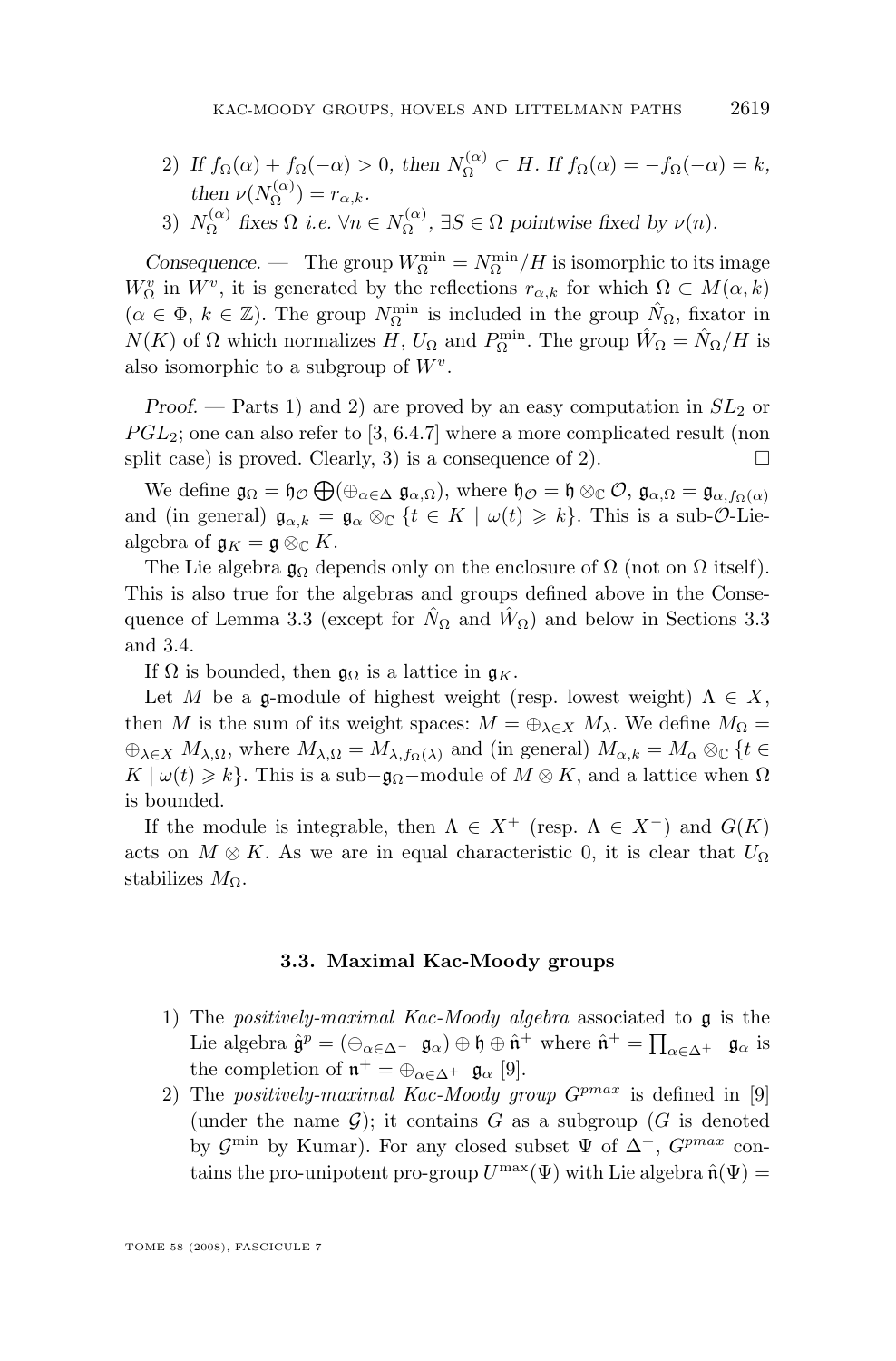2) *If* $f_\Omega(\alpha)+f_\Omega(-\alpha)>0$, *then* $N_\Omega^{(\alpha)}\subset H$. *If* $f_\Omega(\alpha)=-f_\Omega(-\alpha)=k$, *then* $\nu(N_\Omega^{(\alpha)})=r_{\alpha,k}$.
3) $N_\Omega^{(\alpha)}$ *fixes* $\Omega$ *i.e.* $\forall n\in N_\Omega^{(\alpha)}$, $\exists S\in\Omega$ *pointwise fixed by* $\nu(n)$.

*Consequence.* — The group $W_\Omega^{\min}=N_\Omega^{\min}/H$ is isomorphic to its image $W_\Omega^v$ in $W^v$, it is generated by the reflections $r_{\alpha,k}$ for which $\Omega\subset M(\alpha,k)$ ($\alpha\in\Phi$, $k\in\mathbb{Z}$). The group $N_\Omega^{\min}$ is included in the group $\hat{N}_\Omega$, fixator in $N(K)$ of $\Omega$ which normalizes $H$, $U_\Omega$ and $P_\Omega^{\min}$. The group $\hat{W}_\Omega=\hat{N}_\Omega/H$ is also isomorphic to a subgroup of $W^v$.

*Proof.* — Parts 1) and 2) are proved by an easy computation in $SL_2$ or $PGL_2$; one can also refer to [3, 6.4.7] where a more complicated result (non split case) is proved. Clearly, 3) is a consequence of 2). □

We define $\mathfrak{g}_\Omega=\mathfrak{h}_\mathcal{O}\bigoplus(\oplus_{\alpha\in\Delta}\ \mathfrak{g}_{\alpha,\Omega})$, where $\mathfrak{h}_\mathcal{O}=\mathfrak{h}\otimes_\mathbb{C}\mathcal{O}$, $\mathfrak{g}_{\alpha,\Omega}=\mathfrak{g}_{\alpha,f_\Omega(\alpha)}$ and (in general) $\mathfrak{g}_{\alpha,k}=\mathfrak{g}_\alpha\otimes_\mathbb{C}\{t\in K\mid\omega(t)\geqslant k\}$. This is a sub-$\mathcal{O}$-Lie-algebra of $\mathfrak{g}_K=\mathfrak{g}\otimes_\mathbb{C}K$.

The Lie algebra $\mathfrak{g}_\Omega$ depends only on the enclosure of $\Omega$ (not on $\Omega$ itself). This is also true for the algebras and groups defined above in the Consequence of Lemma 3.3 (except for $\hat{N}_\Omega$ and $\hat{W}_\Omega$) and below in Sections 3.3 and 3.4.

If $\Omega$ is bounded, then $\mathfrak{g}_\Omega$ is a lattice in $\mathfrak{g}_K$.

Let $M$ be a $\mathfrak{g}$-module of highest weight (resp. lowest weight) $\Lambda\in X$, then $M$ is the sum of its weight spaces: $M=\oplus_{\lambda\in X}\ M_\lambda$. We define $M_\Omega=\oplus_{\lambda\in X}\ M_{\lambda,\Omega}$, where $M_{\lambda,\Omega}=M_{\lambda,f_\Omega(\lambda)}$ and (in general) $M_{\alpha,k}=M_\alpha\otimes_\mathbb{C}\{t\in K\mid\omega(t)\geqslant k\}$. This is a sub$-\mathfrak{g}_\Omega-$module of $M\otimes K$, and a lattice when $\Omega$ is bounded.

If the module is integrable, then $\Lambda\in X^+$ (resp. $\Lambda\in X^-$) and $G(K)$ acts on $M\otimes K$. As we are in equal characteristic 0, it is clear that $U_\Omega$ stabilizes $M_\Omega$.

### 3.3. Maximal Kac-Moody groups

1) The *positively-maximal Kac-Moody algebra* associated to $\mathfrak{g}$ is the Lie algebra $\hat{\mathfrak{g}}^p=(\oplus_{\alpha\in\Delta^-}\ \mathfrak{g}_\alpha)\oplus\mathfrak{h}\oplus\hat{\mathfrak{n}}^+$ where $\hat{\mathfrak{n}}^+=\prod_{\alpha\in\Delta^+}\ \mathfrak{g}_\alpha$ is the completion of $\mathfrak{n}^+=\oplus_{\alpha\in\Delta^+}\ \mathfrak{g}_\alpha$ [9].
2) The *positively-maximal Kac-Moody group* $G^{pmax}$ is defined in [9] (under the name $\mathcal{G}$); it contains $G$ as a subgroup ($G$ is denoted by $\mathcal{G}^{\min}$ by Kumar). For any closed subset $\Psi$ of $\Delta^+$, $G^{pmax}$ contains the pro-unipotent pro-group $U^{\max}(\Psi)$ with Lie algebra $\hat{\mathfrak{n}}(\Psi)=$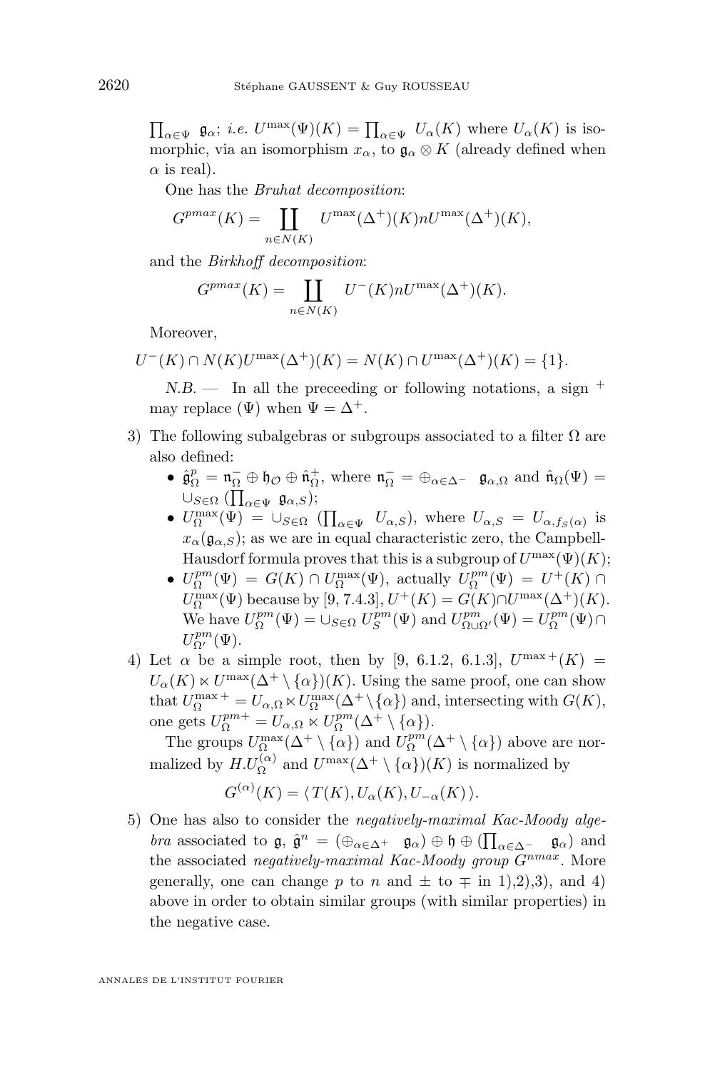$\prod_{\alpha\in\Psi}\ \mathfrak{g}_\alpha$; *i.e.* $U^{\max}(\Psi)(K)=\prod_{\alpha\in\Psi}\ U_\alpha(K)$ where $U_\alpha(K)$ is isomorphic, via an isomorphism $x_\alpha$, to $\mathfrak{g}_\alpha\otimes K$ (already defined when $\alpha$ is real).

One has the *Bruhat decomposition*:

$$G^{pmax}(K)=\coprod_{n\in N(K)} U^{\max}(\Delta^+)(K)nU^{\max}(\Delta^+)(K),$$

and the *Birkhoff decomposition*:

$$G^{pmax}(K)=\coprod_{n\in N(K)} U^-(K)nU^{\max}(\Delta^+)(K).$$

Moreover,

$$U^-(K)\cap N(K)U^{\max}(\Delta^+)(K)=N(K)\cap U^{\max}(\Delta^+)(K)=\{1\}.$$

*N.B.* — In all the preceeding or following notations, a sign $^+$ may replace $(\Psi)$ when $\Psi=\Delta^+$.

3) The following subalgebras or subgroups associated to a filter $\Omega$ are also defined:
   - $\hat{\mathfrak{g}}^p_\Omega=\mathfrak{n}^-_\Omega\oplus\mathfrak{h}_{\mathcal{O}}\oplus\hat{\mathfrak{n}}^+_\Omega$, where $\mathfrak{n}^-_\Omega=\oplus_{\alpha\in\Delta^-}\ \mathfrak{g}_{\alpha,\Omega}$ and $\hat{\mathfrak{n}}_\Omega(\Psi)=\cup_{S\in\Omega}\ (\prod_{\alpha\in\Psi}\ \mathfrak{g}_{\alpha,S})$;
   - $U^{\max}_\Omega(\Psi)=\cup_{S\in\Omega}\ (\prod_{\alpha\in\Psi}\ U_{\alpha,S})$, where $U_{\alpha,S}=U_{\alpha,f_S(\alpha)}$ is $x_\alpha(\mathfrak{g}_{\alpha,S})$; as we are in equal characteristic zero, the Campbell-Hausdorf formula proves that this is a subgroup of $U^{\max}(\Psi)(K)$;
   - $U^{pm}_\Omega(\Psi)=G(K)\cap U^{\max}_\Omega(\Psi)$, actually $U^{pm}_\Omega(\Psi)=U^+(K)\cap U^{\max}_\Omega(\Psi)$ because by [9, 7.4.3], $U^+(K)=G(K)\cap U^{\max}(\Delta^+)(K)$. We have $U^{pm}_\Omega(\Psi)=\cup_{S\in\Omega}\ U^{pm}_S(\Psi)$ and $U^{pm}_{\Omega\cup\Omega'}(\Psi)=U^{pm}_\Omega(\Psi)\cap U^{pm}_{\Omega'}(\Psi)$.

4) Let $\alpha$ be a simple root, then by [9, 6.1.2, 6.1.3], $U^{\max +}(K)=U_\alpha(K)\ltimes U^{\max}(\Delta^+\setminus\{\alpha\})(K)$. Using the same proof, one can show that $U^{\max +}_\Omega=U_{\alpha,\Omega}\ltimes U^{\max}_\Omega(\Delta^+\setminus\{\alpha\})$ and, intersecting with $G(K)$, one gets $U^{pm+}_\Omega=U_{\alpha,\Omega}\ltimes U^{pm}_\Omega(\Delta^+\setminus\{\alpha\})$.

   The groups $U^{\max}_\Omega(\Delta^+\setminus\{\alpha\})$ and $U^{pm}_\Omega(\Delta^+\setminus\{\alpha\})$ above are normalized by $H.U^{(\alpha)}_\Omega$ and $U^{\max}(\Delta^+\setminus\{\alpha\})(K)$ is normalized by

$$G^{(\alpha)}(K)=\langle\, T(K),U_\alpha(K),U_{-\alpha}(K)\,\rangle.$$

5) One has also to consider the *negatively-maximal Kac-Moody algebra* associated to $\mathfrak{g}$, $\hat{\mathfrak{g}}^n=(\oplus_{\alpha\in\Delta^+}\ \mathfrak{g}_\alpha)\oplus\mathfrak{h}\oplus(\prod_{\alpha\in\Delta^-}\ \mathfrak{g}_\alpha)$ and the associated *negatively-maximal Kac-Moody group* $G^{nmax}$. More generally, one can change $p$ to $n$ and $\pm$ to $\mp$ in 1),2),3), and 4) above in order to obtain similar groups (with similar properties) in the negative case.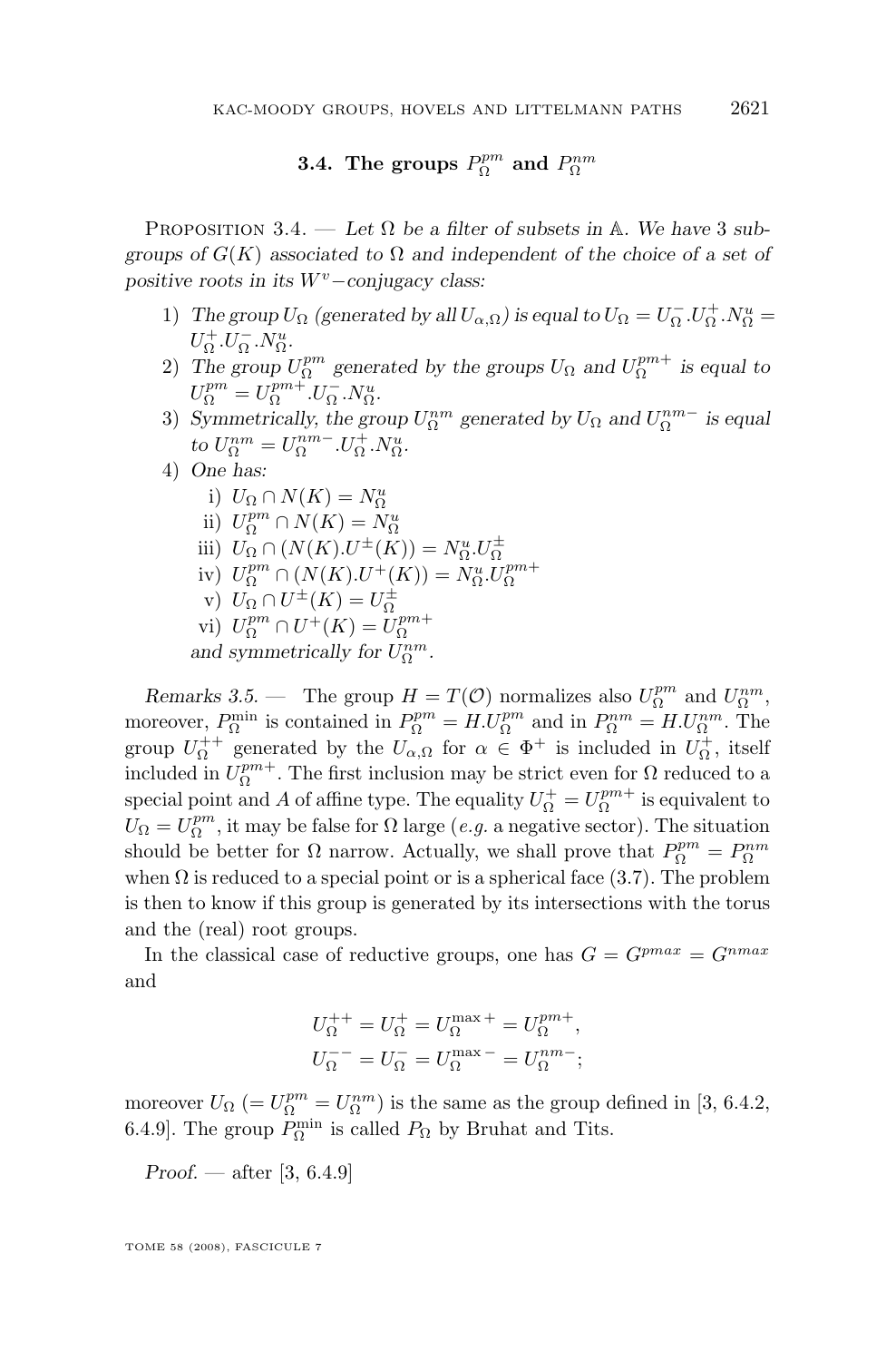### 3.4. The groups $P_\Omega^{pm}$ and $P_\Omega^{nm}$

Proposition 3.4. — *Let $\Omega$ be a filter of subsets in $\mathbb{A}$. We have 3 subgroups of $G(K)$ associated to $\Omega$ and independent of the choice of a set of positive roots in its $W^v-$conjugacy class:*

1) *The group $U_\Omega$ (generated by all $U_{\alpha,\Omega}$) is equal to $U_\Omega = U_\Omega^-.U_\Omega^+.N_\Omega^u = U_\Omega^+.U_\Omega^-.N_\Omega^u$.*
2) *The group $U_\Omega^{pm}$ generated by the groups $U_\Omega$ and $U_\Omega^{pm+}$ is equal to $U_\Omega^{pm} = U_\Omega^{pm+}.U_\Omega^-.N_\Omega^u$.*
3) *Symmetrically, the group $U_\Omega^{nm}$ generated by $U_\Omega$ and $U_\Omega^{nm-}$ is equal to $U_\Omega^{nm} = U_\Omega^{nm-}.U_\Omega^+.N_\Omega^u$.*
4) *One has:*
   i) $U_\Omega \cap N(K) = N_\Omega^u$
   ii) $U_\Omega^{pm} \cap N(K) = N_\Omega^u$
   iii) $U_\Omega \cap (N(K).U^\pm(K)) = N_\Omega^u.U_\Omega^\pm$
   iv) $U_\Omega^{pm} \cap (N(K).U^+(K)) = N_\Omega^u.U_\Omega^{pm+}$
   v) $U_\Omega \cap U^\pm(K) = U_\Omega^\pm$
   vi) $U_\Omega^{pm} \cap U^+(K) = U_\Omega^{pm+}$

   *and symmetrically for $U_\Omega^{nm}$.*

*Remarks 3.5.* — The group $H = T(\mathcal{O})$ normalizes also $U_\Omega^{pm}$ and $U_\Omega^{nm}$, moreover, $P_\Omega^{\min}$ is contained in $P_\Omega^{pm} = H.U_\Omega^{pm}$ and in $P_\Omega^{nm} = H.U_\Omega^{nm}$. The group $U_\Omega^{++}$ generated by the $U_{\alpha,\Omega}$ for $\alpha \in \Phi^+$ is included in $U_\Omega^+$, itself included in $U_\Omega^{pm+}$. The first inclusion may be strict even for $\Omega$ reduced to a special point and $A$ of affine type. The equality $U_\Omega^+ = U_\Omega^{pm+}$ is equivalent to $U_\Omega = U_\Omega^{pm}$, it may be false for $\Omega$ large (*e.g.* a negative sector). The situation should be better for $\Omega$ narrow. Actually, we shall prove that $P_\Omega^{pm} = P_\Omega^{nm}$ when $\Omega$ is reduced to a special point or is a spherical face (3.7). The problem is then to know if this group is generated by its intersections with the torus and the (real) root groups.

In the classical case of reductive groups, one has $G = G^{pmax} = G^{nmax}$ and

$$U_\Omega^{++} = U_\Omega^+ = U_\Omega^{\max +} = U_\Omega^{pm+},$$
$$U_\Omega^{--} = U_\Omega^- = U_\Omega^{\max -} = U_\Omega^{nm-};$$

moreover $U_\Omega$ ($= U_\Omega^{pm} = U_\Omega^{nm}$) is the same as the group defined in [3, 6.4.2, 6.4.9]. The group $P_\Omega^{\min}$ is called $P_\Omega$ by Bruhat and Tits.

*Proof.* — after [3, 6.4.9]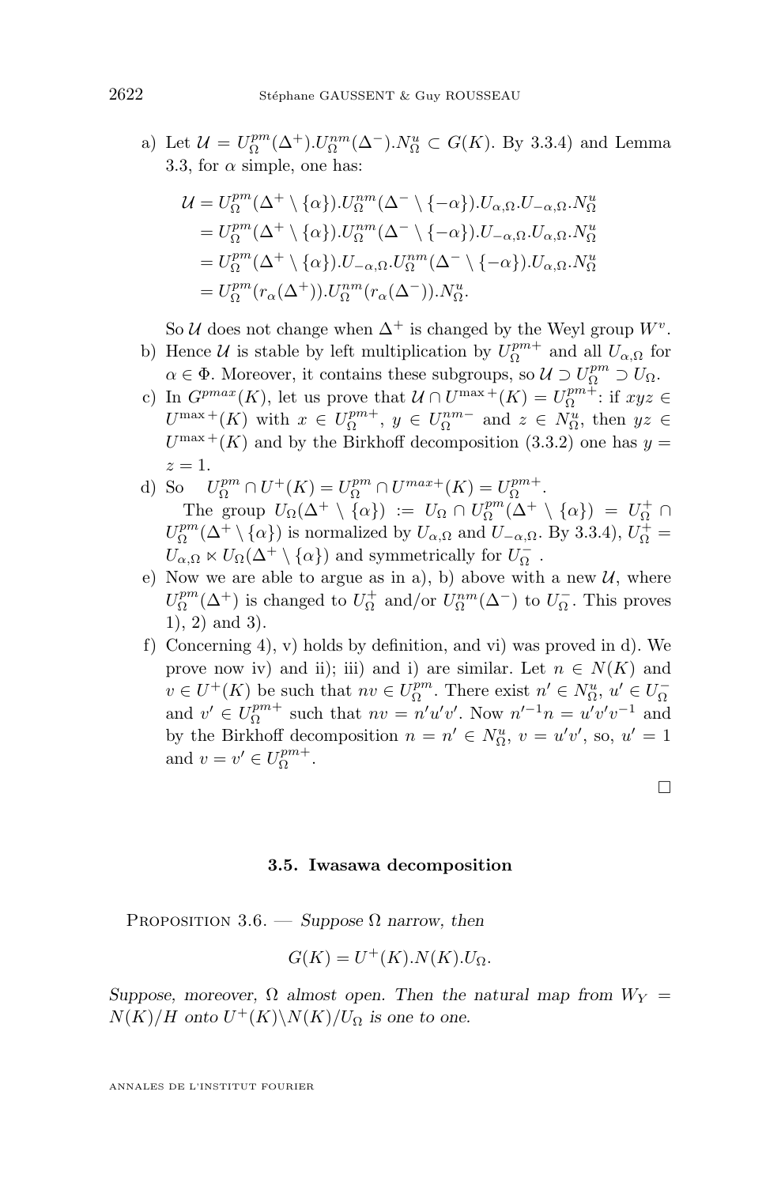a) Let $\mathcal{U} = U_\Omega^{pm}(\Delta^+).U_\Omega^{nm}(\Delta^-).N_\Omega^u \subset G(K)$. By 3.3.4) and Lemma 3.3, for $\alpha$ simple, one has:

$$\begin{aligned}
\mathcal{U} &= U_\Omega^{pm}(\Delta^+ \setminus \{\alpha\}).U_\Omega^{nm}(\Delta^- \setminus \{-\alpha\}).U_{\alpha,\Omega}.U_{-\alpha,\Omega}.N_\Omega^u \\
&= U_\Omega^{pm}(\Delta^+ \setminus \{\alpha\}).U_\Omega^{nm}(\Delta^- \setminus \{-\alpha\}).U_{-\alpha,\Omega}.U_{\alpha,\Omega}.N_\Omega^u \\
&= U_\Omega^{pm}(\Delta^+ \setminus \{\alpha\}).U_{-\alpha,\Omega}.U_\Omega^{nm}(\Delta^- \setminus \{-\alpha\}).U_{\alpha,\Omega}.N_\Omega^u \\
&= U_\Omega^{pm}(r_\alpha(\Delta^+)).U_\Omega^{nm}(r_\alpha(\Delta^-)).N_\Omega^u.
\end{aligned}$$

So $\mathcal{U}$ does not change when $\Delta^+$ is changed by the Weyl group $W^v$.

b) Hence $\mathcal{U}$ is stable by left multiplication by $U_\Omega^{pm+}$ and all $U_{\alpha,\Omega}$ for $\alpha \in \Phi$. Moreover, it contains these subgroups, so $\mathcal{U} \supset U_\Omega^{pm} \supset U_\Omega$.

c) In $G^{pmax}(K)$, let us prove that $\mathcal{U} \cap U^{\max +}(K) = U_\Omega^{pm+}$: if $xyz \in U^{\max +}(K)$ with $x \in U_\Omega^{pm+}$, $y \in U_\Omega^{nm-}$ and $z \in N_\Omega^u$, then $yz \in U^{\max +}(K)$ and by the Birkhoff decomposition (3.3.2) one has $y = z = 1$.

d) So $\quad U_\Omega^{pm} \cap U^+(K) = U_\Omega^{pm} \cap U^{max+}(K) = U_\Omega^{pm+}$.

The group $U_\Omega(\Delta^+ \setminus \{\alpha\}) := U_\Omega \cap U_\Omega^{pm}(\Delta^+ \setminus \{\alpha\}) = U_\Omega^+ \cap U_\Omega^{pm}(\Delta^+ \setminus \{\alpha\})$ is normalized by $U_{\alpha,\Omega}$ and $U_{-\alpha,\Omega}$. By 3.3.4), $U_\Omega^+ = U_{\alpha,\Omega} \ltimes U_\Omega(\Delta^+ \setminus \{\alpha\})$ and symmetrically for $U_\Omega^-$.

e) Now we are able to argue as in a), b) above with a new $\mathcal{U}$, where $U_\Omega^{pm}(\Delta^+)$ is changed to $U_\Omega^+$ and/or $U_\Omega^{nm}(\Delta^-)$ to $U_\Omega^-$. This proves 1), 2) and 3).

f) Concerning 4), v) holds by definition, and vi) was proved in d). We prove now iv) and ii); iii) and i) are similar. Let $n \in N(K)$ and $v \in U^+(K)$ be such that $nv \in U_\Omega^{pm}$. There exist $n' \in N_\Omega^u$, $u' \in U_\Omega^-$ and $v' \in U_\Omega^{pm+}$ such that $nv = n'u'v'$. Now $n'^{-1}n = u'v'v^{-1}$ and by the Birkhoff decomposition $n = n' \in N_\Omega^u$, $v = u'v'$, so, $u' = 1$ and $v = v' \in U_\Omega^{pm+}$.

□

### 3.5. Iwasawa decomposition

Proposition 3.6. — *Suppose $\Omega$ narrow, then*

$$G(K) = U^+(K).N(K).U_\Omega.$$

*Suppose, moreover, $\Omega$ almost open. Then the natural map from $W_Y = N(K)/H$ onto $U^+(K)\backslash N(K)/U_\Omega$ is one to one.*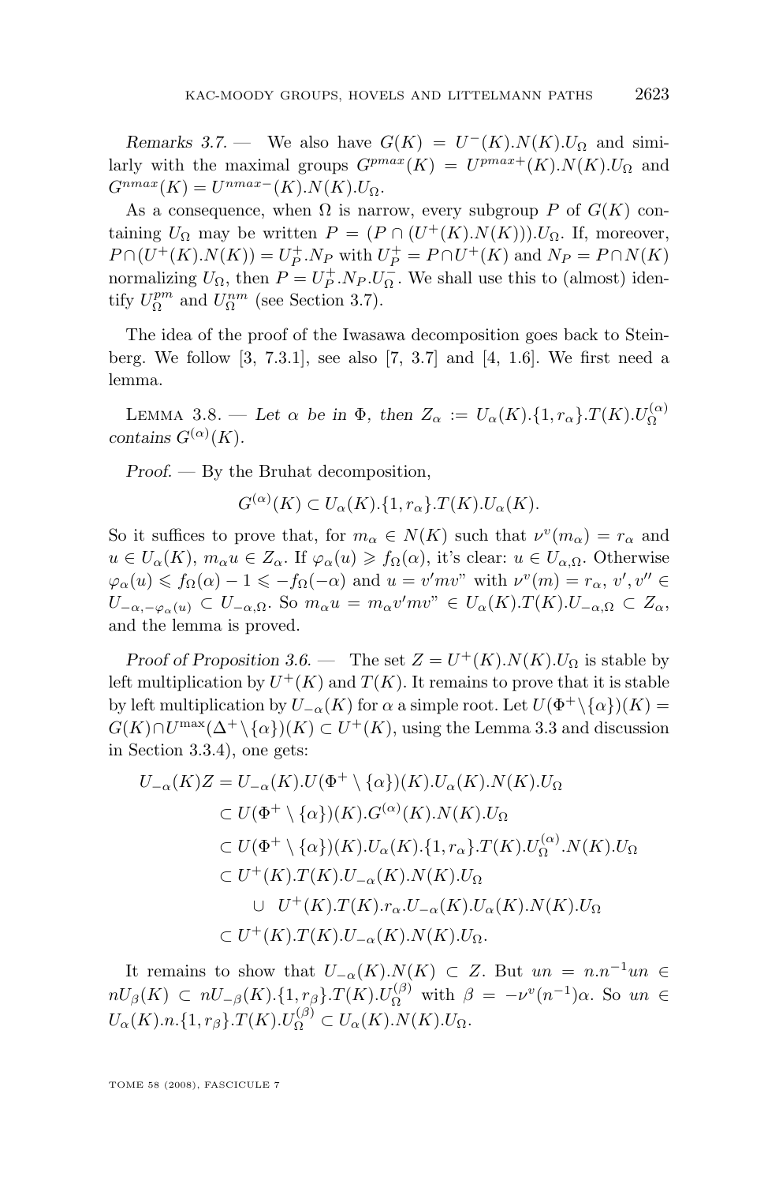*Remarks 3.7.* — We also have $G(K) = U^-(K).N(K).U_\Omega$ and similarly with the maximal groups $G^{pmax}(K) = U^{pmax+}(K).N(K).U_\Omega$ and $G^{nmax}(K) = U^{nmax-}(K).N(K).U_\Omega$.

As a consequence, when $\Omega$ is narrow, every subgroup $P$ of $G(K)$ containing $U_\Omega$ may be written $P = (P \cap (U^+(K).N(K))).U_\Omega$. If, moreover, $P \cap (U^+(K).N(K)) = U_P^+.N_P$ with $U_P^+ = P \cap U^+(K)$ and $N_P = P \cap N(K)$ normalizing $U_\Omega$, then $P = U_P^+.N_P.U_\Omega^-$. We shall use this to (almost) identify $U_\Omega^{pm}$ and $U_\Omega^{nm}$ (see Section 3.7).

The idea of the proof of the Iwasawa decomposition goes back to Steinberg. We follow [3, 7.3.1], see also [7, 3.7] and [4, 1.6]. We first need a lemma.

Lemma 3.8. — *Let $\alpha$ be in $\Phi$, then $Z_\alpha := U_\alpha(K).\{1, r_\alpha\}.T(K).U_\Omega^{(\alpha)}$ contains $G^{(\alpha)}(K)$.*

*Proof.* — By the Bruhat decomposition,

$$G^{(\alpha)}(K) \subset U_\alpha(K).\{1, r_\alpha\}.T(K).U_\alpha(K).$$

So it suffices to prove that, for $m_\alpha \in N(K)$ such that $\nu^v(m_\alpha) = r_\alpha$ and $u \in U_\alpha(K)$, $m_\alpha u \in Z_\alpha$. If $\varphi_\alpha(u) \geqslant f_\Omega(\alpha)$, it's clear: $u \in U_{\alpha,\Omega}$. Otherwise $\varphi_\alpha(u) \leqslant f_\Omega(\alpha) - 1 \leqslant -f_\Omega(-\alpha)$ and $u = v'mv"$ with $\nu^v(m) = r_\alpha$, $v', v'' \in U_{-\alpha,-\varphi_\alpha(u)} \subset U_{-\alpha,\Omega}$. So $m_\alpha u = m_\alpha v'mv" \in U_\alpha(K).T(K).U_{-\alpha,\Omega} \subset Z_\alpha$, and the lemma is proved.

*Proof of Proposition 3.6.* — The set $Z = U^+(K).N(K).U_\Omega$ is stable by left multiplication by $U^+(K)$ and $T(K)$. It remains to prove that it is stable by left multiplication by $U_{-\alpha}(K)$ for $\alpha$ a simple root. Let $U(\Phi^+\backslash\{\alpha\})(K) = G(K) \cap U^{\max}(\Delta^+ \backslash \{\alpha\})(K) \subset U^+(K)$, using the Lemma 3.3 and discussion in Section 3.3.4), one gets:

$$\begin{aligned}
U_{-\alpha}(K)Z &= U_{-\alpha}(K).U(\Phi^+ \setminus \{\alpha\})(K).U_\alpha(K).N(K).U_\Omega \\
&\subset U(\Phi^+ \setminus \{\alpha\})(K).G^{(\alpha)}(K).N(K).U_\Omega \\
&\subset U(\Phi^+ \setminus \{\alpha\})(K).U_\alpha(K).\{1, r_\alpha\}.T(K).U_\Omega^{(\alpha)}.N(K).U_\Omega \\
&\subset U^+(K).T(K).U_{-\alpha}(K).N(K).U_\Omega \\
&\quad \cup \ U^+(K).T(K).r_\alpha.U_{-\alpha}(K).U_\alpha(K).N(K).U_\Omega \\
&\subset U^+(K).T(K).U_{-\alpha}(K).N(K).U_\Omega.
\end{aligned}$$

It remains to show that $U_{-\alpha}(K).N(K) \subset Z$. But $un = n.n^{-1}un \in nU_\beta(K) \subset nU_{-\beta}(K).\{1, r_\beta\}.T(K).U_\Omega^{(\beta)}$ with $\beta = -\nu^v(n^{-1})\alpha$. So $un \in U_\alpha(K).n.\{1, r_\beta\}.T(K).U_\Omega^{(\beta)} \subset U_\alpha(K).N(K).U_\Omega$.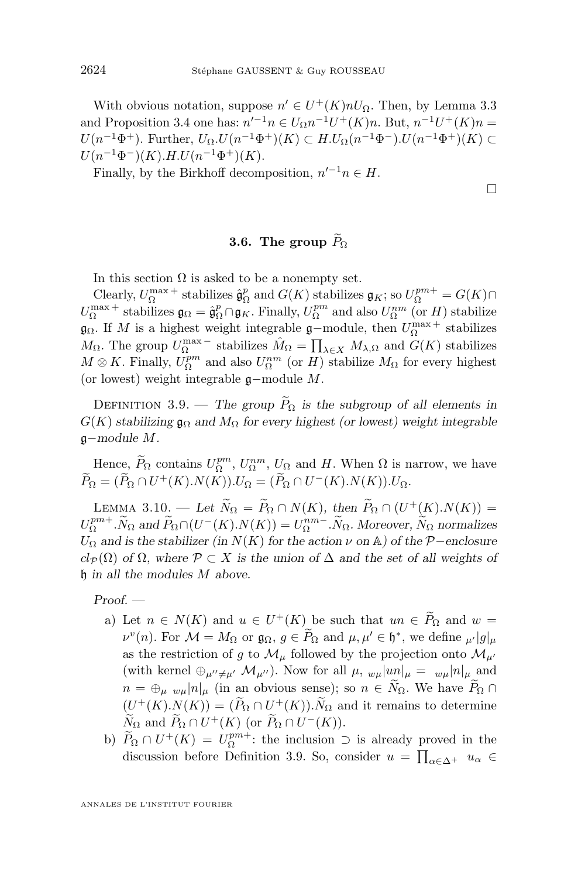With obvious notation, suppose $n' \in U^+(K) n U_\Omega$. Then, by Lemma 3.3 and Proposition 3.4 one has: $n'^{-1}n \in U_\Omega n^{-1} U^+(K) n$. But, $n^{-1}U^+(K)n = U(n^{-1}\Phi^+)$. Further, $U_\Omega . U(n^{-1}\Phi^+)(K) \subset H.U_\Omega(n^{-1}\Phi^-).U(n^{-1}\Phi^+)(K) \subset U(n^{-1}\Phi^-)(K).H.U(n^{-1}\Phi^+)(K)$.

Finally, by the Birkhoff decomposition, $n'^{-1}n \in H$.

□

### 3.6. The group $\widetilde{P}_\Omega$

In this section $\Omega$ is asked to be a nonempty set.

Clearly, $U_\Omega^{\max +}$ stabilizes $\hat{\mathfrak{g}}_\Omega^p$ and $G(K)$ stabilizes $\mathfrak{g}_K$; so $U_\Omega^{pm+} = G(K) \cap U_\Omega^{\max +}$ stabilizes $\mathfrak{g}_\Omega = \hat{\mathfrak{g}}_\Omega^p \cap \mathfrak{g}_K$. Finally, $U_\Omega^{pm}$ and also $U_\Omega^{nm}$ (or $H$) stabilize $\mathfrak{g}_\Omega$. If $M$ is a highest weight integrable $\mathfrak{g}-$module, then $U_\Omega^{\max +}$ stabilizes $M_\Omega$. The group $U_\Omega^{\max -}$ stabilizes $\hat{M}_\Omega = \prod_{\lambda \in X} M_{\lambda,\Omega}$ and $G(K)$ stabilizes $M \otimes K$. Finally, $U_\Omega^{pm}$ and also $U_\Omega^{nm}$ (or $H$) stabilize $M_\Omega$ for every highest (or lowest) weight integrable $\mathfrak{g}-$module $M$.

Definition 3.9. — *The group $\widetilde{P}_\Omega$ is the subgroup of all elements in $G(K)$ stabilizing $\mathfrak{g}_\Omega$ and $M_\Omega$ for every highest (or lowest) weight integrable $\mathfrak{g}-$module $M$.*

Hence, $\widetilde{P}_\Omega$ contains $U_\Omega^{pm}$, $U_\Omega^{nm}$, $U_\Omega$ and $H$. When $\Omega$ is narrow, we have $\widetilde{P}_\Omega = (\widetilde{P}_\Omega \cap U^+(K).N(K)).U_\Omega = (\widetilde{P}_\Omega \cap U^-(K).N(K)).U_\Omega$.

Lemma 3.10. — *Let $\widetilde{N}_\Omega = \widetilde{P}_\Omega \cap N(K)$, then $\widetilde{P}_\Omega \cap (U^+(K).N(K)) = U_\Omega^{pm+}.\widetilde{N}_\Omega$ and $\widetilde{P}_\Omega \cap (U^-(K).N(K)) = U_\Omega^{nm-}.\widetilde{N}_\Omega$. Moreover, $\widetilde{N}_\Omega$ normalizes $U_\Omega$ and is the stabilizer (in $N(K)$ for the action $\nu$ on $\mathbb{A}$) of the $\mathcal{P}-$enclosure $cl_\mathcal{P}(\Omega)$ of $\Omega$, where $\mathcal{P} \subset X$ is the union of $\Delta$ and the set of all weights of $\mathfrak{h}$ in all the modules $M$ above.*

*Proof.* —

a) Let $n \in N(K)$ and $u \in U^+(K)$ be such that $un \in \widetilde{P}_\Omega$ and $w = \nu^v(n)$. For $\mathcal{M} = M_\Omega$ or $\mathfrak{g}_\Omega$, $g \in \widetilde{P}_\Omega$ and $\mu, \mu' \in \mathfrak{h}^*$, we define ${}_{\mu'}|g|_\mu$ as the restriction of $g$ to $\mathcal{M}_\mu$ followed by the projection onto $\mathcal{M}_{\mu'}$ (with kernel $\oplus_{\mu'' \neq \mu'} \mathcal{M}_{\mu''}$). Now for all $\mu$, ${}_{w\mu}|un|_\mu = {}_{w\mu}|n|_\mu$ and $n = \oplus_\mu {}_{w\mu}|n|_\mu$ (in an obvious sense); so $n \in \widetilde{N}_\Omega$. We have $\widetilde{P}_\Omega \cap (U^+(K).N(K)) = (\widetilde{P}_\Omega \cap U^+(K)).\widetilde{N}_\Omega$ and it remains to determine $\widetilde{N}_\Omega$ and $\widetilde{P}_\Omega \cap U^+(K)$ (or $\widetilde{P}_\Omega \cap U^-(K)$).

b) $\widetilde{P}_\Omega \cap U^+(K) = U_\Omega^{pm+}$: the inclusion $\supset$ is already proved in the discussion before Definition 3.9. So, consider $u = \prod_{\alpha \in \Delta^+} u_\alpha \in$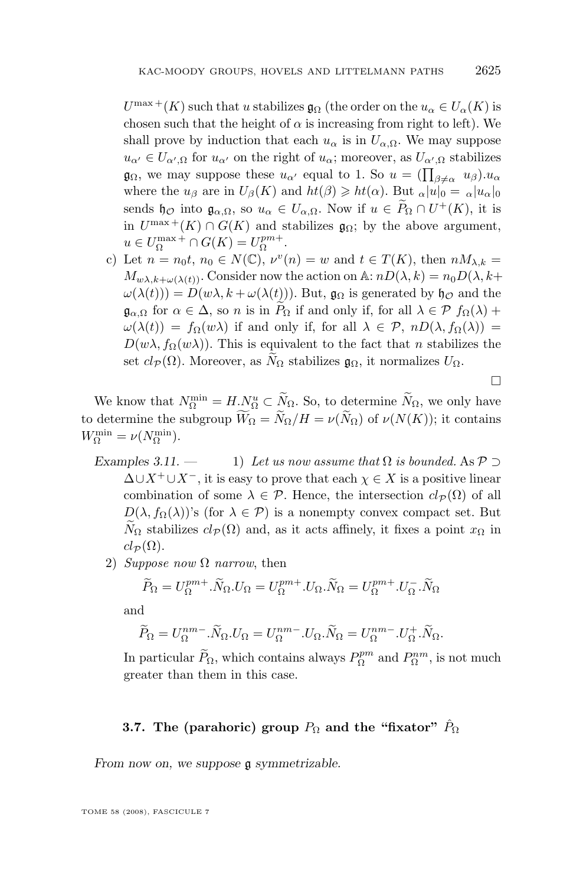$U^{\max +}(K)$ such that $u$ stabilizes $\mathfrak{g}_\Omega$ (the order on the $u_\alpha \in U_\alpha(K)$ is chosen such that the height of $\alpha$ is increasing from right to left). We shall prove by induction that each $u_\alpha$ is in $U_{\alpha,\Omega}$. We may suppose $u_{\alpha'} \in U_{\alpha',\Omega}$ for $u_{\alpha'}$ on the right of $u_\alpha$; moreover, as $U_{\alpha',\Omega}$ stabilizes $\mathfrak{g}_\Omega$, we may suppose these $u_{\alpha'}$ equal to 1. So $u = (\prod_{\beta\neq\alpha} u_\beta).u_\alpha$ where the $u_\beta$ are in $U_\beta(K)$ and $ht(\beta) \geqslant ht(\alpha)$. But ${}_\alpha|u|_0 = {}_\alpha|u_\alpha|_0$ sends $\mathfrak{h}_\mathcal{O}$ into $\mathfrak{g}_{\alpha,\Omega}$, so $u_\alpha \in U_{\alpha,\Omega}$. Now if $u \in \widetilde{P}_\Omega \cap U^+(K)$, it is in $U^{\max +}(K) \cap G(K)$ and stabilizes $\mathfrak{g}_\Omega$; by the above argument, $u \in U_\Omega^{\max +} \cap G(K) = U_\Omega^{pm+}$.

c) Let $n = n_0 t$, $n_0 \in N(\mathbb{C})$, $\nu^v(n) = w$ and $t \in T(K)$, then $nM_{\lambda,k} = M_{w\lambda,k+\omega(\lambda(t))}$. Consider now the action on $\mathbb{A}$: $nD(\lambda,k) = n_0 D(\lambda, k+\omega(\lambda(t))) = D(w\lambda, k+\omega(\lambda(t)))$. But, $\mathfrak{g}_\Omega$ is generated by $\mathfrak{h}_\mathcal{O}$ and the $\mathfrak{g}_{\alpha,\Omega}$ for $\alpha \in \Delta$, so $n$ is in $\widetilde{P}_\Omega$ if and only if, for all $\lambda \in \mathcal{P}$ $f_\Omega(\lambda) + \omega(\lambda(t)) = f_\Omega(w\lambda)$ if and only if, for all $\lambda \in \mathcal{P}$, $nD(\lambda, f_\Omega(\lambda)) = D(w\lambda, f_\Omega(w\lambda))$. This is equivalent to the fact that $n$ stabilizes the set $cl_\mathcal{P}(\Omega)$. Moreover, as $\widetilde{N}_\Omega$ stabilizes $\mathfrak{g}_\Omega$, it normalizes $U_\Omega$.

□

We know that $N_\Omega^{\min} = H.N_\Omega^u \subset \widetilde{N}_\Omega$. So, to determine $\widetilde{N}_\Omega$, we only have to determine the subgroup $\widetilde{W}_\Omega = \widetilde{N}_\Omega/H = \nu(\widetilde{N}_\Omega)$ of $\nu(N(K))$; it contains $W_\Omega^{\min} = \nu(N_\Omega^{\min})$.

*Examples 3.11.* — 1) *Let us now assume that* $\Omega$ *is bounded.* As $\mathcal{P} \supset \Delta \cup X^+ \cup X^-$, it is easy to prove that each $\chi \in X$ is a positive linear combination of some $\lambda \in \mathcal{P}$. Hence, the intersection $cl_\mathcal{P}(\Omega)$ of all $D(\lambda, f_\Omega(\lambda))$'s (for $\lambda \in \mathcal{P}$) is a nonempty convex compact set. But $\widetilde{N}_\Omega$ stabilizes $cl_\mathcal{P}(\Omega)$ and, as it acts affinely, it fixes a point $x_\Omega$ in $cl_\mathcal{P}(\Omega)$.

2) *Suppose now* $\Omega$ *narrow*, then

$$\widetilde{P}_\Omega = U_\Omega^{pm+}.\widetilde{N}_\Omega.U_\Omega = U_\Omega^{pm+}.U_\Omega.\widetilde{N}_\Omega = U_\Omega^{pm+}.U_\Omega^-.\widetilde{N}_\Omega$$

and

$$\widetilde{P}_\Omega = U_\Omega^{nm-}.\widetilde{N}_\Omega.U_\Omega = U_\Omega^{nm-}.U_\Omega.\widetilde{N}_\Omega = U_\Omega^{nm-}.U_\Omega^+.\widetilde{N}_\Omega.$$

In particular $\widetilde{P}_\Omega$, which contains always $P_\Omega^{pm}$ and $P_\Omega^{nm}$, is not much greater than them in this case.

### 3.7. The (parahoric) group $P_\Omega$ and the "fixator" $\hat{P}_\Omega$

*From now on, we suppose* $\mathfrak{g}$ *symmetrizable.*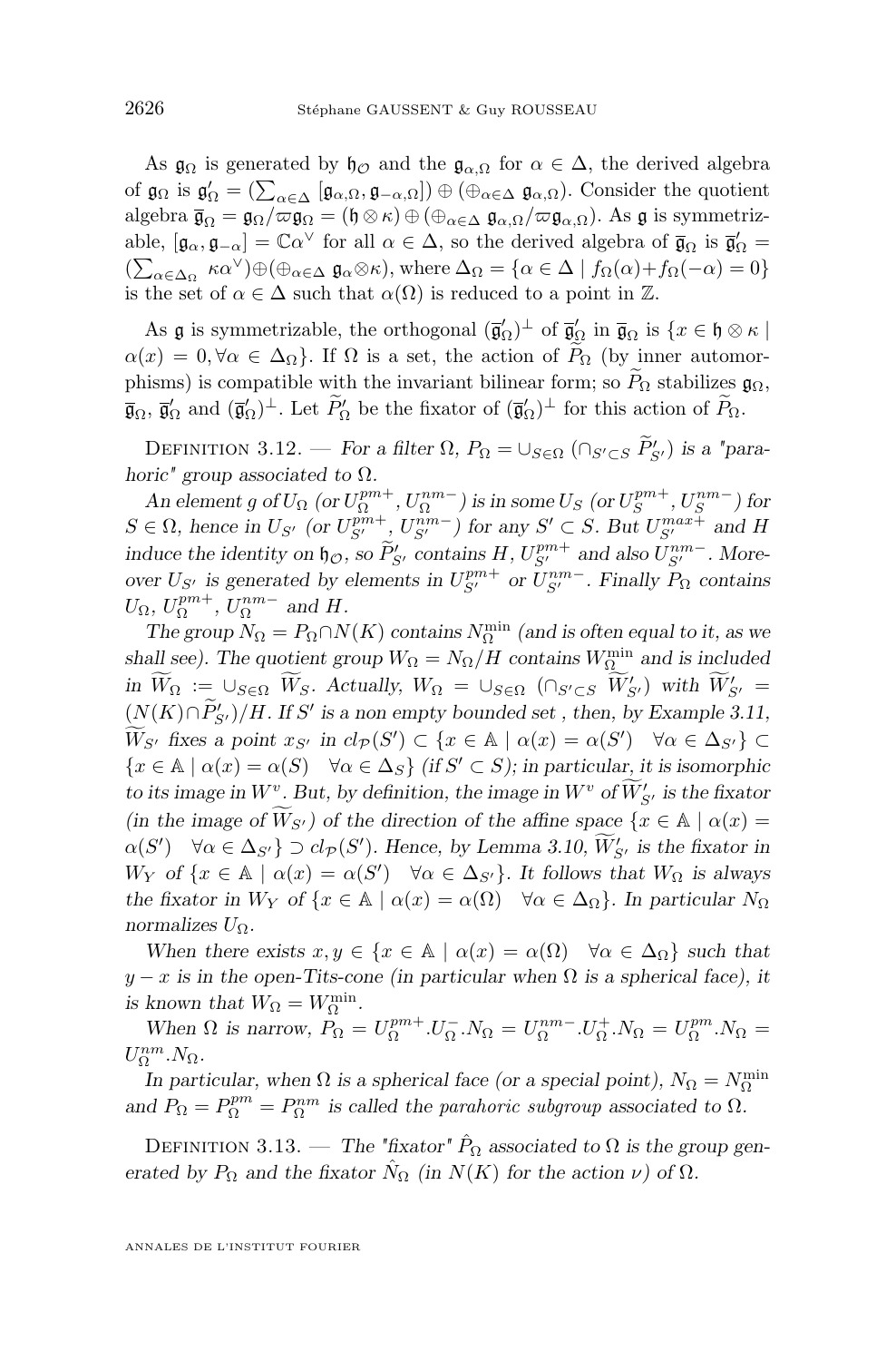As $\mathfrak{g}_\Omega$ is generated by $\mathfrak{h}_\mathcal{O}$ and the $\mathfrak{g}_{\alpha,\Omega}$ for $\alpha \in \Delta$, the derived algebra of $\mathfrak{g}_\Omega$ is $\mathfrak{g}'_\Omega = (\sum_{\alpha\in\Delta} [\mathfrak{g}_{\alpha,\Omega}, \mathfrak{g}_{-\alpha,\Omega}]) \oplus (\oplus_{\alpha\in\Delta}\ \mathfrak{g}_{\alpha,\Omega})$. Consider the quotient algebra $\overline{\mathfrak{g}}_\Omega = \mathfrak{g}_\Omega/\varpi\mathfrak{g}_\Omega = (\mathfrak{h}\otimes\kappa)\oplus(\oplus_{\alpha\in\Delta}\ \mathfrak{g}_{\alpha,\Omega}/\varpi\mathfrak{g}_{\alpha,\Omega})$. As $\mathfrak{g}$ is symmetrizable, $[\mathfrak{g}_\alpha, \mathfrak{g}_{-\alpha}] = \mathbb{C}\alpha^\vee$ for all $\alpha \in \Delta$, so the derived algebra of $\overline{\mathfrak{g}}_\Omega$ is $\overline{\mathfrak{g}}'_\Omega = (\sum_{\alpha\in\Delta_\Omega}\ \kappa\alpha^\vee)\oplus(\oplus_{\alpha\in\Delta}\ \mathfrak{g}_\alpha\otimes\kappa)$, where $\Delta_\Omega = \{\alpha \in \Delta \mid f_\Omega(\alpha)+f_\Omega(-\alpha) = 0\}$ is the set of $\alpha \in \Delta$ such that $\alpha(\Omega)$ is reduced to a point in $\mathbb{Z}$.

As $\mathfrak{g}$ is symmetrizable, the orthogonal $(\overline{\mathfrak{g}}'_\Omega)^\perp$ of $\overline{\mathfrak{g}}'_\Omega$ in $\overline{\mathfrak{g}}_\Omega$ is $\{x \in \mathfrak{h}\otimes\kappa \mid \alpha(x) = 0, \forall\alpha \in \Delta_\Omega\}$. If $\Omega$ is a set, the action of $\widetilde{P}_\Omega$ (by inner automorphisms) is compatible with the invariant bilinear form; so $\widetilde{P}_\Omega$ stabilizes $\mathfrak{g}_\Omega$, $\overline{\mathfrak{g}}_\Omega$, $\overline{\mathfrak{g}}'_\Omega$ and $(\overline{\mathfrak{g}}'_\Omega)^\perp$. Let $\widetilde{P}'_\Omega$ be the fixator of $(\overline{\mathfrak{g}}'_\Omega)^\perp$ for this action of $\widetilde{P}_\Omega$.

Definition 3.12. — *For a filter $\Omega$, $P_\Omega = \cup_{S\in\Omega}\ (\cap_{S'\subset S}\ \widetilde{P}'_{S'})$ is a "parahoric" group associated to $\Omega$.*

*An element $g$ of $U_\Omega$ (or $U_\Omega^{pm+}, U_\Omega^{nm-}$) is in some $U_S$ (or $U_S^{pm+}, U_S^{nm-}$) for $S \in \Omega$, hence in $U_{S'}$ (or $U_{S'}^{pm+}, U_{S'}^{nm-}$) for any $S' \subset S$. But $U_{S'}^{max+}$ and $H$ induce the identity on $\mathfrak{h}_\mathcal{O}$, so $\widetilde{P}'_{S'}$ contains $H$, $U_{S'}^{pm+}$ and also $U_{S'}^{nm-}$. Moreover $U_{S'}$ is generated by elements in $U_{S'}^{pm+}$ or $U_{S'}^{nm-}$. Finally $P_\Omega$ contains $U_\Omega$, $U_\Omega^{pm+}$, $U_\Omega^{nm-}$ and $H$.*

*The group $N_\Omega = P_\Omega \cap N(K)$ contains $N_\Omega^{\min}$ (and is often equal to it, as we shall see). The quotient group $W_\Omega = N_\Omega/H$ contains $W_\Omega^{\min}$ and is included in $\widetilde{W}_\Omega := \cup_{S\in\Omega}\ \widetilde{W}_S$. Actually, $W_\Omega = \cup_{S\in\Omega}\ (\cap_{S'\subset S}\ \widetilde{W}'_{S'})$ with $\widetilde{W}'_{S'} = (N(K)\cap\widetilde{P}'_{S'})/H$. If $S'$ is a non empty bounded set , then, by Example 3.11, $\widetilde{W}_{S'}$ fixes a point $x_{S'}$ in $cl_\mathcal{P}(S') \subset \{x \in \mathbb{A} \mid \alpha(x) = \alpha(S') \quad \forall\alpha \in \Delta_{S'}\} \subset \{x \in \mathbb{A} \mid \alpha(x) = \alpha(S) \quad \forall\alpha \in \Delta_S\}$ (if $S' \subset S$); in particular, it is isomorphic to its image in $W^v$. But, by definition, the image in $W^v$ of $\widetilde{W}'_{S'}$ is the fixator (in the image of $\widetilde{W}_{S'}$) of the direction of the affine space $\{x \in \mathbb{A} \mid \alpha(x) = \alpha(S') \quad \forall\alpha \in \Delta_{S'}\} \supset cl_\mathcal{P}(S')$. Hence, by Lemma 3.10, $\widetilde{W}'_{S'}$ is the fixator in $W_Y$ of $\{x \in \mathbb{A} \mid \alpha(x) = \alpha(S') \quad \forall\alpha \in \Delta_{S'}\}$. It follows that $W_\Omega$ is always the fixator in $W_Y$ of $\{x \in \mathbb{A} \mid \alpha(x) = \alpha(\Omega) \quad \forall\alpha \in \Delta_\Omega\}$. In particular $N_\Omega$ normalizes $U_\Omega$.*

*When there exists $x, y \in \{x \in \mathbb{A} \mid \alpha(x) = \alpha(\Omega) \quad \forall\alpha \in \Delta_\Omega\}$ such that $y - x$ is in the open-Tits-cone (in particular when $\Omega$ is a spherical face), it is known that $W_\Omega = W_\Omega^{\min}$.*

*When $\Omega$ is narrow, $P_\Omega = U_\Omega^{pm+}.U_\Omega^-.N_\Omega = U_\Omega^{nm-}.U_\Omega^+.N_\Omega = U_\Omega^{pm}.N_\Omega = U_\Omega^{nm}.N_\Omega$.*

*In particular, when $\Omega$ is a spherical face (or a special point), $N_\Omega = N_\Omega^{\min}$ and $P_\Omega = P_\Omega^{pm} = P_\Omega^{nm}$ is called the* parahoric subgroup *associated to $\Omega$.*

Definition 3.13. — *The "fixator" $\hat{P}_\Omega$ associated to $\Omega$ is the group generated by $P_\Omega$ and the fixator $\hat{N}_\Omega$ (in $N(K)$ for the action $\nu$) of $\Omega$.*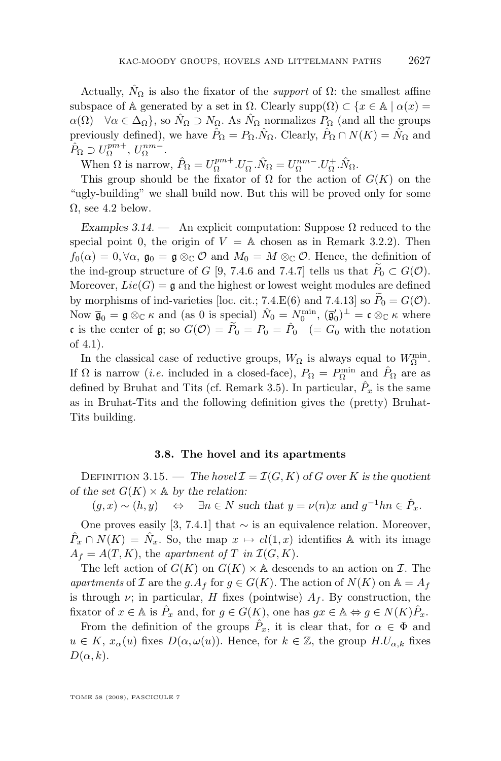Actually, $\hat{N}_\Omega$ is also the fixator of the *support* of $\Omega$: the smallest affine subspace of $\mathbb{A}$ generated by a set in $\Omega$. Clearly $\mathrm{supp}(\Omega) \subset \{x \in \mathbb{A} \mid \alpha(x) = \alpha(\Omega) \quad \forall \alpha \in \Delta_\Omega\}$, so $\hat{N}_\Omega \supset N_\Omega$. As $\hat{N}_\Omega$ normalizes $P_\Omega$ (and all the groups previously defined), we have $\hat{P}_\Omega = P_\Omega . \hat{N}_\Omega$. Clearly, $\hat{P}_\Omega \cap N(K) = \hat{N}_\Omega$ and $\hat{P}_\Omega \supset U_\Omega^{pm+}, U_\Omega^{nm-}$.

When $\Omega$ is narrow, $\hat{P}_\Omega = U_\Omega^{pm+}.U_\Omega^{-}.\hat{N}_\Omega = U_\Omega^{nm-}.U_\Omega^{+}.\hat{N}_\Omega$.

This group should be the fixator of $\Omega$ for the action of $G(K)$ on the "ugly-building" we shall build now. But this will be proved only for some $\Omega$, see 4.2 below.

*Examples 3.14.* — An explicit computation: Suppose $\Omega$ reduced to the special point 0, the origin of $V = \mathbb{A}$ chosen as in Remark 3.2.2). Then $f_0(\alpha) = 0, \forall \alpha$, $\mathfrak{g}_0 = \mathfrak{g} \otimes_{\mathbb{C}} \mathcal{O}$ and $M_0 = M \otimes_{\mathbb{C}} \mathcal{O}$. Hence, the definition of the ind-group structure of $G$ [9, 7.4.6 and 7.4.7] tells us that $\widetilde{P}_0 \subset G(\mathcal{O})$. Moreover, $Lie(G) = \mathfrak{g}$ and the highest or lowest weight modules are defined by morphisms of ind-varieties [loc. cit.; 7.4.E(6) and 7.4.13] so $\widetilde{P}_0 = G(\mathcal{O})$. Now $\overline{\mathfrak{g}}_0 = \mathfrak{g} \otimes_{\mathbb{C}} \kappa$ and (as 0 is special) $\hat{N}_0 = N_0^{\min}$, $(\overline{\mathfrak{g}}'_0)^\perp = \mathfrak{c} \otimes_{\mathbb{C}} \kappa$ where $\mathfrak{c}$ is the center of $\mathfrak{g}$; so $G(\mathcal{O}) = \widetilde{P}_0 = P_0 = \hat{P}_0 \quad (= G_0$ with the notation of 4.1).

In the classical case of reductive groups, $W_\Omega$ is always equal to $W_\Omega^{\min}$. If $\Omega$ is narrow (*i.e.* included in a closed-face), $P_\Omega = P_\Omega^{\min}$ and $\hat{P}_\Omega$ are as defined by Bruhat and Tits (cf. Remark 3.5). In particular, $\hat{P}_x$ is the same as in Bruhat-Tits and the following definition gives the (pretty) Bruhat-Tits building.

### 3.8. The hovel and its apartments

Definition 3.15. — *The hovel $\mathcal{I} = \mathcal{I}(G, K)$ of $G$ over $K$ is the quotient of the set $G(K) \times \mathbb{A}$ by the relation:*

$$(g, x) \sim (h, y) \quad \Leftrightarrow \quad \exists n \in N \text{ such that } y = \nu(n)x \text{ and } g^{-1}hn \in \hat{P}_x.$$

One proves easily [3, 7.4.1] that $\sim$ is an equivalence relation. Moreover, $\hat{P}_x \cap N(K) = \hat{N}_x$. So, the map $x \mapsto cl(1, x)$ identifies $\mathbb{A}$ with its image $A_f = A(T, K)$, the *apartment of $T$ in $\mathcal{I}(G, K)$*.

The left action of $G(K)$ on $G(K) \times \mathbb{A}$ descends to an action on $\mathcal{I}$. The *apartments* of $\mathcal{I}$ are the $g.A_f$ for $g \in G(K)$. The action of $N(K)$ on $\mathbb{A} = A_f$ is through $\nu$; in particular, $H$ fixes (pointwise) $A_f$. By construction, the fixator of $x \in \mathbb{A}$ is $\hat{P}_x$ and, for $g \in G(K)$, one has $gx \in \mathbb{A} \Leftrightarrow g \in N(K)\hat{P}_x$.

From the definition of the groups $\hat{P}_x$, it is clear that, for $\alpha \in \Phi$ and $u \in K$, $x_\alpha(u)$ fixes $D(\alpha, \omega(u))$. Hence, for $k \in \mathbb{Z}$, the group $H.U_{\alpha,k}$ fixes $D(\alpha, k)$.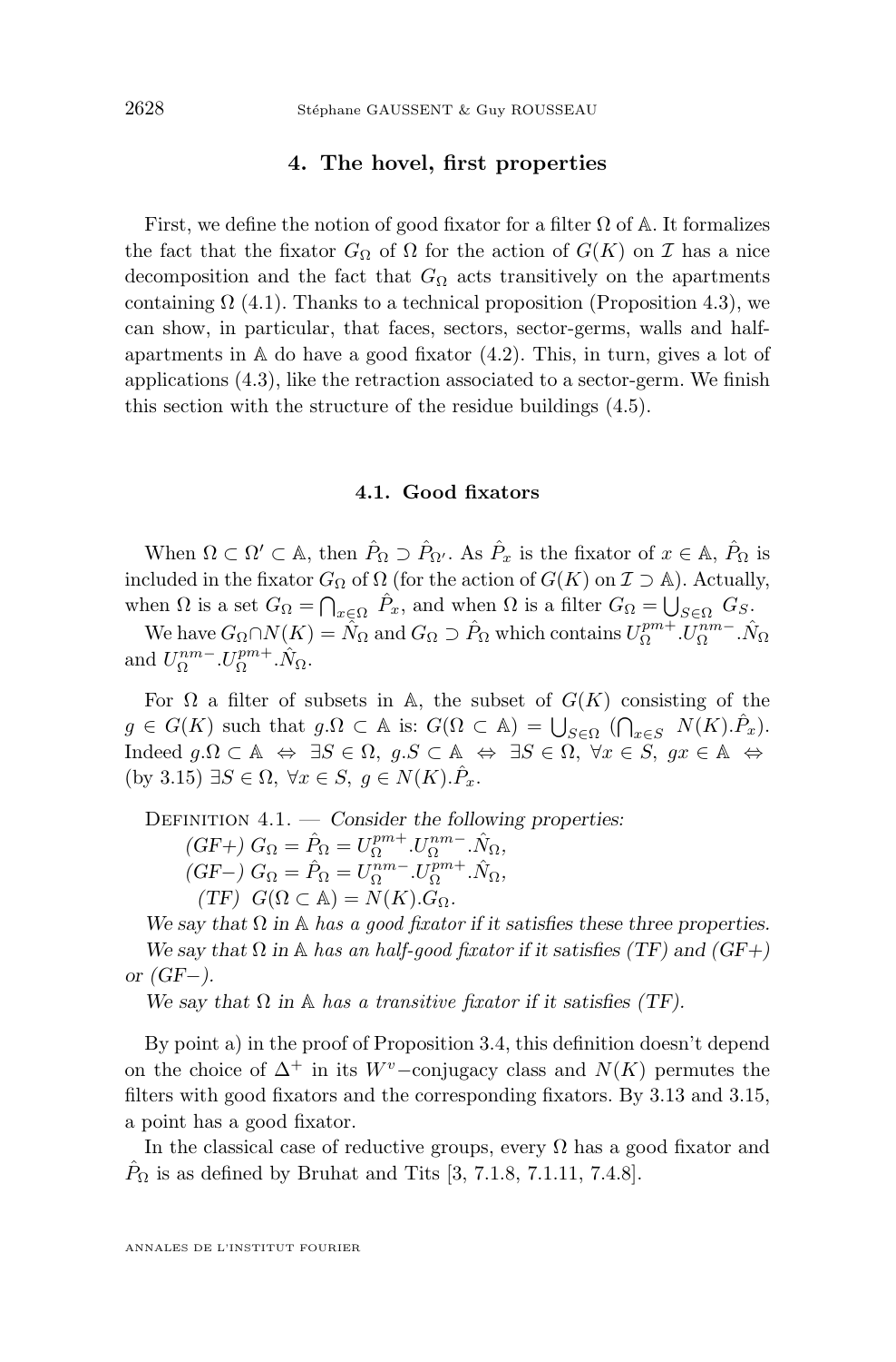## 4. The hovel, first properties

First, we define the notion of good fixator for a filter $\Omega$ of $\mathbb{A}$. It formalizes the fact that the fixator $G_\Omega$ of $\Omega$ for the action of $G(K)$ on $\mathcal{I}$ has a nice decomposition and the fact that $G_\Omega$ acts transitively on the apartments containing $\Omega$ (4.1). Thanks to a technical proposition (Proposition 4.3), we can show, in particular, that faces, sectors, sector-germs, walls and half-apartments in $\mathbb{A}$ do have a good fixator (4.2). This, in turn, gives a lot of applications (4.3), like the retraction associated to a sector-germ. We finish this section with the structure of the residue buildings (4.5).

### 4.1. Good fixators

When $\Omega \subset \Omega' \subset \mathbb{A}$, then $\hat{P}_\Omega \supset \hat{P}_{\Omega'}$. As $\hat{P}_x$ is the fixator of $x \in \mathbb{A}$, $\hat{P}_\Omega$ is included in the fixator $G_\Omega$ of $\Omega$ (for the action of $G(K)$ on $\mathcal{I} \supset \mathbb{A}$). Actually, when $\Omega$ is a set $G_\Omega = \bigcap_{x \in \Omega} \hat{P}_x$, and when $\Omega$ is a filter $G_\Omega = \bigcup_{S \in \Omega} G_S$.

We have $G_\Omega \cap N(K) = \hat{N}_\Omega$ and $G_\Omega \supset \hat{P}_\Omega$ which contains $U^{pm+}_\Omega.U^{nm-}_\Omega.\hat{N}_\Omega$ and $U^{nm-}_\Omega.U^{pm+}_\Omega.\hat{N}_\Omega$.

For $\Omega$ a filter of subsets in $\mathbb{A}$, the subset of $G(K)$ consisting of the $g \in G(K)$ such that $g.\Omega \subset \mathbb{A}$ is: $G(\Omega \subset \mathbb{A}) = \bigcup_{S \in \Omega} (\bigcap_{x \in S} N(K).\hat{P}_x)$. Indeed $g.\Omega \subset \mathbb{A} \Leftrightarrow \exists S \in \Omega,\ g.S \subset \mathbb{A} \Leftrightarrow \exists S \in \Omega,\ \forall x \in S,\ gx \in \mathbb{A} \Leftrightarrow$ (by 3.15) $\exists S \in \Omega,\ \forall x \in S,\ g \in N(K).\hat{P}_x$.

Definition 4.1. — *Consider the following properties:*

*(GF+)* $G_\Omega = \hat{P}_\Omega = U^{pm+}_\Omega.U^{nm-}_\Omega.\hat{N}_\Omega$,

*(GF−)* $G_\Omega = \hat{P}_\Omega = U^{nm-}_\Omega.U^{pm+}_\Omega.\hat{N}_\Omega$,

*(TF)* $G(\Omega \subset \mathbb{A}) = N(K).G_\Omega$.

*We say that $\Omega$ in $\mathbb{A}$ has a good fixator if it satisfies these three properties.*

*We say that $\Omega$ in $\mathbb{A}$ has an half-good fixator if it satisfies (TF) and (GF+) or (GF−).*

*We say that $\Omega$ in $\mathbb{A}$ has a transitive fixator if it satisfies (TF).*

By point a) in the proof of Proposition 3.4, this definition doesn't depend on the choice of $\Delta^+$ in its $W^v$−conjugacy class and $N(K)$ permutes the filters with good fixators and the corresponding fixators. By 3.13 and 3.15, a point has a good fixator.

In the classical case of reductive groups, every $\Omega$ has a good fixator and $\hat{P}_\Omega$ is as defined by Bruhat and Tits [3, 7.1.8, 7.1.11, 7.4.8].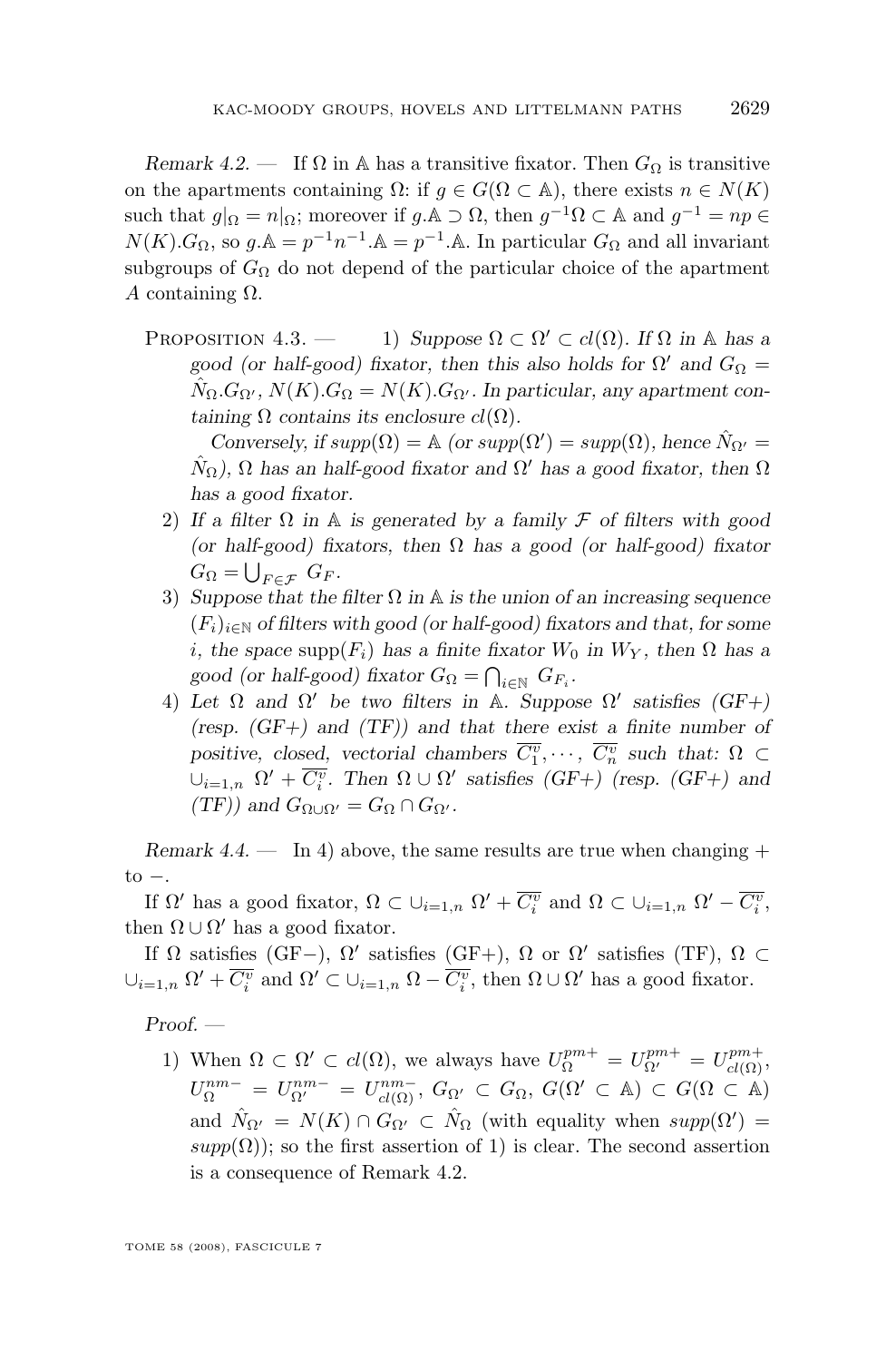*Remark 4.2.* — If $\Omega$ in $\mathbb{A}$ has a transitive fixator. Then $G_\Omega$ is transitive on the apartments containing $\Omega$: if $g \in G(\Omega \subset \mathbb{A})$, there exists $n \in N(K)$ such that $g|_\Omega = n|_\Omega$; moreover if $g.\mathbb{A} \supset \Omega$, then $g^{-1}\Omega \subset \mathbb{A}$ and $g^{-1} = np \in N(K).G_\Omega$, so $g.\mathbb{A} = p^{-1}n^{-1}.\mathbb{A} = p^{-1}.\mathbb{A}$. In particular $G_\Omega$ and all invariant subgroups of $G_\Omega$ do not depend of the particular choice of the apartment $A$ containing $\Omega$.

Proposition 4.3. —

1) *Suppose $\Omega \subset \Omega' \subset cl(\Omega)$. If $\Omega$ in $\mathbb{A}$ has a good (or half-good) fixator, then this also holds for $\Omega'$ and $G_\Omega = \hat{N}_\Omega.G_{\Omega'}$, $N(K).G_\Omega = N(K).G_{\Omega'}$. In particular, any apartment containing $\Omega$ contains its enclosure $cl(\Omega)$.*

   *Conversely, if $supp(\Omega) = \mathbb{A}$ (or $supp(\Omega') = supp(\Omega)$, hence $\hat{N}_{\Omega'} = \hat{N}_\Omega$), $\Omega$ has an half-good fixator and $\Omega'$ has a good fixator, then $\Omega$ has a good fixator.*
2) *If a filter $\Omega$ in $\mathbb{A}$ is generated by a family $\mathcal{F}$ of filters with good (or half-good) fixators, then $\Omega$ has a good (or half-good) fixator $G_\Omega = \bigcup_{F \in \mathcal{F}} G_F$.*
3) *Suppose that the filter $\Omega$ in $\mathbb{A}$ is the union of an increasing sequence $(F_i)_{i\in\mathbb{N}}$ of filters with good (or half-good) fixators and that, for some $i$, the space $\mathrm{supp}(F_i)$ has a finite fixator $W_0$ in $W_Y$, then $\Omega$ has a good (or half-good) fixator $G_\Omega = \bigcap_{i\in\mathbb{N}} G_{F_i}$.*
4) *Let $\Omega$ and $\Omega'$ be two filters in $\mathbb{A}$. Suppose $\Omega'$ satisfies (GF+) (resp. (GF+) and (TF)) and that there exist a finite number of positive, closed, vectorial chambers $\overline{C_1^v}, \cdots, \overline{C_n^v}$ such that: $\Omega \subset \cup_{i=1,n}\ \Omega' + \overline{C_i^v}$. Then $\Omega \cup \Omega'$ satisfies (GF+) (resp. (GF+) and (TF)) and $G_{\Omega\cup\Omega'} = G_\Omega \cap G_{\Omega'}$.*

*Remark 4.4.* — In 4) above, the same results are true when changing $+$ to $-$.

If $\Omega'$ has a good fixator, $\Omega \subset \cup_{i=1,n}\ \Omega' + \overline{C_i^v}$ and $\Omega \subset \cup_{i=1,n}\ \Omega' - \overline{C_i^v}$, then $\Omega \cup \Omega'$ has a good fixator.

If $\Omega$ satisfies (GF−), $\Omega'$ satisfies (GF+), $\Omega$ or $\Omega'$ satisfies (TF), $\Omega \subset \cup_{i=1,n}\ \Omega' + \overline{C_i^v}$ and $\Omega' \subset \cup_{i=1,n}\ \Omega - \overline{C_i^v}$, then $\Omega \cup \Omega'$ has a good fixator.

*Proof.* —

1) When $\Omega \subset \Omega' \subset cl(\Omega)$, we always have $U_\Omega^{pm+} = U_{\Omega'}^{pm+} = U_{cl(\Omega)}^{pm+}$, $U_\Omega^{nm-} = U_{\Omega'}^{nm-} = U_{cl(\Omega)}^{nm-}$, $G_{\Omega'} \subset G_\Omega$, $G(\Omega' \subset \mathbb{A}) \subset G(\Omega \subset \mathbb{A})$ and $\hat{N}_{\Omega'} = N(K) \cap G_{\Omega'} \subset \hat{N}_\Omega$ (with equality when $supp(\Omega') = supp(\Omega)$); so the first assertion of 1) is clear. The second assertion is a consequence of Remark 4.2.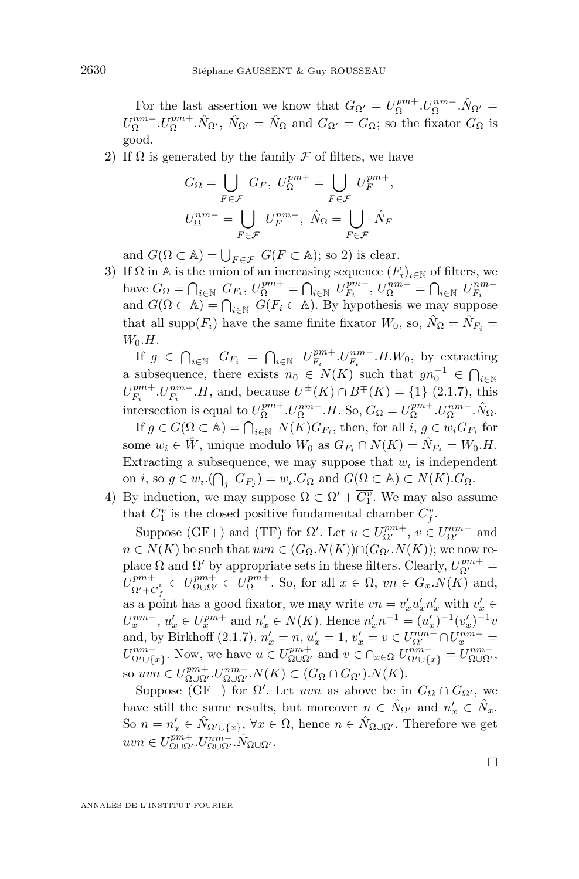For the last assertion we know that $G_{\Omega'} = U_\Omega^{pm+}.U_\Omega^{nm-}.\hat{N}_{\Omega'} = U_\Omega^{nm-}.U_\Omega^{pm+}.\hat{N}_{\Omega'}$, $\hat{N}_{\Omega'} = \hat{N}_\Omega$ and $G_{\Omega'} = G_\Omega$; so the fixator $G_\Omega$ is good.

2) If $\Omega$ is generated by the family $\mathcal{F}$ of filters, we have

$$G_\Omega = \bigcup_{F\in\mathcal{F}} G_F,\ U_\Omega^{pm+} = \bigcup_{F\in\mathcal{F}} U_F^{pm+},$$
$$U_\Omega^{nm-} = \bigcup_{F\in\mathcal{F}} U_F^{nm-},\ \hat{N}_\Omega = \bigcup_{F\in\mathcal{F}} \hat{N}_F$$

and $G(\Omega\subset\mathbb{A}) = \bigcup_{F\in\mathcal{F}} G(F\subset\mathbb{A})$; so 2) is clear.

3) If $\Omega$ in $\mathbb{A}$ is the union of an increasing sequence $(F_i)_{i\in\mathbb{N}}$ of filters, we have $G_\Omega = \bigcap_{i\in\mathbb{N}} G_{F_i}$, $U_\Omega^{pm+} = \bigcap_{i\in\mathbb{N}} U_{F_i}^{pm+}$, $U_\Omega^{nm-} = \bigcap_{i\in\mathbb{N}} U_{F_i}^{nm-}$ and $G(\Omega\subset\mathbb{A}) = \bigcap_{i\in\mathbb{N}} G(F_i\subset\mathbb{A})$. By hypothesis we may suppose that all $\mathrm{supp}(F_i)$ have the same finite fixator $W_0$, so, $\hat{N}_\Omega = \hat{N}_{F_i} = W_0.H$.

If $g\in\bigcap_{i\in\mathbb{N}} G_{F_i} = \bigcap_{i\in\mathbb{N}} U_{F_i}^{pm+}.U_{F_i}^{nm-}.H.W_0$, by extracting a subsequence, there exists $n_0\in N(K)$ such that $gn_0^{-1}\in\bigcap_{i\in\mathbb{N}} U_{F_i}^{pm+}.U_{F_i}^{nm-}.H$, and, because $U^\pm(K)\cap B^\mp(K) = \{1\}$ (2.1.7), this intersection is equal to $U_\Omega^{pm+}.U_\Omega^{nm-}.H$. So, $G_\Omega = U_\Omega^{pm+}.U_\Omega^{nm-}.\hat{N}_\Omega$.

If $g\in G(\Omega\subset\mathbb{A}) = \bigcap_{i\in\mathbb{N}} N(K)G_{F_i}$, then, for all $i$, $g\in w_iG_{F_i}$ for some $w_i\in\hat{W}$, unique modulo $W_0$ as $G_{F_i}\cap N(K) = \hat{N}_{F_i} = W_0.H$. Extracting a subsequence, we may suppose that $w_i$ is independent on $i$, so $g\in w_i.(\bigcap_j G_{F_j}) = w_i.G_\Omega$ and $G(\Omega\subset\mathbb{A})\subset N(K).G_\Omega$.

4) By induction, we may suppose $\Omega\subset\Omega'+\overline{C_1^v}$. We may also assume that $\overline{C_1^v}$ is the closed positive fundamental chamber $\overline{C_f^v}$.

Suppose (GF+) and (TF) for $\Omega'$. Let $u\in U_{\Omega'}^{pm+}$, $v\in U_{\Omega'}^{nm-}$ and $n\in N(K)$ be such that $uvn\in(G_\Omega.N(K))\cap(G_{\Omega'}.N(K))$; we now replace $\Omega$ and $\Omega'$ by appropriate sets in these filters. Clearly, $U_{\Omega'}^{pm+} = U_{\Omega'+\overline{C}_f^v}^{pm+}\subset U_{\Omega\cup\Omega'}^{pm+}\subset U_\Omega^{pm+}$. So, for all $x\in\Omega$, $vn\in G_x.N(K)$ and, as a point has a good fixator, we may write $vn = v'_xu'_xn'_x$ with $v'_x\in U_x^{nm-}$, $u'_x\in U_x^{pm+}$ and $n'_x\in N(K)$. Hence $n'_xn^{-1} = (u'_x)^{-1}(v'_x)^{-1}v$ and, by Birkhoff (2.1.7), $n'_x = n$, $u'_x = 1$, $v'_x = v\in U_{\Omega'}^{nm-}\cap U_x^{nm-} = U_{\Omega'\cup\{x\}}^{nm-}$. Now, we have $u\in U_{\Omega\cup\Omega'}^{pm+}$ and $v\in\cap_{x\in\Omega} U_{\Omega'\cup\{x\}}^{nm-} = U_{\Omega\cup\Omega'}^{nm-}$, so $uvn\in U_{\Omega\cup\Omega'}^{pm+}.U_{\Omega\cup\Omega'}^{nm-}.N(K)\subset(G_\Omega\cap G_{\Omega'}).N(K)$.

Suppose (GF+) for $\Omega'$. Let $uvn$ as above be in $G_\Omega\cap G_{\Omega'}$, we have still the same results, but moreover $n\in\hat{N}_{\Omega'}$ and $n'_x\in\hat{N}_x$. So $n = n'_x\in\hat{N}_{\Omega'\cup\{x\}}$, $\forall x\in\Omega$, hence $n\in\hat{N}_{\Omega\cup\Omega'}$. Therefore we get $uvn\in U_{\Omega\cup\Omega'}^{pm+}.U_{\Omega\cup\Omega'}^{nm-}.\hat{N}_{\Omega\cup\Omega'}$.

□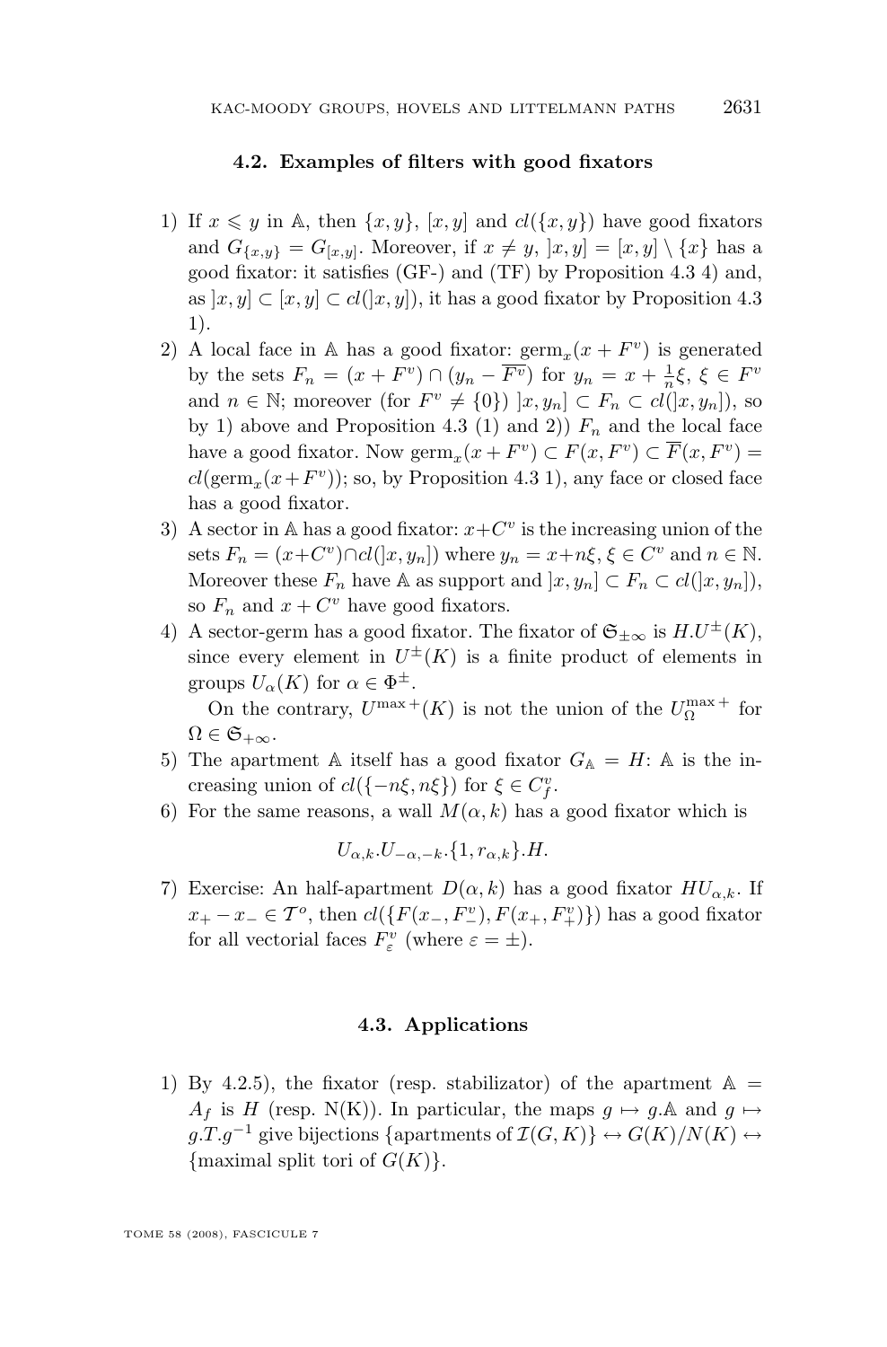### 4.2. Examples of filters with good fixators

1) If $x \leqslant y$ in $\mathbb{A}$, then $\{x,y\}$, $[x,y]$ and $cl(\{x,y\})$ have good fixators and $G_{\{x,y\}} = G_{[x,y]}$. Moreover, if $x \neq y$, $]x,y] = [x,y] \setminus \{x\}$ has a good fixator: it satisfies (GF-) and (TF) by Proposition 4.3 4) and, as $]x,y] \subset [x,y] \subset cl(]x,y])$, it has a good fixator by Proposition 4.3 1).
2) A local face in $\mathbb{A}$ has a good fixator: $\mathrm{germ}_x(x+F^v)$ is generated by the sets $F_n = (x+F^v) \cap (y_n - \overline{F^v})$ for $y_n = x + \frac{1}{n}\xi$, $\xi \in F^v$ and $n \in \mathbb{N}$; moreover (for $F^v \neq \{0\}$) $]x,y_n] \subset F_n \subset cl(]x,y_n])$, so by 1) above and Proposition 4.3 (1) and 2)) $F_n$ and the local face have a good fixator. Now $\mathrm{germ}_x(x+F^v) \subset F(x,F^v) \subset \overline{F}(x,F^v) = cl(\mathrm{germ}_x(x+F^v))$; so, by Proposition 4.3 1), any face or closed face has a good fixator.
3) A sector in $\mathbb{A}$ has a good fixator: $x+C^v$ is the increasing union of the sets $F_n = (x+C^v) \cap cl(]x,y_n])$ where $y_n = x+n\xi$, $\xi \in C^v$ and $n \in \mathbb{N}$. Moreover these $F_n$ have $\mathbb{A}$ as support and $]x,y_n] \subset F_n \subset cl(]x,y_n])$, so $F_n$ and $x+C^v$ have good fixators.
4) A sector-germ has a good fixator. The fixator of $\mathfrak{S}_{\pm\infty}$ is $H.U^{\pm}(K)$, since every element in $U^{\pm}(K)$ is a finite product of elements in groups $U_\alpha(K)$ for $\alpha \in \Phi^{\pm}$.

   On the contrary, $U^{\max +}(K)$ is not the union of the $U_\Omega^{\max +}$ for $\Omega \in \mathfrak{S}_{+\infty}$.
5) The apartment $\mathbb{A}$ itself has a good fixator $G_{\mathbb{A}} = H$: $\mathbb{A}$ is the increasing union of $cl(\{-n\xi, n\xi\})$ for $\xi \in C_f^v$.
6) For the same reasons, a wall $M(\alpha,k)$ has a good fixator which is
$$U_{\alpha,k}.U_{-\alpha,-k}.\{1, r_{\alpha,k}\}.H.$$
7) Exercise: An half-apartment $D(\alpha,k)$ has a good fixator $HU_{\alpha,k}$. If $x_+ - x_- \in \mathcal{T}^o$, then $cl(\{F(x_-,F_-^v), F(x_+,F_+^v)\})$ has a good fixator for all vectorial faces $F_\varepsilon^v$ (where $\varepsilon = \pm$).

### 4.3. Applications

1) By 4.2.5), the fixator (resp. stabilizator) of the apartment $\mathbb{A} = A_f$ is $H$ (resp. N(K)). In particular, the maps $g \mapsto g.\mathbb{A}$ and $g \mapsto g.T.g^{-1}$ give bijections $\{\text{apartments of } \mathcal{I}(G,K)\} \leftrightarrow G(K)/N(K) \leftrightarrow \{\text{maximal split tori of } G(K)\}$.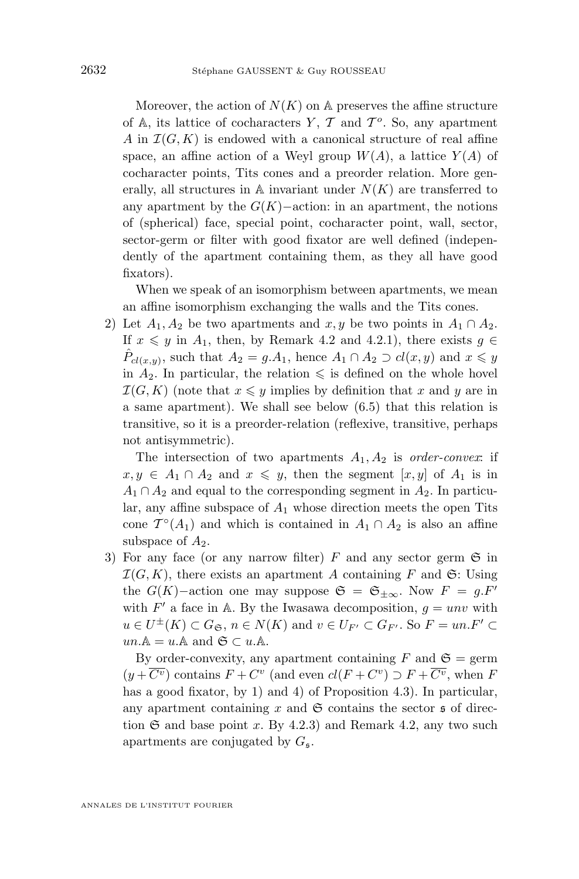Moreover, the action of $N(K)$ on $\mathbb{A}$ preserves the affine structure of $\mathbb{A}$, its lattice of cocharacters $Y$, $\mathcal{T}$ and $\mathcal{T}^o$. So, any apartment $A$ in $\mathcal{I}(G,K)$ is endowed with a canonical structure of real affine space, an affine action of a Weyl group $W(A)$, a lattice $Y(A)$ of cocharacter points, Tits cones and a preorder relation. More generally, all structures in $\mathbb{A}$ invariant under $N(K)$ are transferred to any apartment by the $G(K)-$action: in an apartment, the notions of (spherical) face, special point, cocharacter point, wall, sector, sector-germ or filter with good fixator are well defined (independently of the apartment containing them, as they all have good fixators).

When we speak of an isomorphism between apartments, we mean an affine isomorphism exchanging the walls and the Tits cones.

2) Let $A_1, A_2$ be two apartments and $x, y$ be two points in $A_1 \cap A_2$. If $x \leqslant y$ in $A_1$, then, by Remark 4.2 and 4.2.1), there exists $g \in \hat{P}_{cl(x,y)}$, such that $A_2 = g.A_1$, hence $A_1 \cap A_2 \supset cl(x,y)$ and $x \leqslant y$ in $A_2$. In particular, the relation $\leqslant$ is defined on the whole hovel $\mathcal{I}(G,K)$ (note that $x \leqslant y$ implies by definition that $x$ and $y$ are in a same apartment). We shall see below (6.5) that this relation is transitive, so it is a preorder-relation (reflexive, transitive, perhaps not antisymmetric).

The intersection of two apartments $A_1, A_2$ is *order-convex*: if $x, y \in A_1 \cap A_2$ and $x \leqslant y$, then the segment $[x,y]$ of $A_1$ is in $A_1 \cap A_2$ and equal to the corresponding segment in $A_2$. In particular, any affine subspace of $A_1$ whose direction meets the open Tits cone $\mathcal{T}^\circ(A_1)$ and which is contained in $A_1 \cap A_2$ is also an affine subspace of $A_2$.

3) For any face (or any narrow filter) $F$ and any sector germ $\mathfrak{S}$ in $\mathcal{I}(G,K)$, there exists an apartment $A$ containing $F$ and $\mathfrak{S}$: Using the $G(K)-$action one may suppose $\mathfrak{S} = \mathfrak{S}_{\pm\infty}$. Now $F = g.F'$ with $F'$ a face in $\mathbb{A}$. By the Iwasawa decomposition, $g = unv$ with $u \in U^{\pm}(K) \subset G_{\mathfrak{S}}$, $n \in N(K)$ and $v \in U_{F'} \subset G_{F'}$. So $F = un.F' \subset un.\mathbb{A} = u.\mathbb{A}$ and $\mathfrak{S} \subset u.\mathbb{A}$.

By order-convexity, any apartment containing $F$ and $\mathfrak{S} =$ germ $(y + \overline{C^v})$ contains $F + C^v$ (and even $cl(F + C^v) \supset F + \overline{C^v}$, when $F$ has a good fixator, by 1) and 4) of Proposition 4.3). In particular, any apartment containing $x$ and $\mathfrak{S}$ contains the sector $\mathfrak{s}$ of direction $\mathfrak{S}$ and base point $x$. By 4.2.3) and Remark 4.2, any two such apartments are conjugated by $G_{\mathfrak{s}}$.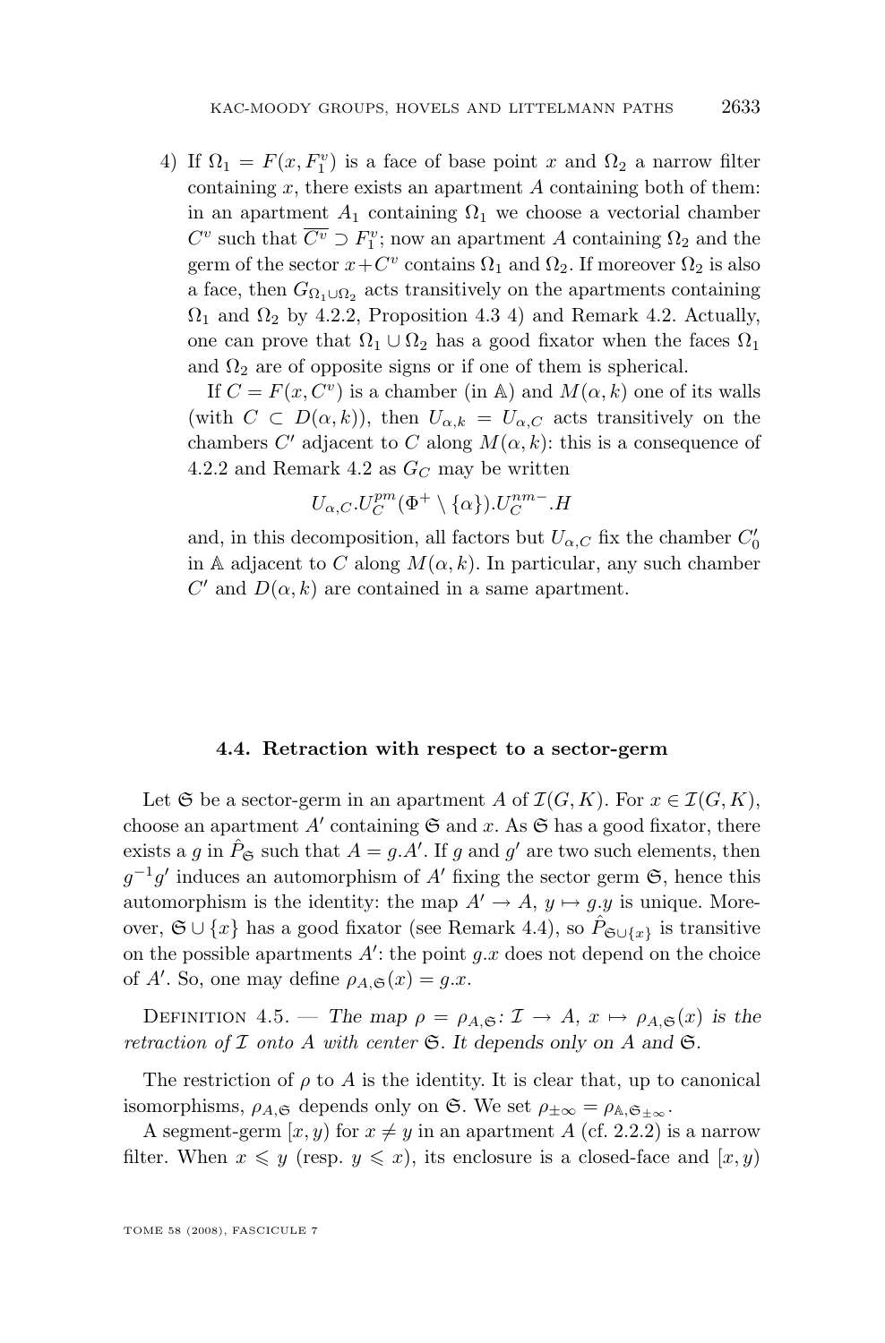4) If $\Omega_1 = F(x, F_1^v)$ is a face of base point $x$ and $\Omega_2$ a narrow filter containing $x$, there exists an apartment $A$ containing both of them: in an apartment $A_1$ containing $\Omega_1$ we choose a vectorial chamber $C^v$ such that $\overline{C^v} \supset F_1^v$; now an apartment $A$ containing $\Omega_2$ and the germ of the sector $x + C^v$ contains $\Omega_1$ and $\Omega_2$. If moreover $\Omega_2$ is also a face, then $G_{\Omega_1 \cup \Omega_2}$ acts transitively on the apartments containing $\Omega_1$ and $\Omega_2$ by 4.2.2, Proposition 4.3 4) and Remark 4.2. Actually, one can prove that $\Omega_1 \cup \Omega_2$ has a good fixator when the faces $\Omega_1$ and $\Omega_2$ are of opposite signs or if one of them is spherical.

If $C = F(x, C^v)$ is a chamber (in $\mathbb{A}$) and $M(\alpha, k)$ one of its walls (with $C \subset D(\alpha, k)$), then $U_{\alpha,k} = U_{\alpha,C}$ acts transitively on the chambers $C'$ adjacent to $C$ along $M(\alpha, k)$: this is a consequence of 4.2.2 and Remark 4.2 as $G_C$ may be written

$$U_{\alpha,C}.U_C^{pm}(\Phi^+ \setminus \{\alpha\}).U_C^{nm-}.H$$

and, in this decomposition, all factors but $U_{\alpha,C}$ fix the chamber $C_0'$ in $\mathbb{A}$ adjacent to $C$ along $M(\alpha, k)$. In particular, any such chamber $C'$ and $D(\alpha, k)$ are contained in a same apartment.

### 4.4. Retraction with respect to a sector-germ

Let $\mathfrak{S}$ be a sector-germ in an apartment $A$ of $\mathcal{I}(G, K)$. For $x \in \mathcal{I}(G, K)$, choose an apartment $A'$ containing $\mathfrak{S}$ and $x$. As $\mathfrak{S}$ has a good fixator, there exists a $g$ in $\hat{P}_{\mathfrak{S}}$ such that $A = g.A'$. If $g$ and $g'$ are two such elements, then $g^{-1}g'$ induces an automorphism of $A'$ fixing the sector germ $\mathfrak{S}$, hence this automorphism is the identity: the map $A' \to A$, $y \mapsto g.y$ is unique. Moreover, $\mathfrak{S} \cup \{x\}$ has a good fixator (see Remark 4.4), so $\hat{P}_{\mathfrak{S} \cup \{x\}}$ is transitive on the possible apartments $A'$: the point $g.x$ does not depend on the choice of $A'$. So, one may define $\rho_{A,\mathfrak{S}}(x) = g.x$.

Definition 4.5. — *The map $\rho = \rho_{A,\mathfrak{S}} \colon \mathcal{I} \to A$, $x \mapsto \rho_{A,\mathfrak{S}}(x)$ is the retraction of $\mathcal{I}$ onto $A$ with center $\mathfrak{S}$. It depends only on $A$ and $\mathfrak{S}$.*

The restriction of $\rho$ to $A$ is the identity. It is clear that, up to canonical isomorphisms, $\rho_{A,\mathfrak{S}}$ depends only on $\mathfrak{S}$. We set $\rho_{\pm\infty} = \rho_{\mathbb{A},\mathfrak{S}_{\pm\infty}}$.

A segment-germ $[x, y)$ for $x \neq y$ in an apartment $A$ (cf. 2.2.2) is a narrow filter. When $x \leqslant y$ (resp. $y \leqslant x$), its enclosure is a closed-face and $[x, y)$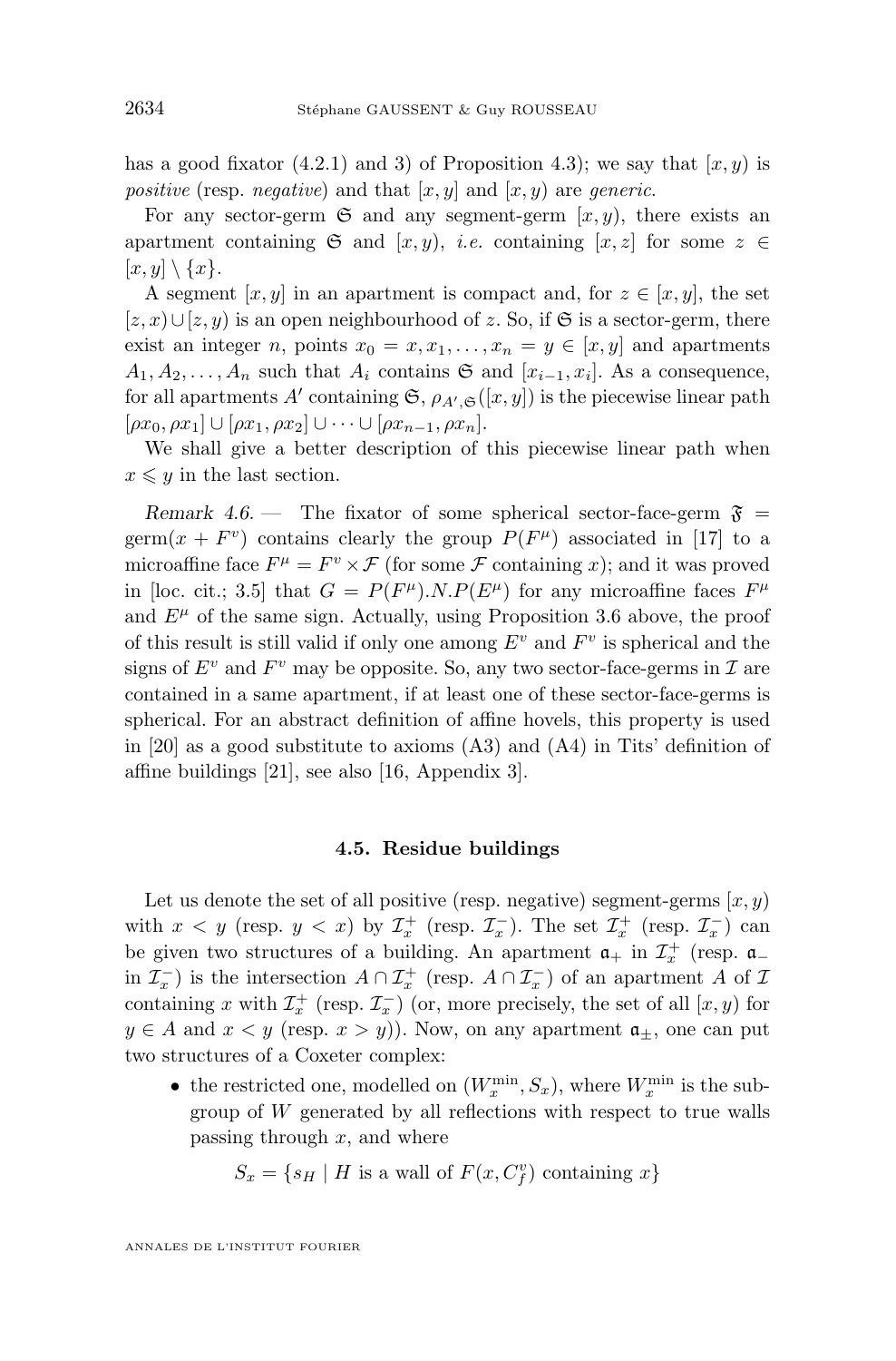has a good fixator (4.2.1) and 3) of Proposition 4.3); we say that $[x, y)$ is *positive* (resp. *negative*) and that $[x, y]$ and $[x, y)$ are *generic*.

For any sector-germ $\mathfrak{S}$ and any segment-germ $[x, y)$, there exists an apartment containing $\mathfrak{S}$ and $[x, y)$, *i.e.* containing $[x, z]$ for some $z \in [x, y] \setminus \{x\}$.

A segment $[x, y]$ in an apartment is compact and, for $z \in [x, y]$, the set $[z, x) \cup [z, y)$ is an open neighbourhood of $z$. So, if $\mathfrak{S}$ is a sector-germ, there exist an integer $n$, points $x_0 = x, x_1, \ldots, x_n = y \in [x, y]$ and apartments $A_1, A_2, \ldots, A_n$ such that $A_i$ contains $\mathfrak{S}$ and $[x_{i-1}, x_i]$. As a consequence, for all apartments $A'$ containing $\mathfrak{S}$, $\rho_{A',\mathfrak{S}}([x, y])$ is the piecewise linear path $[\rho x_0, \rho x_1] \cup [\rho x_1, \rho x_2] \cup \cdots \cup [\rho x_{n-1}, \rho x_n]$.

We shall give a better description of this piecewise linear path when $x \leqslant y$ in the last section.

*Remark 4.6.* — The fixator of some spherical sector-face-germ $\mathfrak{F} = \text{germ}(x + F^v)$ contains clearly the group $P(F^\mu)$ associated in [17] to a microaffine face $F^\mu = F^v \times \mathcal{F}$ (for some $\mathcal{F}$ containing $x$); and it was proved in [loc. cit.; 3.5] that $G = P(F^\mu).N.P(E^\mu)$ for any microaffine faces $F^\mu$ and $E^\mu$ of the same sign. Actually, using Proposition 3.6 above, the proof of this result is still valid if only one among $E^v$ and $F^v$ is spherical and the signs of $E^v$ and $F^v$ may be opposite. So, any two sector-face-germs in $\mathcal{I}$ are contained in a same apartment, if at least one of these sector-face-germs is spherical. For an abstract definition of affine hovels, this property is used in [20] as a good substitute to axioms (A3) and (A4) in Tits' definition of affine buildings [21], see also [16, Appendix 3].

### 4.5. Residue buildings

Let us denote the set of all positive (resp. negative) segment-germs $[x, y)$ with $x < y$ (resp. $y < x$) by $\mathcal{I}_x^+$ (resp. $\mathcal{I}_x^-$). The set $\mathcal{I}_x^+$ (resp. $\mathcal{I}_x^-$) can be given two structures of a building. An apartment $\mathfrak{a}_+$ in $\mathcal{I}_x^+$ (resp. $\mathfrak{a}_-$ in $\mathcal{I}_x^-$) is the intersection $A \cap \mathcal{I}_x^+$ (resp. $A \cap \mathcal{I}_x^-$) of an apartment $A$ of $\mathcal{I}$ containing $x$ with $\mathcal{I}_x^+$ (resp. $\mathcal{I}_x^-$) (or, more precisely, the set of all $[x, y)$ for $y \in A$ and $x < y$ (resp. $x > y$)). Now, on any apartment $\mathfrak{a}_\pm$, one can put two structures of a Coxeter complex:

- the restricted one, modelled on $(W_x^{\min}, S_x)$, where $W_x^{\min}$ is the subgroup of $W$ generated by all reflections with respect to true walls passing through $x$, and where

$$S_x = \{s_H \mid H \text{ is a wall of } F(x, C_f^v) \text{ containing } x\}$$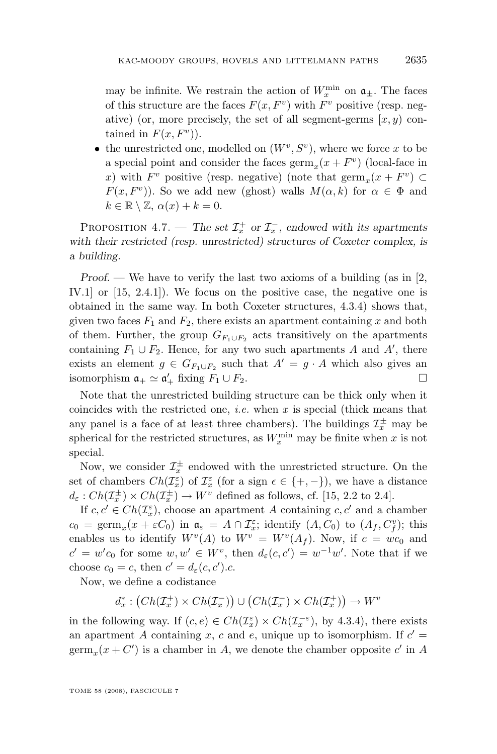may be infinite. We restrain the action of $W_x^{\min}$ on $\mathfrak{a}_{\pm}$. The faces of this structure are the faces $F(x, F^v)$ with $F^v$ positive (resp. negative) (or, more precisely, the set of all segment-germs $[x, y)$ contained in $F(x, F^v)$).

- the unrestricted one, modelled on $(W^v, S^v)$, where we force $x$ to be a special point and consider the faces $\mathrm{germ}_x(x + F^v)$ (local-face in $x$) with $F^v$ positive (resp. negative) (note that $\mathrm{germ}_x(x + F^v) \subset F(x, F^v)$). So we add new (ghost) walls $M(\alpha, k)$ for $\alpha \in \Phi$ and $k \in \mathbb{R} \setminus \mathbb{Z}$, $\alpha(x) + k = 0$.

Proposition 4.7. — *The set $\mathcal{I}_x^+$ or $\mathcal{I}_x^-$, endowed with its apartments with their restricted (resp. unrestricted) structures of Coxeter complex, is a building.*

*Proof.* — We have to verify the last two axioms of a building (as in [2, IV.1] or [15, 2.4.1]). We focus on the positive case, the negative one is obtained in the same way. In both Coxeter structures, 4.3.4) shows that, given two faces $F_1$ and $F_2$, there exists an apartment containing $x$ and both of them. Further, the group $G_{F_1 \cup F_2}$ acts transitively on the apartments containing $F_1 \cup F_2$. Hence, for any two such apartments $A$ and $A'$, there exists an element $g \in G_{F_1 \cup F_2}$ such that $A' = g \cdot A$ which also gives an isomorphism $\mathfrak{a}_+ \simeq \mathfrak{a}'_+$ fixing $F_1 \cup F_2$. □

Note that the unrestricted building structure can be thick only when it coincides with the restricted one, *i.e.* when $x$ is special (thick means that any panel is a face of at least three chambers). The buildings $\mathcal{I}_x^{\pm}$ may be spherical for the restricted structures, as $W_x^{\min}$ may be finite when $x$ is not special.

Now, we consider $\mathcal{I}_x^{\pm}$ endowed with the unrestricted structure. On the set of chambers $Ch(\mathcal{I}_x^{\varepsilon})$ of $\mathcal{I}_x^{\varepsilon}$ (for a sign $\epsilon \in \{+, -\}$), we have a distance $d_{\varepsilon} : Ch(\mathcal{I}_x^{\pm}) \times Ch(\mathcal{I}_x^{\pm}) \to W^v$ defined as follows, cf. [15, 2.2 to 2.4].

If $c, c' \in Ch(\mathcal{I}_x^{\varepsilon})$, choose an apartment $A$ containing $c, c'$ and a chamber $c_0 = \mathrm{germ}_x(x + \varepsilon C_0)$ in $\mathfrak{a}_{\varepsilon} = A \cap \mathcal{I}_x^{\varepsilon}$; identify $(A, C_0)$ to $(A_f, C_f^v)$; this enables us to identify $W^v(A)$ to $W^v = W^v(A_f)$. Now, if $c = wc_0$ and $c' = w'c_0$ for some $w, w' \in W^v$, then $d_{\varepsilon}(c, c') = w^{-1}w'$. Note that if we choose $c_0 = c$, then $c' = d_{\varepsilon}(c, c').c$.

Now, we define a codistance

$$d_x^* : \big(Ch(\mathcal{I}_x^+) \times Ch(\mathcal{I}_x^-)\big) \cup \big(Ch(\mathcal{I}_x^-) \times Ch(\mathcal{I}_x^+)\big) \to W^v$$

in the following way. If $(c, e) \in Ch(\mathcal{I}_x^{\varepsilon}) \times Ch(\mathcal{I}_x^{-\varepsilon})$, by 4.3.4), there exists an apartment $A$ containing $x$, $c$ and $e$, unique up to isomorphism. If $c' = \mathrm{germ}_x(x + C')$ is a chamber in $A$, we denote the chamber opposite $c'$ in $A$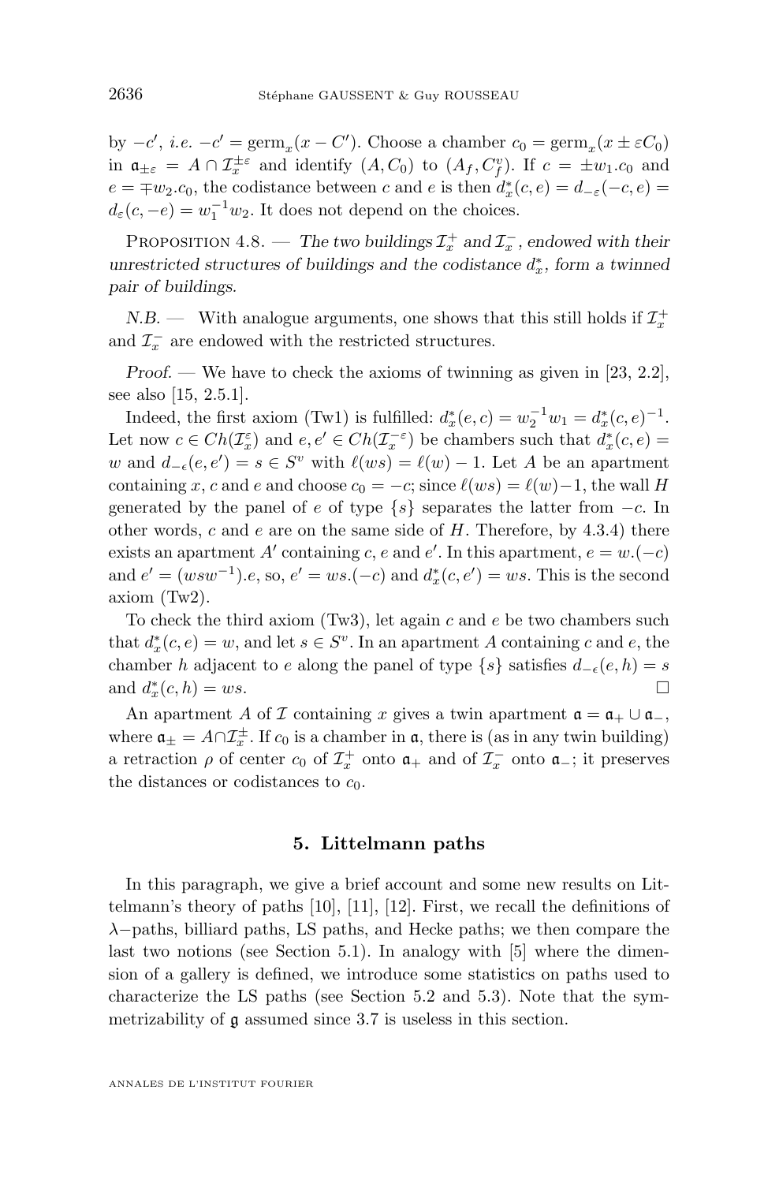by $-c'$, *i.e.* $-c' = \text{germ}_x(x - C')$. Choose a chamber $c_0 = \text{germ}_x(x \pm \varepsilon C_0)$ in $\mathfrak{a}_{\pm\varepsilon} = A \cap \mathcal{I}_x^{\pm\varepsilon}$ and identify $(A, C_0)$ to $(A_f, C_f^v)$. If $c = \pm w_1.c_0$ and $e = \mp w_2.c_0$, the codistance between $c$ and $e$ is then $d_x^*(c,e) = d_{-\varepsilon}(-c, e) = d_\varepsilon(c, -e) = w_1^{-1}w_2$. It does not depend on the choices.

Proposition 4.8. — *The two buildings $\mathcal{I}_x^+$ and $\mathcal{I}_x^-$, endowed with their unrestricted structures of buildings and the codistance $d_x^*$, form a twinned pair of buildings.*

*N.B.* — With analogue arguments, one shows that this still holds if $\mathcal{I}_x^+$ and $\mathcal{I}_x^-$ are endowed with the restricted structures.

*Proof.* — We have to check the axioms of twinning as given in [23, 2.2], see also [15, 2.5.1].

Indeed, the first axiom (Tw1) is fulfilled: $d_x^*(e,c) = w_2^{-1}w_1 = d_x^*(c,e)^{-1}$. Let now $c \in Ch(\mathcal{I}_x^\varepsilon)$ and $e, e' \in Ch(\mathcal{I}_x^{-\varepsilon})$ be chambers such that $d_x^*(c,e) = w$ and $d_{-\epsilon}(e,e') = s \in S^v$ with $\ell(ws) = \ell(w) - 1$. Let $A$ be an apartment containing $x$, $c$ and $e$ and choose $c_0 = -c$; since $\ell(ws) = \ell(w) - 1$, the wall $H$ generated by the panel of $e$ of type $\{s\}$ separates the latter from $-c$. In other words, $c$ and $e$ are on the same side of $H$. Therefore, by 4.3.4) there exists an apartment $A'$ containing $c$, $e$ and $e'$. In this apartment, $e = w.(-c)$ and $e' = (wsw^{-1}).e$, so, $e' = ws.(-c)$ and $d_x^*(c,e') = ws$. This is the second axiom (Tw2).

To check the third axiom (Tw3), let again $c$ and $e$ be two chambers such that $d_x^*(c,e) = w$, and let $s \in S^v$. In an apartment $A$ containing $c$ and $e$, the chamber $h$ adjacent to $e$ along the panel of type $\{s\}$ satisfies $d_{-\epsilon}(e,h) = s$ and $d_x^*(c,h) = ws$. □

An apartment $A$ of $\mathcal{I}$ containing $x$ gives a twin apartment $\mathfrak{a} = \mathfrak{a}_+ \cup \mathfrak{a}_-$, where $\mathfrak{a}_\pm = A \cap \mathcal{I}_x^\pm$. If $c_0$ is a chamber in $\mathfrak{a}$, there is (as in any twin building) a retraction $\rho$ of center $c_0$ of $\mathcal{I}_x^+$ onto $\mathfrak{a}_+$ and of $\mathcal{I}_x^-$ onto $\mathfrak{a}_-$; it preserves the distances or codistances to $c_0$.

## 5. Littelmann paths

In this paragraph, we give a brief account and some new results on Littelmann's theory of paths [10], [11], [12]. First, we recall the definitions of $\lambda$−paths, billiard paths, LS paths, and Hecke paths; we then compare the last two notions (see Section 5.1). In analogy with [5] where the dimension of a gallery is defined, we introduce some statistics on paths used to characterize the LS paths (see Section 5.2 and 5.3). Note that the symmetrizability of $\mathfrak{g}$ assumed since 3.7 is useless in this section.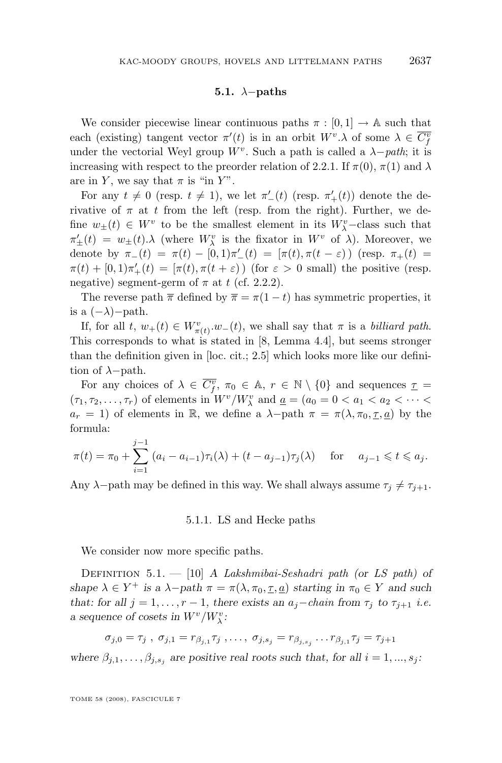### 5.1. $\lambda-$paths

We consider piecewise linear continuous paths $\pi : [0,1] \to \mathbb{A}$ such that each (existing) tangent vector $\pi'(t)$ is in an orbit $W^v.\lambda$ of some $\lambda \in \overline{C^v_f}$ under the vectorial Weyl group $W^v$. Such a path is called a $\lambda-$*path*; it is increasing with respect to the preorder relation of 2.2.1. If $\pi(0)$, $\pi(1)$ and $\lambda$ are in $Y$, we say that $\pi$ is "in $Y$".

For any $t \neq 0$ (resp. $t \neq 1$), we let $\pi'_-(t)$ (resp. $\pi'_+(t)$) denote the derivative of $\pi$ at $t$ from the left (resp. from the right). Further, we define $w_\pm(t) \in W^v$ to be the smallest element in its $W^v_\lambda-$class such that $\pi'_\pm(t) = w_\pm(t).\lambda$ (where $W^v_\lambda$ is the fixator in $W^v$ of $\lambda$). Moreover, we denote by $\pi_-(t) = \pi(t) - [0,1)\pi'_-(t) = [\pi(t), \pi(t-\varepsilon))$ (resp. $\pi_+(t) = \pi(t) + [0,1)\pi'_+(t) = [\pi(t), \pi(t+\varepsilon))$ (for $\varepsilon > 0$ small) the positive (resp. negative) segment-germ of $\pi$ at $t$ (cf. 2.2.2).

The reverse path $\overline{\pi}$ defined by $\overline{\pi} = \pi(1-t)$ has symmetric properties, it is a $(-\lambda)-$path.

If, for all $t$, $w_+(t) \in W^v_{\pi(t)}.w_-(t)$, we shall say that $\pi$ is a *billiard path*. This corresponds to what is stated in [8, Lemma 4.4], but seems stronger than the definition given in [loc. cit.; 2.5] which looks more like our definition of $\lambda-$path.

For any choices of $\lambda \in \overline{C^v_f}$, $\pi_0 \in \mathbb{A}$, $r \in \mathbb{N} \setminus \{0\}$ and sequences $\underline{\tau} = (\tau_1, \tau_2, \ldots, \tau_r)$ of elements in $W^v/W^v_\lambda$ and $\underline{a} = (a_0 = 0 < a_1 < a_2 < \cdots < a_r = 1)$ of elements in $\mathbb{R}$, we define a $\lambda-$path $\pi = \pi(\lambda, \pi_0, \underline{\tau}, \underline{a})$ by the formula:

$$\pi(t) = \pi_0 + \sum_{i=1}^{j-1} (a_i - a_{i-1})\tau_i(\lambda) + (t - a_{j-1})\tau_j(\lambda) \quad \text{for} \quad a_{j-1} \leqslant t \leqslant a_j.$$

Any $\lambda-$path may be defined in this way. We shall always assume $\tau_j \neq \tau_{j+1}$.

#### 5.1.1. LS and Hecke paths

We consider now more specific paths.

DEFINITION 5.1. — [10] *A Lakshmibai-Seshadri path (or LS path) of shape $\lambda \in Y^+$ is a $\lambda-$path $\pi = \pi(\lambda, \pi_0, \underline{\tau}, \underline{a})$ starting in $\pi_0 \in Y$ and such that: for all $j = 1, \ldots, r-1$, there exists an $a_j-$chain from $\tau_j$ to $\tau_{j+1}$ i.e. a sequence of cosets in $W^v/W^v_\lambda$:*

$$\sigma_{j,0} = \tau_j \ , \ \sigma_{j,1} = r_{\beta_{j,1}}\tau_j \ , \ldots, \ \sigma_{j,s_j} = r_{\beta_{j,s_j}} \ldots r_{\beta_{j,1}}\tau_j = \tau_{j+1}$$

*where $\beta_{j,1}, \ldots, \beta_{j,s_j}$ are positive real roots such that, for all $i = 1, ..., s_j$:*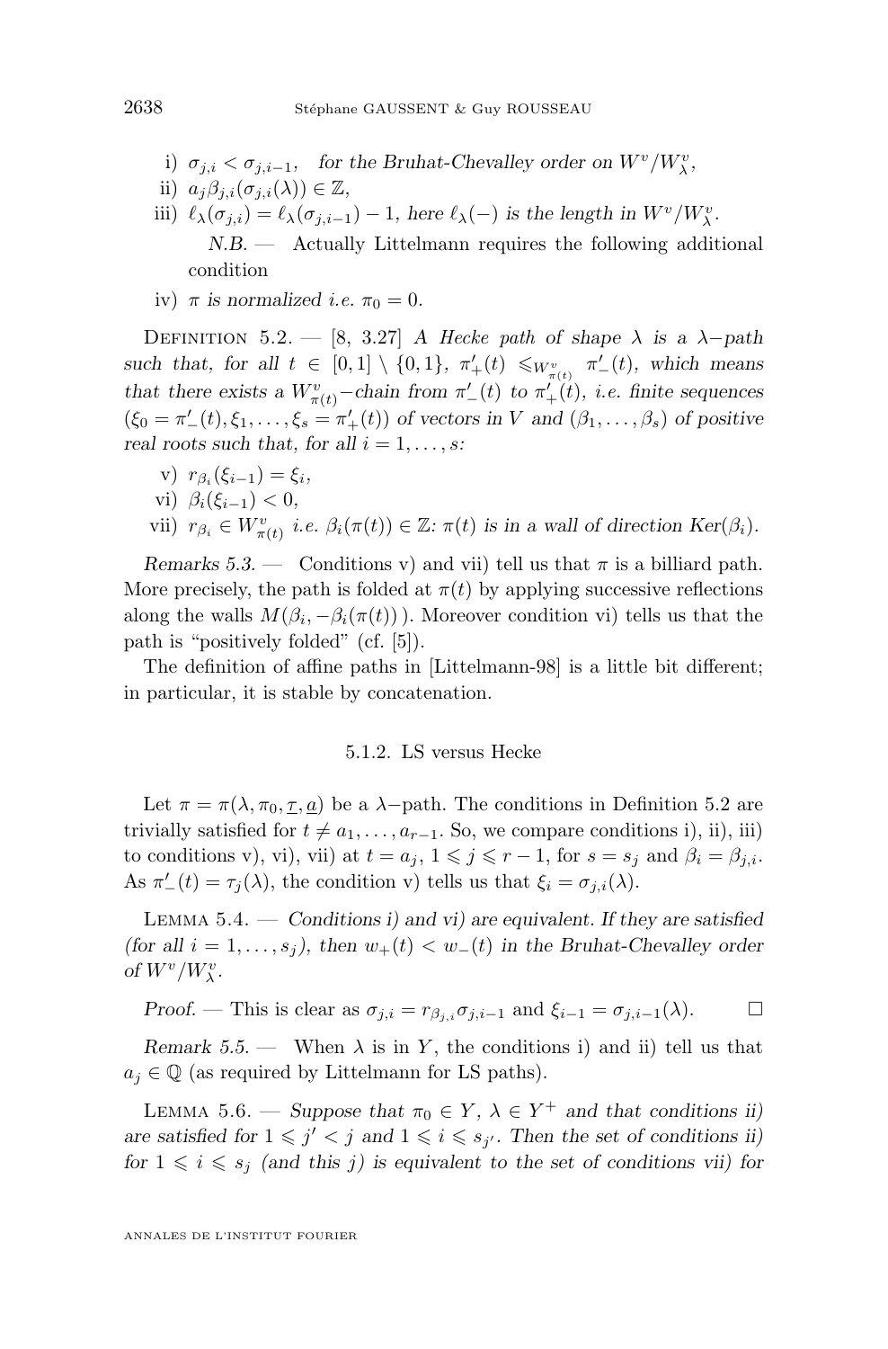i) $\sigma_{j,i} < \sigma_{j,i-1}$, *for the Bruhat-Chevalley order on* $W^v/W^v_\lambda$,

ii) $a_j\beta_{j,i}(\sigma_{j,i}(\lambda)) \in \mathbb{Z}$,

iii) $\ell_\lambda(\sigma_{j,i}) = \ell_\lambda(\sigma_{j,i-1}) - 1$, *here* $\ell_\lambda(-)$ *is the length in* $W^v/W^v_\lambda$.

*N.B.* — Actually Littelmann requires the following additional condition

iv) $\pi$ *is normalized i.e.* $\pi_0 = 0$.

Definition 5.2. — [8, 3.27] *A Hecke path of shape* $\lambda$ *is a* $\lambda-$*path such that, for all* $t \in [0,1] \setminus \{0,1\}$, $\pi'_+(t) \leqslant_{W^v_{\pi(t)}} \pi'_-(t)$, *which means that there exists a* $W^v_{\pi(t)}-$*chain from* $\pi'_-(t)$ *to* $\pi'_+(t)$, *i.e. finite sequences* $(\xi_0 = \pi'_-(t), \xi_1, \dots, \xi_s = \pi'_+(t))$ *of vectors in* $V$ *and* $(\beta_1, \dots, \beta_s)$ *of positive real roots such that, for all* $i = 1, \dots, s$:

v) $r_{\beta_i}(\xi_{i-1}) = \xi_i$,

vi) $\beta_i(\xi_{i-1}) < 0$,

vii) $r_{\beta_i} \in W^v_{\pi(t)}$ *i.e.* $\beta_i(\pi(t)) \in \mathbb{Z}$: $\pi(t)$ *is in a wall of direction* $Ker(\beta_i)$.

*Remarks 5.3.* — Conditions v) and vii) tell us that $\pi$ is a billiard path. More precisely, the path is folded at $\pi(t)$ by applying successive reflections along the walls $M(\beta_i, -\beta_i(\pi(t)))$. Moreover condition vi) tells us that the path is "positively folded" (cf. [5]).

The definition of affine paths in [Littelmann-98] is a little bit different; in particular, it is stable by concatenation.

### 5.1.2. LS versus Hecke

Let $\pi = \pi(\lambda, \pi_0, \underline{\tau}, \underline{a})$ be a $\lambda-$path. The conditions in Definition 5.2 are trivially satisfied for $t \neq a_1, \dots, a_{r-1}$. So, we compare conditions i), ii), iii) to conditions v), vi), vii) at $t = a_j$, $1 \leqslant j \leqslant r-1$, for $s = s_j$ and $\beta_i = \beta_{j,i}$. As $\pi'_-(t) = \tau_j(\lambda)$, the condition v) tells us that $\xi_i = \sigma_{j,i}(\lambda)$.

Lemma 5.4. — *Conditions i) and vi) are equivalent. If they are satisfied (for all* $i = 1, \dots, s_j$*), then* $w_+(t) < w_-(t)$ *in the Bruhat-Chevalley order of* $W^v/W^v_\lambda$.

*Proof.* — This is clear as $\sigma_{j,i} = r_{\beta_{j,i}}\sigma_{j,i-1}$ and $\xi_{i-1} = \sigma_{j,i-1}(\lambda)$. □

*Remark 5.5.* — When $\lambda$ is in $Y$, the conditions i) and ii) tell us that $a_j \in \mathbb{Q}$ (as required by Littelmann for LS paths).

Lemma 5.6. — *Suppose that* $\pi_0 \in Y$, $\lambda \in Y^+$ *and that conditions ii) are satisfied for* $1 \leqslant j' < j$ *and* $1 \leqslant i \leqslant s_{j'}$. *Then the set of conditions ii) for* $1 \leqslant i \leqslant s_j$ *(and this* $j$*) is equivalent to the set of conditions vii) for*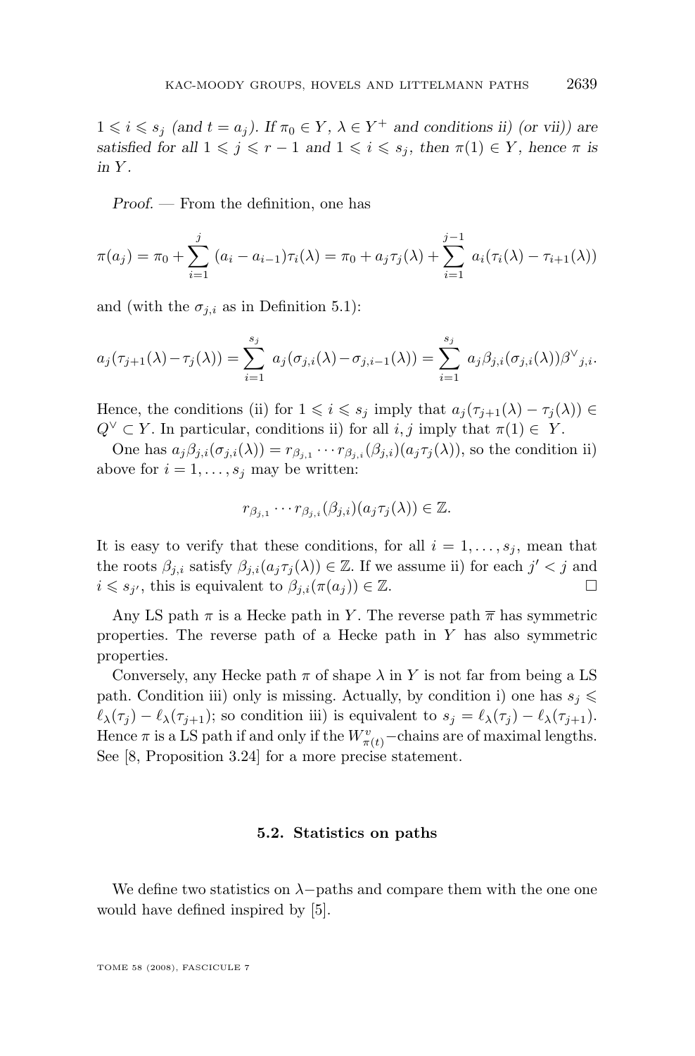$1 \leqslant i \leqslant s_j$ *(and $t = a_j$). If $\pi_0 \in Y$, $\lambda \in Y^+$ and conditions ii) (or vii)) are satisfied for all $1 \leqslant j \leqslant r-1$ and $1 \leqslant i \leqslant s_j$, then $\pi(1) \in Y$, hence $\pi$ is in $Y$.*

*Proof.* — From the definition, one has

$$\pi(a_j) = \pi_0 + \sum_{i=1}^{j} (a_i - a_{i-1})\tau_i(\lambda) = \pi_0 + a_j\tau_j(\lambda) + \sum_{i=1}^{j-1} a_i(\tau_i(\lambda) - \tau_{i+1}(\lambda))$$

and (with the $\sigma_{j,i}$ as in Definition 5.1):

$$a_j(\tau_{j+1}(\lambda) - \tau_j(\lambda)) = \sum_{i=1}^{s_j} a_j(\sigma_{j,i}(\lambda) - \sigma_{j,i-1}(\lambda)) = \sum_{i=1}^{s_j} a_j\beta_{j,i}(\sigma_{j,i}(\lambda)){\beta^\vee}_{j,i}.$$

Hence, the conditions (ii) for $1 \leqslant i \leqslant s_j$ imply that $a_j(\tau_{j+1}(\lambda) - \tau_j(\lambda)) \in Q^\vee \subset Y$. In particular, conditions ii) for all $i, j$ imply that $\pi(1) \in Y$.

One has $a_j\beta_{j,i}(\sigma_{j,i}(\lambda)) = r_{\beta_{j,1}} \cdots r_{\beta_{j,i}}(\beta_{j,i})(a_j\tau_j(\lambda))$, so the condition ii) above for $i = 1, \ldots, s_j$ may be written:

$$r_{\beta_{j,1}} \cdots r_{\beta_{j,i}}(\beta_{j,i})(a_j\tau_j(\lambda)) \in \mathbb{Z}.$$

It is easy to verify that these conditions, for all $i = 1, \ldots, s_j$, mean that the roots $\beta_{j,i}$ satisfy $\beta_{j,i}(a_j\tau_j(\lambda)) \in \mathbb{Z}$. If we assume ii) for each $j' < j$ and $i \leqslant s_{j'}$, this is equivalent to $\beta_{j,i}(\pi(a_j)) \in \mathbb{Z}$. □

Any LS path $\pi$ is a Hecke path in $Y$. The reverse path $\overline{\pi}$ has symmetric properties. The reverse path of a Hecke path in $Y$ has also symmetric properties.

Conversely, any Hecke path $\pi$ of shape $\lambda$ in $Y$ is not far from being a LS path. Condition iii) only is missing. Actually, by condition i) one has $s_j \leqslant \ell_\lambda(\tau_j) - \ell_\lambda(\tau_{j+1})$; so condition iii) is equivalent to $s_j = \ell_\lambda(\tau_j) - \ell_\lambda(\tau_{j+1})$. Hence $\pi$ is a LS path if and only if the $W^v_{\pi(t)}$−chains are of maximal lengths. See [8, Proposition 3.24] for a more precise statement.

### 5.2. Statistics on paths

We define two statistics on $\lambda$−paths and compare them with the one one would have defined inspired by [5].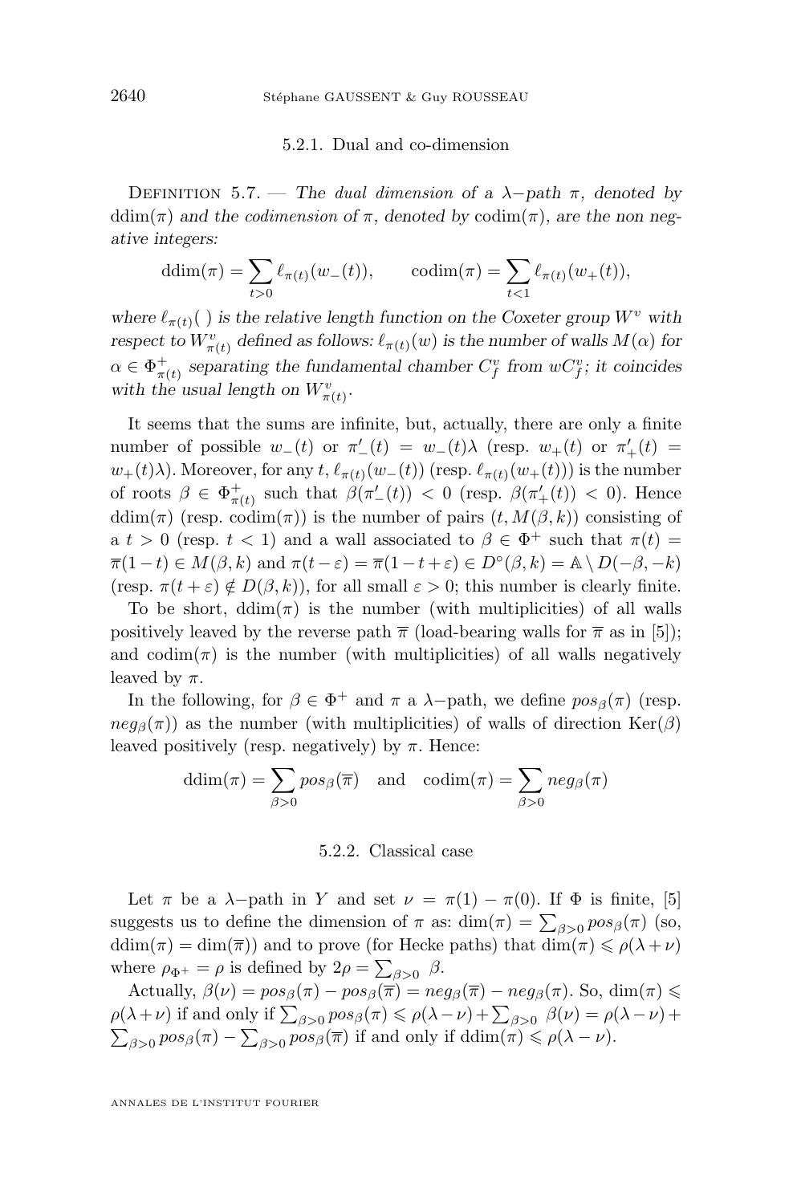#### 5.2.1. Dual and co-dimension

Definition 5.7. — *The dual dimension of a $\lambda$−path $\pi$, denoted by* $\mathrm{ddim}(\pi)$ *and the codimension of* $\pi$*, denoted by* $\mathrm{codim}(\pi)$*, are the non negative integers:*

$$\mathrm{ddim}(\pi) = \sum_{t>0} \ell_{\pi(t)}(w_-(t)), \qquad \mathrm{codim}(\pi) = \sum_{t<1} \ell_{\pi(t)}(w_+(t)),$$

*where $\ell_{\pi(t)}(\,)$ is the relative length function on the Coxeter group $W^v$ with respect to $W^v_{\pi(t)}$ defined as follows: $\ell_{\pi(t)}(w)$ is the number of walls $M(\alpha)$ for $\alpha \in \Phi^+_{\pi(t)}$ separating the fundamental chamber $C^v_f$ from $wC^v_f$; it coincides with the usual length on $W^v_{\pi(t)}$.*

It seems that the sums are infinite, but, actually, there are only a finite number of possible $w_-(t)$ or $\pi'_-(t) = w_-(t)\lambda$ (resp. $w_+(t)$ or $\pi'_+(t) = w_+(t)\lambda$). Moreover, for any $t$, $\ell_{\pi(t)}(w_-(t))$ (resp. $\ell_{\pi(t)}(w_+(t))$) is the number of roots $\beta \in \Phi^+_{\pi(t)}$ such that $\beta(\pi'_-(t)) < 0$ (resp. $\beta(\pi'_+(t)) < 0$). Hence $\mathrm{ddim}(\pi)$ (resp. $\mathrm{codim}(\pi)$) is the number of pairs $(t, M(\beta,k))$ consisting of a $t > 0$ (resp. $t < 1$) and a wall associated to $\beta \in \Phi^+$ such that $\pi(t) = \overline{\pi}(1-t) \in M(\beta,k)$ and $\pi(t-\varepsilon) = \overline{\pi}(1-t+\varepsilon) \in D^\circ(\beta,k) = \mathbb{A} \setminus D(-\beta,-k)$ (resp. $\pi(t+\varepsilon) \notin D(\beta,k)$), for all small $\varepsilon > 0$; this number is clearly finite.

To be short, $\mathrm{ddim}(\pi)$ is the number (with multiplicities) of all walls positively leaved by the reverse path $\overline{\pi}$ (load-bearing walls for $\overline{\pi}$ as in [5]); and $\mathrm{codim}(\pi)$ is the number (with multiplicities) of all walls negatively leaved by $\pi$.

In the following, for $\beta \in \Phi^+$ and $\pi$ a $\lambda$−path, we define $pos_\beta(\pi)$ (resp. $neg_\beta(\pi)$) as the number (with multiplicities) of walls of direction $\mathrm{Ker}(\beta)$ leaved positively (resp. negatively) by $\pi$. Hence:

$$\mathrm{ddim}(\pi) = \sum_{\beta>0} pos_\beta(\overline{\pi}) \quad \text{and} \quad \mathrm{codim}(\pi) = \sum_{\beta>0} neg_\beta(\pi)$$

#### 5.2.2. Classical case

Let $\pi$ be a $\lambda$−path in $Y$ and set $\nu = \pi(1) - \pi(0)$. If $\Phi$ is finite, [5] suggests us to define the dimension of $\pi$ as: $\dim(\pi) = \sum_{\beta>0} pos_\beta(\pi)$ (so, $\mathrm{ddim}(\pi) = \dim(\overline{\pi})$) and to prove (for Hecke paths) that $\dim(\pi) \leqslant \rho(\lambda+\nu)$ where $\rho_{\Phi^+} = \rho$ is defined by $2\rho = \sum_{\beta>0} \beta$.

Actually, $\beta(\nu) = pos_\beta(\pi) - pos_\beta(\overline{\pi}) = neg_\beta(\overline{\pi}) - neg_\beta(\pi)$. So, $\dim(\pi) \leqslant \rho(\lambda+\nu)$ if and only if $\sum_{\beta>0} pos_\beta(\pi) \leqslant \rho(\lambda-\nu) + \sum_{\beta>0} \beta(\nu) = \rho(\lambda-\nu) + \sum_{\beta>0} pos_\beta(\pi) - \sum_{\beta>0} pos_\beta(\overline{\pi})$ if and only if $\mathrm{ddim}(\pi) \leqslant \rho(\lambda-\nu)$.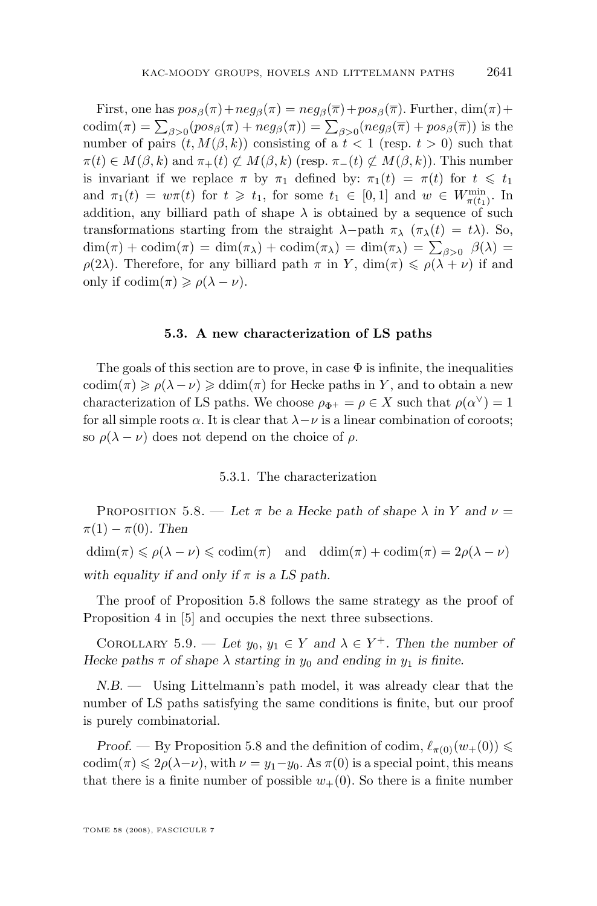First, one has $pos_\beta(\pi)+neg_\beta(\pi) = neg_\beta(\overline{\pi})+pos_\beta(\overline{\pi})$. Further, $\dim(\pi)+\mathrm{codim}(\pi) = \sum_{\beta>0}(pos_\beta(\pi)+neg_\beta(\pi)) = \sum_{\beta>0}(neg_\beta(\overline{\pi})+pos_\beta(\overline{\pi}))$ is the number of pairs $(t, M(\beta,k))$ consisting of a $t<1$ (resp. $t>0$) such that $\pi(t)\in M(\beta,k)$ and $\pi_+(t)\not\subset M(\beta,k)$ (resp. $\pi_-(t)\not\subset M(\beta,k)$). This number is invariant if we replace $\pi$ by $\pi_1$ defined by: $\pi_1(t)=\pi(t)$ for $t\leqslant t_1$ and $\pi_1(t)=w\pi(t)$ for $t\geqslant t_1$, for some $t_1\in[0,1]$ and $w\in W^{\min}_{\pi(t_1)}$. In addition, any billiard path of shape $\lambda$ is obtained by a sequence of such transformations starting from the straight $\lambda-$path $\pi_\lambda$ ($\pi_\lambda(t)=t\lambda$). So, $\dim(\pi)+\mathrm{codim}(\pi)=\dim(\pi_\lambda)+\mathrm{codim}(\pi_\lambda)=\dim(\pi_\lambda)=\sum_{\beta>0}\beta(\lambda)=\rho(2\lambda)$. Therefore, for any billiard path $\pi$ in $Y$, $\dim(\pi)\leqslant\rho(\lambda+\nu)$ if and only if $\mathrm{codim}(\pi)\geqslant\rho(\lambda-\nu)$.

### 5.3. A new characterization of LS paths

The goals of this section are to prove, in case $\Phi$ is infinite, the inequalities $\mathrm{codim}(\pi)\geqslant\rho(\lambda-\nu)\geqslant\mathrm{ddim}(\pi)$ for Hecke paths in $Y$, and to obtain a new characterization of LS paths. We choose $\rho_{\Phi^+}=\rho\in X$ such that $\rho(\alpha^\vee)=1$ for all simple roots $\alpha$. It is clear that $\lambda-\nu$ is a linear combination of coroots; so $\rho(\lambda-\nu)$ does not depend on the choice of $\rho$.

#### 5.3.1. The characterization

Proposition 5.8. — *Let $\pi$ be a Hecke path of shape $\lambda$ in $Y$ and $\nu=\pi(1)-\pi(0)$. Then*

$$\mathrm{ddim}(\pi)\leqslant\rho(\lambda-\nu)\leqslant\mathrm{codim}(\pi)\quad\text{and}\quad\mathrm{ddim}(\pi)+\mathrm{codim}(\pi)=2\rho(\lambda-\nu)$$

*with equality if and only if $\pi$ is a LS path.*

The proof of Proposition 5.8 follows the same strategy as the proof of Proposition 4 in [5] and occupies the next three subsections.

Corollary 5.9. — *Let $y_0$, $y_1\in Y$ and $\lambda\in Y^+$. Then the number of Hecke paths $\pi$ of shape $\lambda$ starting in $y_0$ and ending in $y_1$ is finite.*

*N.B.* — Using Littelmann's path model, it was already clear that the number of LS paths satisfying the same conditions is finite, but our proof is purely combinatorial.

*Proof.* — By Proposition 5.8 and the definition of codim, $\ell_{\pi(0)}(w_+(0))\leqslant\mathrm{codim}(\pi)\leqslant2\rho(\lambda-\nu)$, with $\nu=y_1-y_0$. As $\pi(0)$ is a special point, this means that there is a finite number of possible $w_+(0)$. So there is a finite number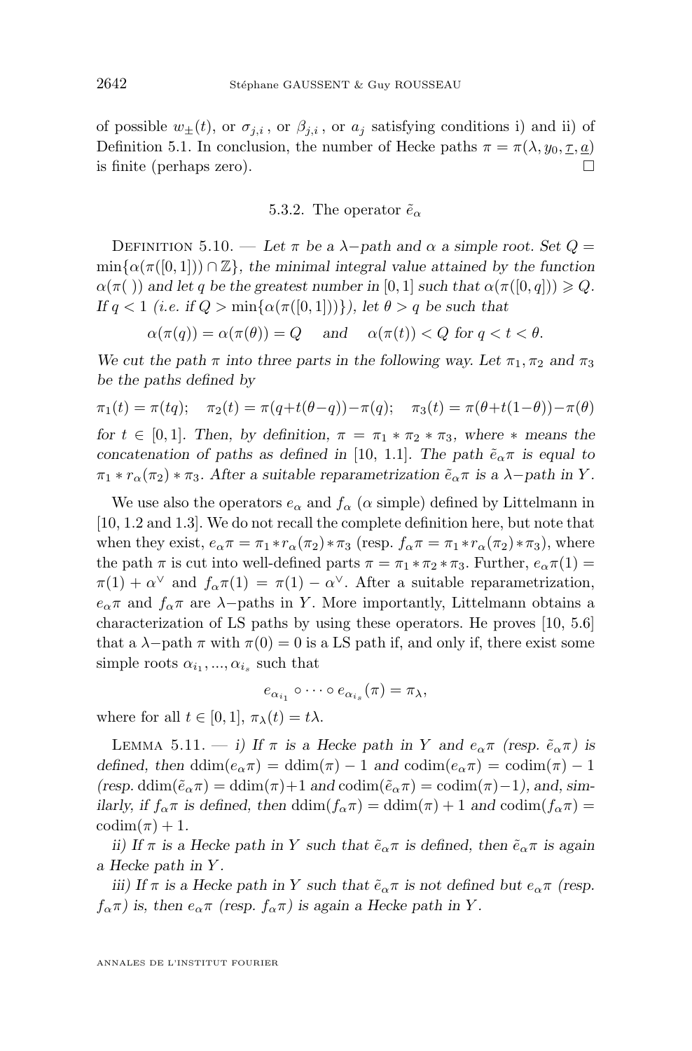of possible $w_{\pm}(t)$, or $\sigma_{j,i}$, or $\beta_{j,i}$, or $a_j$ satisfying conditions i) and ii) of Definition 5.1. In conclusion, the number of Hecke paths $\pi = \pi(\lambda, y_0, \underline{\tau}, \underline{a})$ is finite (perhaps zero). $\square$

### 5.3.2. The operator $\tilde{e}_\alpha$

Definition 5.10. — *Let $\pi$ be a $\lambda-$path and $\alpha$ a simple root. Set $Q = \min\{\alpha(\pi([0,1])) \cap \mathbb{Z}\}$, the minimal integral value attained by the function $\alpha(\pi(\ ))$ and let $q$ be the greatest number in $[0,1]$ such that $\alpha(\pi([0,q])) \geqslant Q$. If $q < 1$ (i.e. if $Q > \min\{\alpha(\pi([0,1]))\}$), let $\theta > q$ be such that*

$$\alpha(\pi(q)) = \alpha(\pi(\theta)) = Q \quad \text{ and } \quad \alpha(\pi(t)) < Q \text{ for } q < t < \theta.$$

*We cut the path $\pi$ into three parts in the following way. Let $\pi_1, \pi_2$ and $\pi_3$ be the paths defined by*

$$\pi_1(t) = \pi(tq); \quad \pi_2(t) = \pi(q+t(\theta-q))-\pi(q); \quad \pi_3(t) = \pi(\theta+t(1-\theta))-\pi(\theta)$$

*for $t \in [0,1]$. Then, by definition, $\pi = \pi_1 * \pi_2 * \pi_3$, where $*$ means the concatenation of paths as defined in [10, 1.1]. The path $\tilde{e}_\alpha \pi$ is equal to $\pi_1 * r_\alpha(\pi_2) * \pi_3$. After a suitable reparametrization $\tilde{e}_\alpha \pi$ is a $\lambda-$path in $Y$.*

We use also the operators $e_\alpha$ and $f_\alpha$ ($\alpha$ simple) defined by Littelmann in [10, 1.2 and 1.3]. We do not recall the complete definition here, but note that when they exist, $e_\alpha \pi = \pi_1 * r_\alpha(\pi_2) * \pi_3$ (resp. $f_\alpha \pi = \pi_1 * r_\alpha(\pi_2) * \pi_3$), where the path $\pi$ is cut into well-defined parts $\pi = \pi_1 * \pi_2 * \pi_3$. Further, $e_\alpha \pi(1) = \pi(1) + \alpha^\vee$ and $f_\alpha \pi(1) = \pi(1) - \alpha^\vee$. After a suitable reparametrization, $e_\alpha \pi$ and $f_\alpha \pi$ are $\lambda-$paths in $Y$. More importantly, Littelmann obtains a characterization of LS paths by using these operators. He proves [10, 5.6] that a $\lambda-$path $\pi$ with $\pi(0) = 0$ is a LS path if, and only if, there exist some simple roots $\alpha_{i_1}, ..., \alpha_{i_s}$ such that

$$e_{\alpha_{i_1}} \circ \cdots \circ e_{\alpha_{i_s}}(\pi) = \pi_\lambda,$$

where for all $t \in [0,1]$, $\pi_\lambda(t) = t\lambda$.

Lemma 5.11. — *i) If $\pi$ is a Hecke path in $Y$ and $e_\alpha \pi$ (resp. $\tilde{e}_\alpha \pi$) is defined, then $\mathrm{ddim}(e_\alpha \pi) = \mathrm{ddim}(\pi) - 1$ and $\mathrm{codim}(e_\alpha \pi) = \mathrm{codim}(\pi) - 1$ (resp. $\mathrm{ddim}(\tilde{e}_\alpha \pi) = \mathrm{ddim}(\pi) + 1$ and $\mathrm{codim}(\tilde{e}_\alpha \pi) = \mathrm{codim}(\pi) - 1$), and, similarly, if $f_\alpha \pi$ is defined, then $\mathrm{ddim}(f_\alpha \pi) = \mathrm{ddim}(\pi) + 1$ and $\mathrm{codim}(f_\alpha \pi) = \mathrm{codim}(\pi) + 1$.*

*ii) If $\pi$ is a Hecke path in $Y$ such that $\tilde{e}_\alpha \pi$ is defined, then $\tilde{e}_\alpha \pi$ is again a Hecke path in $Y$.*

*iii) If $\pi$ is a Hecke path in $Y$ such that $\tilde{e}_\alpha \pi$ is not defined but $e_\alpha \pi$ (resp. $f_\alpha \pi$) is, then $e_\alpha \pi$ (resp. $f_\alpha \pi$) is again a Hecke path in $Y$.*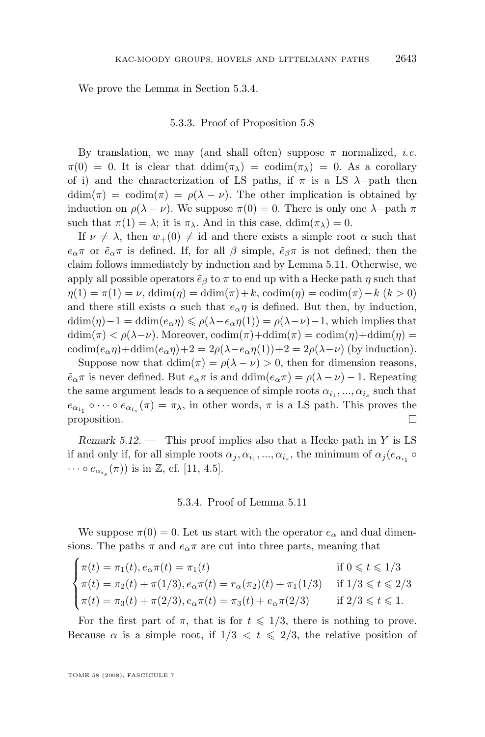We prove the Lemma in Section 5.3.4.

### 5.3.3. Proof of Proposition 5.8

By translation, we may (and shall often) suppose $\pi$ normalized, *i.e.* $\pi(0) = 0$. It is clear that $\mathrm{ddim}(\pi_\lambda) = \mathrm{codim}(\pi_\lambda) = 0$. As a corollary of i) and the characterization of LS paths, if $\pi$ is a LS $\lambda-$path then $\mathrm{ddim}(\pi) = \mathrm{codim}(\pi) = \rho(\lambda - \nu)$. The other implication is obtained by induction on $\rho(\lambda - \nu)$. We suppose $\pi(0) = 0$. There is only one $\lambda-$path $\pi$ such that $\pi(1) = \lambda$; it is $\pi_\lambda$. And in this case, $\mathrm{ddim}(\pi_\lambda) = 0$.

If $\nu \neq \lambda$, then $w_+(0) \neq \mathrm{id}$ and there exists a simple root $\alpha$ such that $e_\alpha \pi$ or $\tilde{e}_\alpha \pi$ is defined. If, for all $\beta$ simple, $\tilde{e}_\beta \pi$ is not defined, then the claim follows immediately by induction and by Lemma 5.11. Otherwise, we apply all possible operators $\tilde{e}_\beta$ to $\pi$ to end up with a Hecke path $\eta$ such that $\eta(1) = \pi(1) = \nu$, $\mathrm{ddim}(\eta) = \mathrm{ddim}(\pi) + k$, $\mathrm{codim}(\eta) = \mathrm{codim}(\pi) - k$ $(k > 0)$ and there still exists $\alpha$ such that $e_\alpha \eta$ is defined. But then, by induction, $\mathrm{ddim}(\eta) - 1 = \mathrm{ddim}(e_\alpha \eta) \leqslant \rho(\lambda - e_\alpha \eta(1)) = \rho(\lambda - \nu) - 1$, which implies that $\mathrm{ddim}(\pi) < \rho(\lambda - \nu)$. Moreover, $\mathrm{codim}(\pi) + \mathrm{ddim}(\pi) = \mathrm{codim}(\eta) + \mathrm{ddim}(\eta) = \mathrm{codim}(e_\alpha \eta) + \mathrm{ddim}(e_\alpha \eta) + 2 = 2\rho(\lambda - e_\alpha \eta(1)) + 2 = 2\rho(\lambda - \nu)$ (by induction).

Suppose now that $\mathrm{ddim}(\pi) = \rho(\lambda - \nu) > 0$, then for dimension reasons, $\tilde{e}_\alpha \pi$ is never defined. But $e_\alpha \pi$ is and $\mathrm{ddim}(e_\alpha \pi) = \rho(\lambda - \nu) - 1$. Repeating the same argument leads to a sequence of simple roots $\alpha_{i_1}, ..., \alpha_{i_s}$ such that $e_{\alpha_{i_1}} \circ \cdots \circ e_{\alpha_{i_s}}(\pi) = \pi_\lambda$, in other words, $\pi$ is a LS path. This proves the proposition. $\square$

*Remark 5.12.* — This proof implies also that a Hecke path in $Y$ is LS if and only if, for all simple roots $\alpha_j, \alpha_{i_1}, ..., \alpha_{i_s}$, the minimum of $\alpha_j(e_{\alpha_{i_1}} \circ \cdots \circ e_{\alpha_{i_s}}(\pi))$ is in $\mathbb{Z}$, cf. [11, 4.5].

### 5.3.4. Proof of Lemma 5.11

We suppose $\pi(0) = 0$. Let us start with the operator $e_\alpha$ and dual dimensions. The paths $\pi$ and $e_\alpha \pi$ are cut into three parts, meaning that

$$\begin{cases} \pi(t) = \pi_1(t), e_\alpha \pi(t) = \pi_1(t) & \text{if } 0 \leqslant t \leqslant 1/3 \\ \pi(t) = \pi_2(t) + \pi(1/3), e_\alpha \pi(t) = r_\alpha(\pi_2)(t) + \pi_1(1/3) & \text{if } 1/3 \leqslant t \leqslant 2/3 \\ \pi(t) = \pi_3(t) + \pi(2/3), e_\alpha \pi(t) = \pi_3(t) + e_\alpha \pi(2/3) & \text{if } 2/3 \leqslant t \leqslant 1. \end{cases}$$

For the first part of $\pi$, that is for $t \leqslant 1/3$, there is nothing to prove. Because $\alpha$ is a simple root, if $1/3 < t \leqslant 2/3$, the relative position of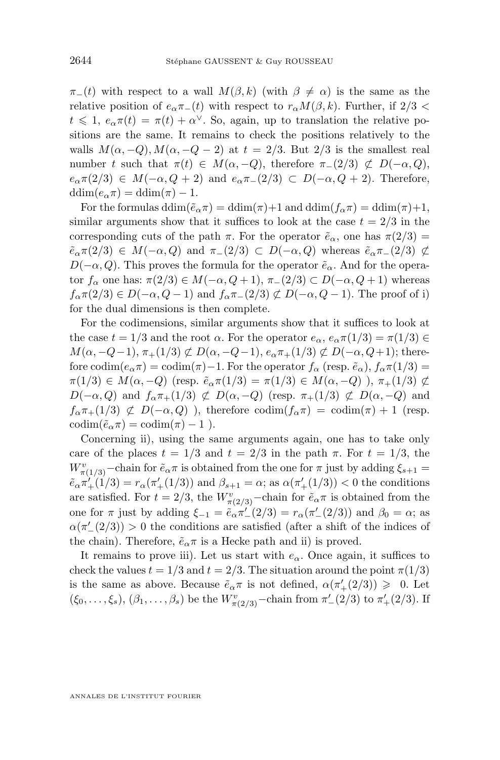$\pi_-(t)$ with respect to a wall $M(\beta,k)$ (with $\beta \neq \alpha$) is the same as the relative position of $e_\alpha\pi_-(t)$ with respect to $r_\alpha M(\beta,k)$. Further, if $2/3 < t \leqslant 1$, $e_\alpha\pi(t) = \pi(t) + \alpha^\vee$. So, again, up to translation the relative positions are the same. It remains to check the positions relatively to the walls $M(\alpha,-Q), M(\alpha,-Q-2)$ at $t = 2/3$. But $2/3$ is the smallest real number $t$ such that $\pi(t) \in M(\alpha,-Q)$, therefore $\pi_-(2/3) \not\subset D(-\alpha,Q)$, $e_\alpha\pi(2/3) \in M(-\alpha,Q+2)$ and $e_\alpha\pi_-(2/3) \subset D(-\alpha,Q+2)$. Therefore, $\mathrm{ddim}(e_\alpha\pi) = \mathrm{ddim}(\pi) - 1$.

For the formulas $\mathrm{ddim}(\tilde{e}_\alpha\pi) = \mathrm{ddim}(\pi)+1$ and $\mathrm{ddim}(f_\alpha\pi) = \mathrm{ddim}(\pi)+1$, similar arguments show that it suffices to look at the case $t = 2/3$ in the corresponding cuts of the path $\pi$. For the operator $\tilde{e}_\alpha$, one has $\pi(2/3) = \tilde{e}_\alpha\pi(2/3) \in M(-\alpha,Q)$ and $\pi_-(2/3) \subset D(-\alpha,Q)$ whereas $\tilde{e}_\alpha\pi_-(2/3) \not\subset D(-\alpha,Q)$. This proves the formula for the operator $\tilde{e}_\alpha$. And for the operator $f_\alpha$ one has: $\pi(2/3) \in M(-\alpha,Q+1)$, $\pi_-(2/3) \subset D(-\alpha,Q+1)$ whereas $f_\alpha\pi(2/3) \in D(-\alpha,Q-1)$ and $f_\alpha\pi_-(2/3) \not\subset D(-\alpha,Q-1)$. The proof of i) for the dual dimensions is then complete.

For the codimensions, similar arguments show that it suffices to look at the case $t = 1/3$ and the root $\alpha$. For the operator $e_\alpha$, $e_\alpha\pi(1/3) = \pi(1/3) \in M(\alpha,-Q-1)$, $\pi_+(1/3) \not\subset D(\alpha,-Q-1)$, $e_\alpha\pi_+(1/3) \not\subset D(-\alpha,Q+1)$; therefore $\mathrm{codim}(e_\alpha\pi) = \mathrm{codim}(\pi)-1$. For the operator $f_\alpha$ (resp. $\tilde{e}_\alpha$), $f_\alpha\pi(1/3) = \pi(1/3) \in M(\alpha,-Q)$ (resp. $\tilde{e}_\alpha\pi(1/3) = \pi(1/3) \in M(\alpha,-Q)$ ), $\pi_+(1/3) \not\subset D(-\alpha,Q)$ and $f_\alpha\pi_+(1/3) \not\subset D(\alpha,-Q)$ (resp. $\pi_+(1/3) \not\subset D(\alpha,-Q)$ and $f_\alpha\pi_+(1/3) \not\subset D(-\alpha,Q)$ ), therefore $\mathrm{codim}(f_\alpha\pi) = \mathrm{codim}(\pi)+1$ (resp. $\mathrm{codim}(\tilde{e}_\alpha\pi) = \mathrm{codim}(\pi) - 1$ ).

Concerning ii), using the same arguments again, one has to take only care of the places $t = 1/3$ and $t = 2/3$ in the path $\pi$. For $t = 1/3$, the $W^v_{\pi(1/3)}$−chain for $\tilde{e}_\alpha\pi$ is obtained from the one for $\pi$ just by adding $\xi_{s+1} = \tilde{e}_\alpha\pi'_+(1/3) = r_\alpha(\pi'_+(1/3))$ and $\beta_{s+1} = \alpha$; as $\alpha(\pi'_+(1/3)) < 0$ the conditions are satisfied. For $t = 2/3$, the $W^v_{\pi(2/3)}$−chain for $\tilde{e}_\alpha\pi$ is obtained from the one for $\pi$ just by adding $\xi_{-1} = \tilde{e}_\alpha\pi'_-(2/3) = r_\alpha(\pi'_-(2/3))$ and $\beta_0 = \alpha$; as $\alpha(\pi'_-(2/3)) > 0$ the conditions are satisfied (after a shift of the indices of the chain). Therefore, $\tilde{e}_\alpha\pi$ is a Hecke path and ii) is proved.

It remains to prove iii). Let us start with $e_\alpha$. Once again, it suffices to check the values $t = 1/3$ and $t = 2/3$. The situation around the point $\pi(1/3)$ is the same as above. Because $\tilde{e}_\alpha\pi$ is not defined, $\alpha(\pi'_+(2/3)) \geqslant 0$. Let $(\xi_0,\ldots,\xi_s)$, $(\beta_1,\ldots,\beta_s)$ be the $W^v_{\pi(2/3)}$−chain from $\pi'_-(2/3)$ to $\pi'_+(2/3)$. If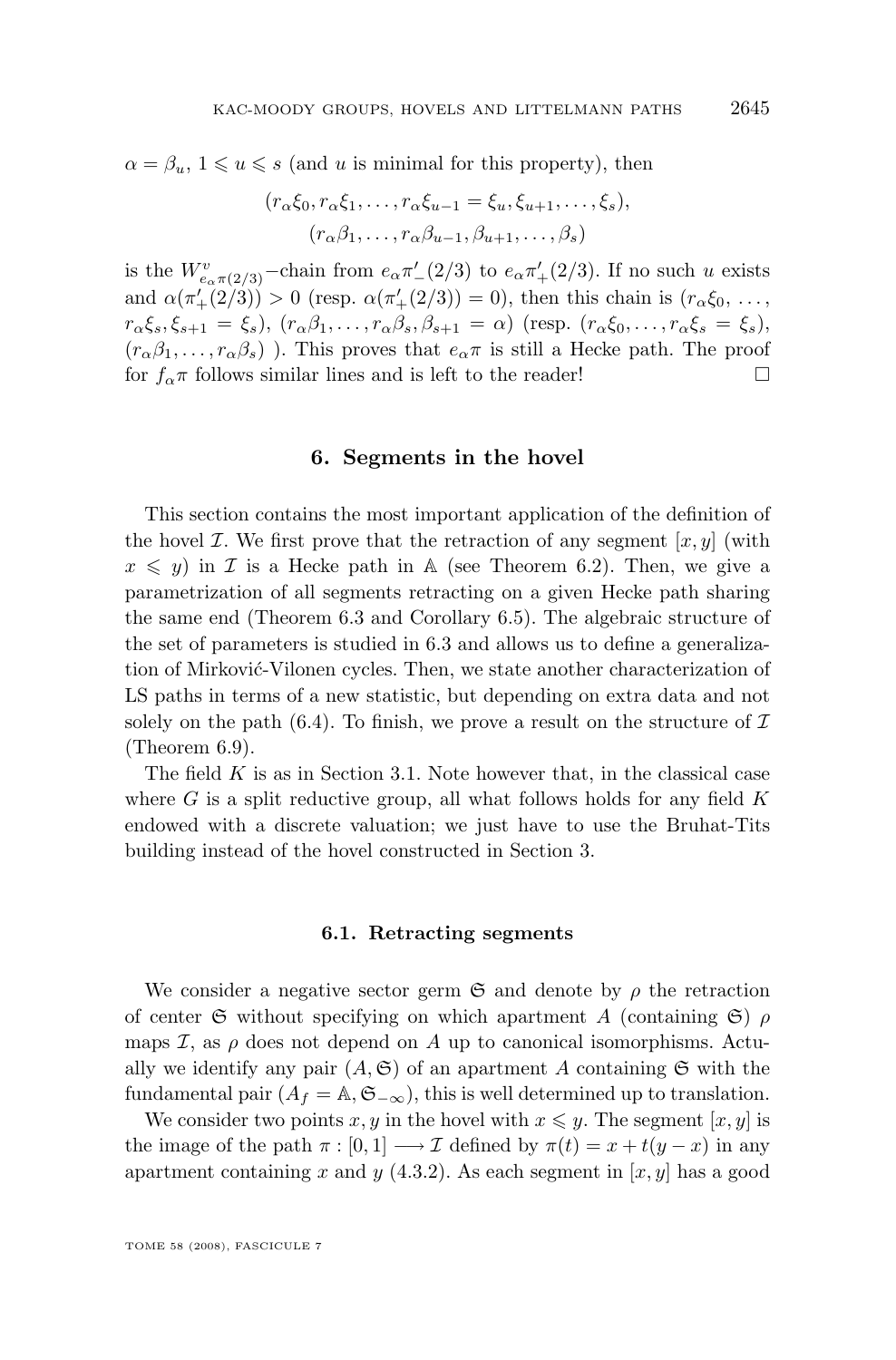$\alpha = \beta_u$, $1 \leqslant u \leqslant s$ (and $u$ is minimal for this property), then

$$(r_\alpha\xi_0, r_\alpha\xi_1, \ldots, r_\alpha\xi_{u-1} = \xi_u, \xi_{u+1}, \ldots, \xi_s),$$
$$(r_\alpha\beta_1, \ldots, r_\alpha\beta_{u-1}, \beta_{u+1}, \ldots, \beta_s)$$

is the $W^v_{e_\alpha\pi(2/3)}$−chain from $e_\alpha\pi'_-(2/3)$ to $e_\alpha\pi'_+(2/3)$. If no such $u$ exists and $\alpha(\pi'_+(2/3)) > 0$ (resp. $\alpha(\pi'_+(2/3)) = 0$), then this chain is $(r_\alpha\xi_0, \ldots, r_\alpha\xi_s, \xi_{s+1} = \xi_s)$, $(r_\alpha\beta_1, \ldots, r_\alpha\beta_s, \beta_{s+1} = \alpha)$ (resp. $(r_\alpha\xi_0, \ldots, r_\alpha\xi_s = \xi_s)$, $(r_\alpha\beta_1, \ldots, r_\alpha\beta_s)$ ). This proves that $e_\alpha\pi$ is still a Hecke path. The proof for $f_\alpha\pi$ follows similar lines and is left to the reader! □

## 6. Segments in the hovel

This section contains the most important application of the definition of the hovel $\mathcal{I}$. We first prove that the retraction of any segment $[x, y]$ (with $x \leqslant y$) in $\mathcal{I}$ is a Hecke path in $\mathbb{A}$ (see Theorem 6.2). Then, we give a parametrization of all segments retracting on a given Hecke path sharing the same end (Theorem 6.3 and Corollary 6.5). The algebraic structure of the set of parameters is studied in 6.3 and allows us to define a generalization of Mirković-Vilonen cycles. Then, we state another characterization of LS paths in terms of a new statistic, but depending on extra data and not solely on the path (6.4). To finish, we prove a result on the structure of $\mathcal{I}$ (Theorem 6.9).

The field $K$ is as in Section 3.1. Note however that, in the classical case where $G$ is a split reductive group, all what follows holds for any field $K$ endowed with a discrete valuation; we just have to use the Bruhat-Tits building instead of the hovel constructed in Section 3.

### 6.1. Retracting segments

We consider a negative sector germ $\mathfrak{S}$ and denote by $\rho$ the retraction of center $\mathfrak{S}$ without specifying on which apartment $A$ (containing $\mathfrak{S}$) $\rho$ maps $\mathcal{I}$, as $\rho$ does not depend on $A$ up to canonical isomorphisms. Actually we identify any pair $(A, \mathfrak{S})$ of an apartment $A$ containing $\mathfrak{S}$ with the fundamental pair $(A_f = \mathbb{A}, \mathfrak{S}_{-\infty})$, this is well determined up to translation.

We consider two points $x, y$ in the hovel with $x \leqslant y$. The segment $[x, y]$ is the image of the path $\pi : [0, 1] \longrightarrow \mathcal{I}$ defined by $\pi(t) = x + t(y - x)$ in any apartment containing $x$ and $y$ (4.3.2). As each segment in $[x, y]$ has a good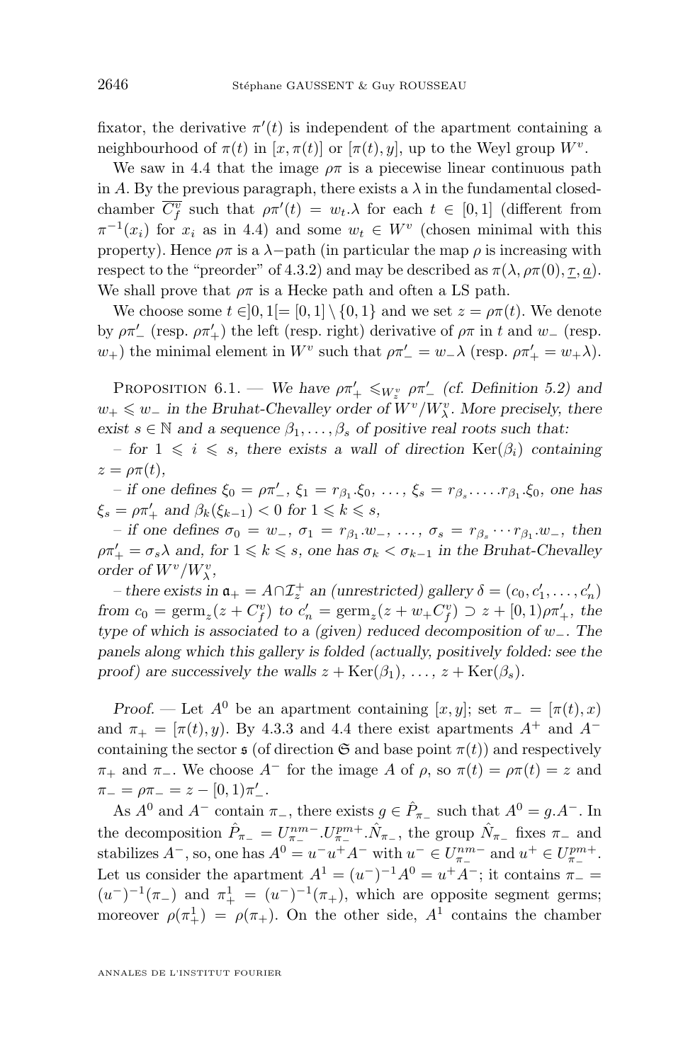fixator, the derivative $\pi'(t)$ is independent of the apartment containing a neighbourhood of $\pi(t)$ in $[x,\pi(t)]$ or $[\pi(t),y]$, up to the Weyl group $W^v$.

We saw in 4.4 that the image $\rho\pi$ is a piecewise linear continuous path in $A$. By the previous paragraph, there exists a $\lambda$ in the fundamental closed-chamber $\overline{C^v_f}$ such that $\rho\pi'(t) = w_t.\lambda$ for each $t \in [0,1]$ (different from $\pi^{-1}(x_i)$ for $x_i$ as in 4.4) and some $w_t \in W^v$ (chosen minimal with this property). Hence $\rho\pi$ is a $\lambda-$path (in particular the map $\rho$ is increasing with respect to the "preorder" of 4.3.2) and may be described as $\pi(\lambda, \rho\pi(0), \underline{\tau}, \underline{a})$. We shall prove that $\rho\pi$ is a Hecke path and often a LS path.

We choose some $t \in ]0,1[= [0,1]\setminus\{0,1\}$ and we set $z = \rho\pi(t)$. We denote by $\rho\pi'_-$ (resp. $\rho\pi'_+$) the left (resp. right) derivative of $\rho\pi$ in $t$ and $w_-$ (resp. $w_+$) the minimal element in $W^v$ such that $\rho\pi'_- = w_-\lambda$ (resp. $\rho\pi'_+ = w_+\lambda$).

Proposition 6.1. — *We have $\rho\pi'_+ \leqslant_{W^v_z} \rho\pi'_-$ (cf. Definition 5.2) and $w_+ \leqslant w_-$ in the Bruhat-Chevalley order of $W^v/W^v_\lambda$. More precisely, there exist $s \in \mathbb{N}$ and a sequence $\beta_1,\dots,\beta_s$ of positive real roots such that:*

*– for $1 \leqslant i \leqslant s$, there exists a wall of direction $\mathrm{Ker}(\beta_i)$ containing $z = \rho\pi(t)$,*

*– if one defines $\xi_0 = \rho\pi'_-$, $\xi_1 = r_{\beta_1}.\xi_0$, $\dots$, $\xi_s = r_{\beta_s}.\dots.r_{\beta_1}.\xi_0$, one has $\xi_s = \rho\pi'_+$ and $\beta_k(\xi_{k-1}) < 0$ for $1 \leqslant k \leqslant s$,*

*– if one defines $\sigma_0 = w_-$, $\sigma_1 = r_{\beta_1}.w_-$, $\dots$, $\sigma_s = r_{\beta_s}\cdots r_{\beta_1}.w_-$, then $\rho\pi'_+ = \sigma_s\lambda$ and, for $1 \leqslant k \leqslant s$, one has $\sigma_k < \sigma_{k-1}$ in the Bruhat-Chevalley order of $W^v/W^v_\lambda$,*

*– there exists in $\mathfrak{a}_+ = A\cap\mathcal{I}^+_z$ an (unrestricted) gallery $\delta = (c_0, c'_1,\dots,c'_n)$ from $c_0 = \mathrm{germ}_z(z + C^v_f)$ to $c'_n = \mathrm{germ}_z(z + w_+C^v_f) \supset z + [0,1)\rho\pi'_+$, the type of which is associated to a (given) reduced decomposition of $w_-$. The panels along which this gallery is folded (actually, positively folded: see the proof) are successively the walls $z + \mathrm{Ker}(\beta_1)$, $\dots$, $z + \mathrm{Ker}(\beta_s)$.*

*Proof.* — Let $A^0$ be an apartment containing $[x,y]$; set $\pi_- = [\pi(t),x)$ and $\pi_+ = [\pi(t),y)$. By 4.3.3 and 4.4 there exist apartments $A^+$ and $A^-$ containing the sector $\mathfrak{s}$ (of direction $\mathfrak{S}$ and base point $\pi(t)$) and respectively $\pi_+$ and $\pi_-$. We choose $A^-$ for the image $A$ of $\rho$, so $\pi(t) = \rho\pi(t) = z$ and $\pi_- = \rho\pi_- = z - [0,1)\pi'_-$.

As $A^0$ and $A^-$ contain $\pi_-$, there exists $g \in \hat{P}_{\pi_-}$ such that $A^0 = g.A^-$. In the decomposition $\hat{P}_{\pi_-} = U^{nm-}_{\pi_-}.U^{pm+}_{\pi_-}.\hat{N}_{\pi_-}$, the group $\hat{N}_{\pi_-}$ fixes $\pi_-$ and stabilizes $A^-$, so, one has $A^0 = u^-u^+A^-$ with $u^- \in U^{nm-}_{\pi_-}$ and $u^+ \in U^{pm+}_{\pi_-}$. Let us consider the apartment $A^1 = (u^-)^{-1}A^0 = u^+A^-$; it contains $\pi_- = (u^-)^{-1}(\pi_-)$ and $\pi^1_+ = (u^-)^{-1}(\pi_+)$, which are opposite segment germs; moreover $\rho(\pi^1_+) = \rho(\pi_+)$. On the other side, $A^1$ contains the chamber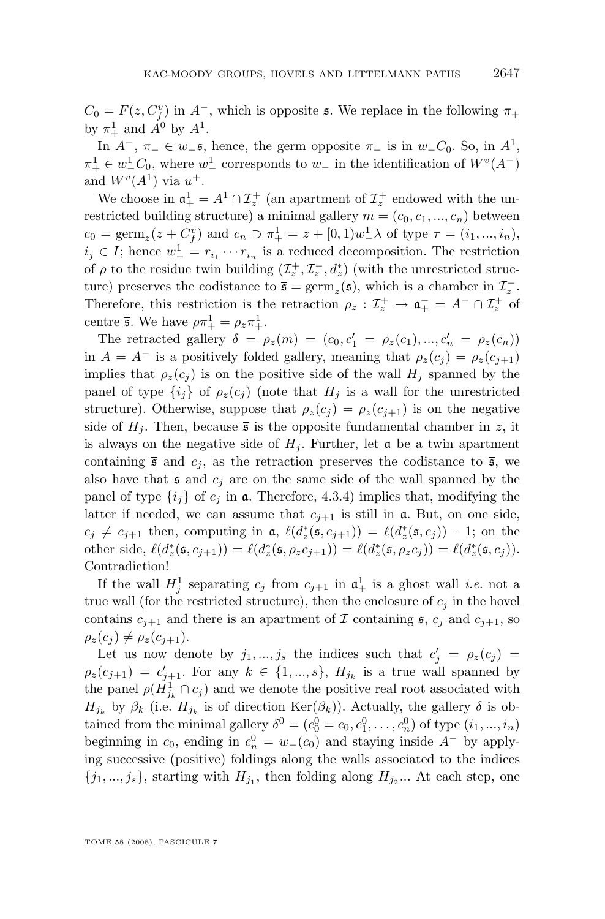$C_0 = F(z, C_f^v)$ in $A^-$, which is opposite $\mathfrak{s}$. We replace in the following $\pi_+$ by $\pi_+^1$ and $A^0$ by $A^1$.

In $A^-$, $\pi_- \in w_-\mathfrak{s}$, hence, the germ opposite $\pi_-$ is in $w_-C_0$. So, in $A^1$, $\pi_+^1 \in w_-^1 C_0$, where $w_-^1$ corresponds to $w_-$ in the identification of $W^v(A^-)$ and $W^v(A^1)$ via $u^+$.

We choose in $\mathfrak{a}_+^1 = A^1 \cap \mathcal{I}_z^+$ (an apartment of $\mathcal{I}_z^+$ endowed with the unrestricted building structure) a minimal gallery $m = (c_0, c_1, ..., c_n)$ between $c_0 = \text{germ}_z(z + C_f^v)$ and $c_n \supset \pi_+^1 = z + [0,1) w_-^1 \lambda$ of type $\tau = (i_1, ..., i_n)$, $i_j \in I$; hence $w_-^1 = r_{i_1} \cdots r_{i_n}$ is a reduced decomposition. The restriction of $\rho$ to the residue twin building $(\mathcal{I}_z^+, \mathcal{I}_z^-, d_z^*)$ (with the unrestricted structure) preserves the codistance to $\bar{\mathfrak{s}} = \text{germ}_z(\mathfrak{s})$, which is a chamber in $\mathcal{I}_z^-$. Therefore, this restriction is the retraction $\rho_z : \mathcal{I}_z^+ \to \mathfrak{a}_+^- = A^- \cap \mathcal{I}_z^+$ of centre $\bar{\mathfrak{s}}$. We have $\rho \pi_+^1 = \rho_z \pi_+^1$.

The retracted gallery $\delta = \rho_z(m) = (c_0, c_1' = \rho_z(c_1), ..., c_n' = \rho_z(c_n))$ in $A = A^-$ is a positively folded gallery, meaning that $\rho_z(c_j) = \rho_z(c_{j+1})$ implies that $\rho_z(c_j)$ is on the positive side of the wall $H_j$ spanned by the panel of type $\{i_j\}$ of $\rho_z(c_j)$ (note that $H_j$ is a wall for the unrestricted structure). Otherwise, suppose that $\rho_z(c_j) = \rho_z(c_{j+1})$ is on the negative side of $H_j$. Then, because $\bar{\mathfrak{s}}$ is the opposite fundamental chamber in $z$, it is always on the negative side of $H_j$. Further, let $\mathfrak{a}$ be a twin apartment containing $\bar{\mathfrak{s}}$ and $c_j$, as the retraction preserves the codistance to $\bar{\mathfrak{s}}$, we also have that $\bar{\mathfrak{s}}$ and $c_j$ are on the same side of the wall spanned by the panel of type $\{i_j\}$ of $c_j$ in $\mathfrak{a}$. Therefore, 4.3.4) implies that, modifying the latter if needed, we can assume that $c_{j+1}$ is still in $\mathfrak{a}$. But, on one side, $c_j \neq c_{j+1}$ then, computing in $\mathfrak{a}$, $\ell(d_z^*(\bar{\mathfrak{s}}, c_{j+1})) = \ell(d_z^*(\bar{\mathfrak{s}}, c_j)) - 1$; on the other side, $\ell(d_z^*(\bar{\mathfrak{s}}, c_{j+1})) = \ell(d_z^*(\bar{\mathfrak{s}}, \rho_z c_{j+1})) = \ell(d_z^*(\bar{\mathfrak{s}}, \rho_z c_j)) = \ell(d_z^*(\bar{\mathfrak{s}}, c_j))$. Contradiction!

If the wall $H_j^1$ separating $c_j$ from $c_{j+1}$ in $\mathfrak{a}_+^1$ is a ghost wall *i.e.* not a true wall (for the restricted structure), then the enclosure of $c_j$ in the hovel contains $c_{j+1}$ and there is an apartment of $\mathcal{I}$ containing $\mathfrak{s}$, $c_j$ and $c_{j+1}$, so $\rho_z(c_j) \neq \rho_z(c_{j+1})$.

Let us now denote by $j_1, ..., j_s$ the indices such that $c_j' = \rho_z(c_j) = \rho_z(c_{j+1}) = c_{j+1}'$. For any $k \in \{1, ..., s\}$, $H_{j_k}$ is a true wall spanned by the panel $\rho(H_{j_k}^1 \cap c_j)$ and we denote the positive real root associated with $H_{j_k}$ by $\beta_k$ (i.e. $H_{j_k}$ is of direction $\text{Ker}(\beta_k)$). Actually, the gallery $\delta$ is obtained from the minimal gallery $\delta^0 = (c_0^0 = c_0, c_1^0, \ldots, c_n^0)$ of type $(i_1, ..., i_n)$ beginning in $c_0$, ending in $c_n^0 = w_-(c_0)$ and staying inside $A^-$ by applying successive (positive) foldings along the walls associated to the indices $\{j_1, ..., j_s\}$, starting with $H_{j_1}$, then folding along $H_{j_2}$... At each step, one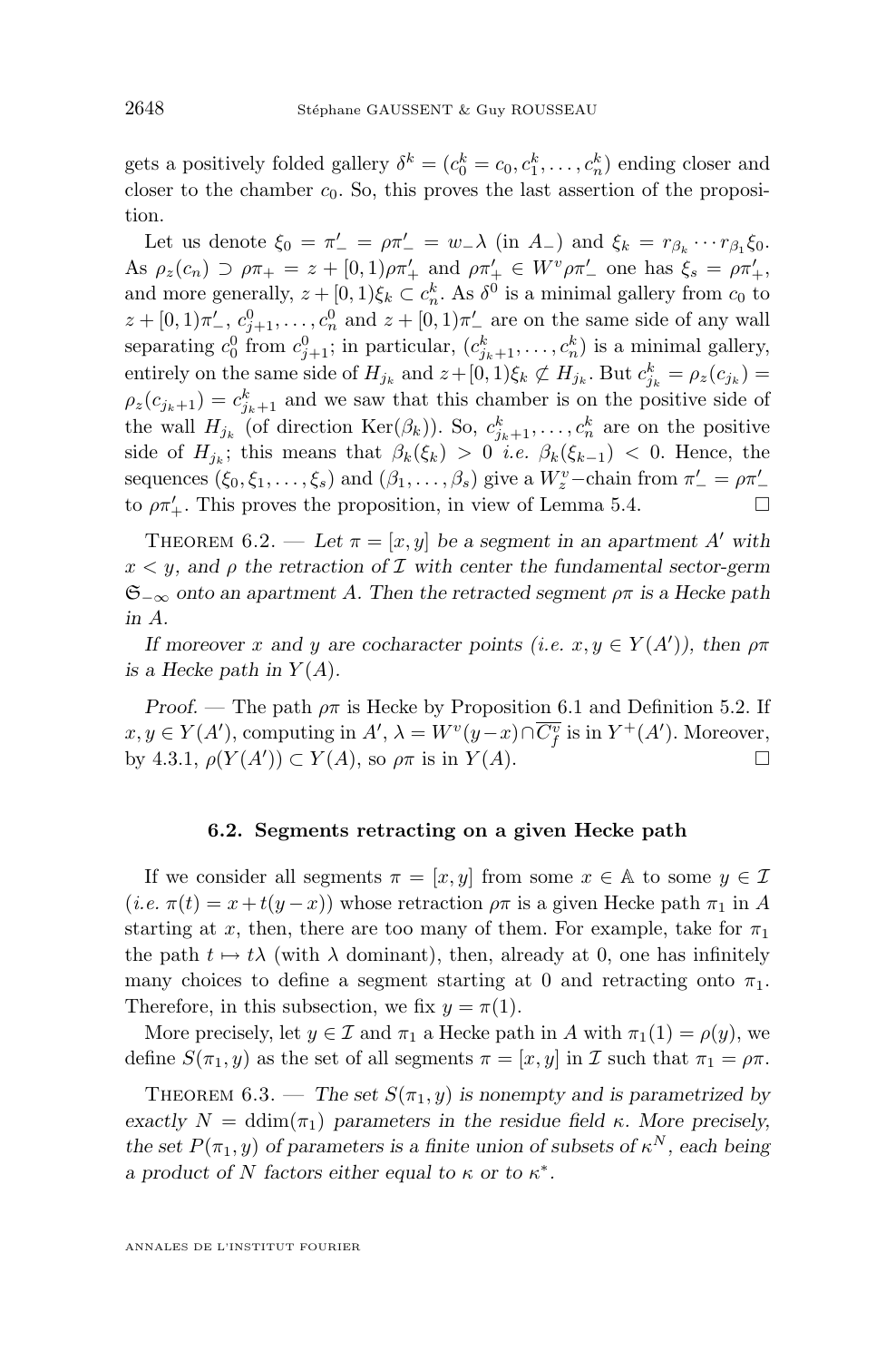gets a positively folded gallery $\delta^k = (c_0^k = c_0, c_1^k, \dots, c_n^k)$ ending closer and closer to the chamber $c_0$. So, this proves the last assertion of the proposition.

Let us denote $\xi_0 = \pi'_- = \rho\pi'_- = w_-\lambda$ (in $A_-$) and $\xi_k = r_{\beta_k} \cdots r_{\beta_1}\xi_0$. As $\rho_z(c_n) \supset \rho\pi_+ = z + [0,1)\rho\pi'_+$ and $\rho\pi'_+ \in W^v\rho\pi'_-$ one has $\xi_s = \rho\pi'_+$, and more generally, $z + [0,1)\xi_k \subset c_n^k$. As $\delta^0$ is a minimal gallery from $c_0$ to $z + [0,1)\pi'_-$, $c_{j+1}^0, \dots, c_n^0$ and $z + [0,1)\pi'_-$ are on the same side of any wall separating $c_0^0$ from $c_{j+1}^0$; in particular, $(c_{j_k+1}^k, \dots, c_n^k)$ is a minimal gallery, entirely on the same side of $H_{j_k}$ and $z + [0,1)\xi_k \not\subset H_{j_k}$. But $c_{j_k}^k = \rho_z(c_{j_k}) = \rho_z(c_{j_k+1}) = c_{j_k+1}^k$ and we saw that this chamber is on the positive side of the wall $H_{j_k}$ (of direction $\mathrm{Ker}(\beta_k)$). So, $c_{j_k+1}^k, \dots, c_n^k$ are on the positive side of $H_{j_k}$; this means that $\beta_k(\xi_k) > 0$ *i.e.* $\beta_k(\xi_{k-1}) < 0$. Hence, the sequences $(\xi_0, \xi_1, \dots, \xi_s)$ and $(\beta_1, \dots, \beta_s)$ give a $W_z^v$–chain from $\pi'_- = \rho\pi'_-$ to $\rho\pi'_+$. This proves the proposition, in view of Lemma 5.4. □

Theorem 6.2. — *Let $\pi = [x, y]$ be a segment in an apartment $A'$ with $x < y$, and $\rho$ the retraction of $\mathcal{I}$ with center the fundamental sector-germ $\mathfrak{S}_{-\infty}$ onto an apartment $A$. Then the retracted segment $\rho\pi$ is a Hecke path in $A$.*

*If moreover $x$ and $y$ are cocharacter points (i.e. $x, y \in Y(A')$), then $\rho\pi$ is a Hecke path in $Y(A)$.*

*Proof.* — The path $\rho\pi$ is Hecke by Proposition 6.1 and Definition 5.2. If $x, y \in Y(A')$, computing in $A'$, $\lambda = W^v(y-x) \cap \overline{C_f^v}$ is in $Y^+(A')$. Moreover, by 4.3.1, $\rho(Y(A')) \subset Y(A)$, so $\rho\pi$ is in $Y(A)$. □

### 6.2. Segments retracting on a given Hecke path

If we consider all segments $\pi = [x, y]$ from some $x \in \mathbb{A}$ to some $y \in \mathcal{I}$ (*i.e.* $\pi(t) = x + t(y - x)$) whose retraction $\rho\pi$ is a given Hecke path $\pi_1$ in $A$ starting at $x$, then, there are too many of them. For example, take for $\pi_1$ the path $t \mapsto t\lambda$ (with $\lambda$ dominant), then, already at 0, one has infinitely many choices to define a segment starting at 0 and retracting onto $\pi_1$. Therefore, in this subsection, we fix $y = \pi(1)$.

More precisely, let $y \in \mathcal{I}$ and $\pi_1$ a Hecke path in $A$ with $\pi_1(1) = \rho(y)$, we define $S(\pi_1, y)$ as the set of all segments $\pi = [x, y]$ in $\mathcal{I}$ such that $\pi_1 = \rho\pi$.

Theorem 6.3. — *The set $S(\pi_1, y)$ is nonempty and is parametrized by exactly $N = \mathrm{ddim}(\pi_1)$ parameters in the residue field $\kappa$. More precisely, the set $P(\pi_1, y)$ of parameters is a finite union of subsets of $\kappa^N$, each being a product of $N$ factors either equal to $\kappa$ or to $\kappa^*$.*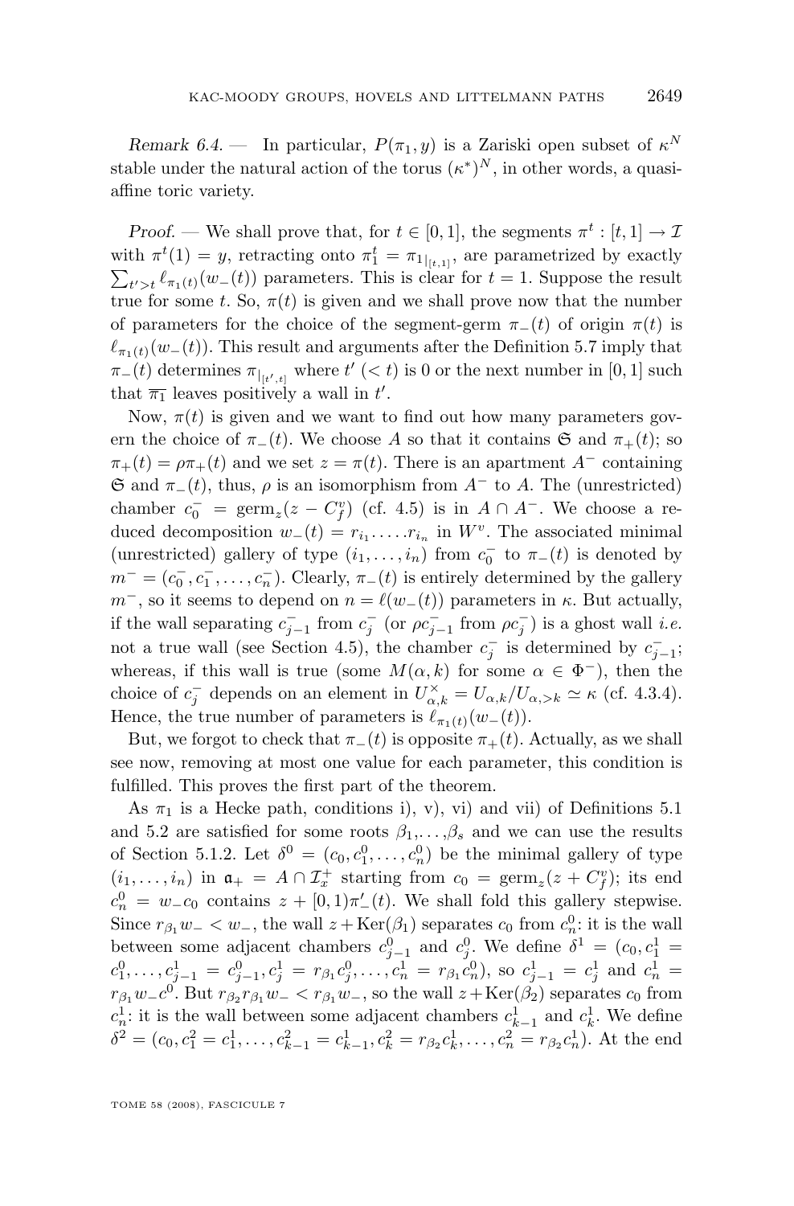*Remark 6.4.* — In particular, $P(\pi_1, y)$ is a Zariski open subset of $\kappa^N$ stable under the natural action of the torus $(\kappa^*)^N$, in other words, a quasi-affine toric variety.

*Proof.* — We shall prove that, for $t \in [0,1]$, the segments $\pi^t : [t,1] \to \mathcal{I}$ with $\pi^t(1) = y$, retracting onto $\pi_1^t = \pi_1{}_{|_{[t,1]}}$, are parametrized by exactly $\sum_{t'>t} \ell_{\pi_1(t)}(w_-(t))$ parameters. This is clear for $t = 1$. Suppose the result true for some $t$. So, $\pi(t)$ is given and we shall prove now that the number of parameters for the choice of the segment-germ $\pi_-(t)$ of origin $\pi(t)$ is $\ell_{\pi_1(t)}(w_-(t))$. This result and arguments after the Definition 5.7 imply that $\pi_-(t)$ determines $\pi_{|_{[t',t]}}$ where $t'$ $(< t)$ is 0 or the next number in $[0,1]$ such that $\overline{\pi_1}$ leaves positively a wall in $t'$.

Now, $\pi(t)$ is given and we want to find out how many parameters govern the choice of $\pi_-(t)$. We choose $A$ so that it contains $\mathfrak{S}$ and $\pi_+(t)$; so $\pi_+(t) = \rho\pi_+(t)$ and we set $z = \pi(t)$. There is an apartment $A^-$ containing $\mathfrak{S}$ and $\pi_-(t)$, thus, $\rho$ is an isomorphism from $A^-$ to $A$. The (unrestricted) chamber $c_0^- = \mathrm{germ}_z(z - C_f^v)$ (cf. 4.5) is in $A \cap A^-$. We choose a reduced decomposition $w_-(t) = r_{i_1} \cdot \ldots \cdot r_{i_n}$ in $W^v$. The associated minimal (unrestricted) gallery of type $(i_1, \ldots, i_n)$ from $c_0^-$ to $\pi_-(t)$ is denoted by $m^- = (c_0^-, c_1^-, \ldots, c_n^-)$. Clearly, $\pi_-(t)$ is entirely determined by the gallery $m^-$, so it seems to depend on $n = \ell(w_-(t))$ parameters in $\kappa$. But actually, if the wall separating $c_{j-1}^-$ from $c_j^-$ (or $\rho c_{j-1}^-$ from $\rho c_j^-$) is a ghost wall *i.e.* not a true wall (see Section 4.5), the chamber $c_j^-$ is determined by $c_{j-1}^-$; whereas, if this wall is true (some $M(\alpha, k)$ for some $\alpha \in \Phi^-$), then the choice of $c_j^-$ depends on an element in $U_{\alpha,k}^\times = U_{\alpha,k}/U_{\alpha,>k} \simeq \kappa$ (cf. 4.3.4). Hence, the true number of parameters is $\ell_{\pi_1(t)}(w_-(t))$.

But, we forgot to check that $\pi_-(t)$ is opposite $\pi_+(t)$. Actually, as we shall see now, removing at most one value for each parameter, this condition is fulfilled. This proves the first part of the theorem.

As $\pi_1$ is a Hecke path, conditions i), v), vi) and vii) of Definitions 5.1 and 5.2 are satisfied for some roots $\beta_1, \ldots, \beta_s$ and we can use the results of Section 5.1.2. Let $\delta^0 = (c_0, c_1^0, \ldots, c_n^0)$ be the minimal gallery of type $(i_1, \ldots, i_n)$ in $\mathfrak{a}_+ = A \cap \mathcal{I}_x^+$ starting from $c_0 = \mathrm{germ}_z(z + C_f^v)$; its end $c_n^0 = w_- c_0$ contains $z + [0,1)\pi'_-(t)$. We shall fold this gallery stepwise. Since $r_{\beta_1} w_- < w_-$, the wall $z + \mathrm{Ker}(\beta_1)$ separates $c_0$ from $c_n^0$: it is the wall between some adjacent chambers $c_{j-1}^0$ and $c_j^0$. We define $\delta^1 = (c_0, c_1^1 = c_1^0, \ldots, c_{j-1}^1 = c_{j-1}^0, c_j^1 = r_{\beta_1} c_j^0, \ldots, c_n^1 = r_{\beta_1} c_n^0)$, so $c_{j-1}^1 = c_j^1$ and $c_n^1 = r_{\beta_1} w_- c^0$. But $r_{\beta_2} r_{\beta_1} w_- < r_{\beta_1} w_-$, so the wall $z + \mathrm{Ker}(\beta_2)$ separates $c_0$ from $c_n^1$: it is the wall between some adjacent chambers $c_{k-1}^1$ and $c_k^1$. We define $\delta^2 = (c_0, c_1^2 = c_1^1, \ldots, c_{k-1}^2 = c_{k-1}^1, c_k^2 = r_{\beta_2} c_k^1, \ldots, c_n^2 = r_{\beta_2} c_n^1)$. At the end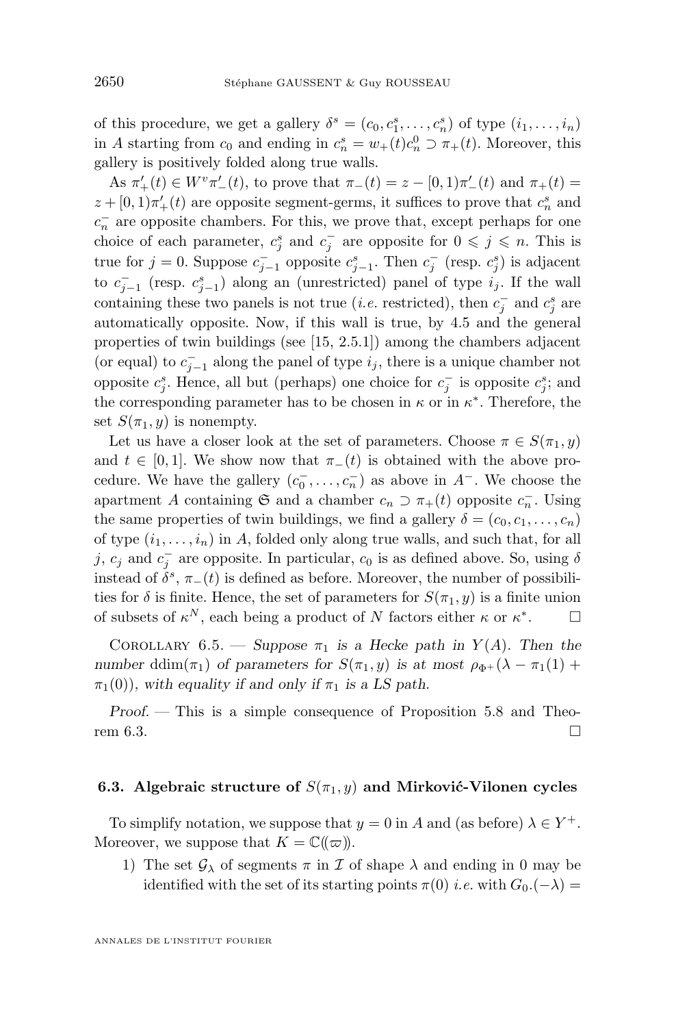of this procedure, we get a gallery $\delta^s = (c_0, c_1^s, \ldots, c_n^s)$ of type $(i_1, \ldots, i_n)$ in $A$ starting from $c_0$ and ending in $c_n^s = w_+(t)c_n^0 \supset \pi_+(t)$. Moreover, this gallery is positively folded along true walls.

As $\pi'_+(t) \in W^v\pi'_-(t)$, to prove that $\pi_-(t) = z - [0,1)\pi'_-(t)$ and $\pi_+(t) = z + [0,1)\pi'_+(t)$ are opposite segment-germs, it suffices to prove that $c_n^s$ and $c_n^-$ are opposite chambers. For this, we prove that, except perhaps for one choice of each parameter, $c_j^s$ and $c_j^-$ are opposite for $0 \leqslant j \leqslant n$. This is true for $j = 0$. Suppose $c_{j-1}^-$ opposite $c_{j-1}^s$. Then $c_j^-$ (resp. $c_j^s$) is adjacent to $c_{j-1}^-$ (resp. $c_{j-1}^s$) along an (unrestricted) panel of type $i_j$. If the wall containing these two panels is not true (*i.e.* restricted), then $c_j^-$ and $c_j^s$ are automatically opposite. Now, if this wall is true, by 4.5 and the general properties of twin buildings (see [15, 2.5.1]) among the chambers adjacent (or equal) to $c_{j-1}^-$ along the panel of type $i_j$, there is a unique chamber not opposite $c_j^s$. Hence, all but (perhaps) one choice for $c_j^-$ is opposite $c_j^s$; and the corresponding parameter has to be chosen in $\kappa$ or in $\kappa^*$. Therefore, the set $S(\pi_1, y)$ is nonempty.

Let us have a closer look at the set of parameters. Choose $\pi \in S(\pi_1, y)$ and $t \in [0,1]$. We show now that $\pi_-(t)$ is obtained with the above procedure. We have the gallery $(c_0^-, \ldots, c_n^-)$ as above in $A^-$. We choose the apartment $A$ containing $\mathfrak{S}$ and a chamber $c_n \supset \pi_+(t)$ opposite $c_n^-$. Using the same properties of twin buildings, we find a gallery $\delta = (c_0, c_1, \ldots, c_n)$ of type $(i_1, \ldots, i_n)$ in $A$, folded only along true walls, and such that, for all $j$, $c_j$ and $c_j^-$ are opposite. In particular, $c_0$ is as defined above. So, using $\delta$ instead of $\delta^s$, $\pi_-(t)$ is defined as before. Moreover, the number of possibilities for $\delta$ is finite. Hence, the set of parameters for $S(\pi_1, y)$ is a finite union of subsets of $\kappa^N$, each being a product of $N$ factors either $\kappa$ or $\kappa^*$. □

Corollary 6.5. — *Suppose $\pi_1$ is a Hecke path in $Y(A)$. Then the number* $\mathrm{ddim}(\pi_1)$ *of parameters for $S(\pi_1, y)$ is at most $\rho_{\Phi^+}(\lambda - \pi_1(1) + \pi_1(0))$, with equality if and only if $\pi_1$ is a LS path.*

*Proof.* — This is a simple consequence of Proposition 5.8 and Theorem 6.3. □

### 6.3. Algebraic structure of $S(\pi_1, y)$ and Mirković-Vilonen cycles

To simplify notation, we suppose that $y = 0$ in $A$ and (as before) $\lambda \in Y^+$. Moreover, we suppose that $K = \mathbb{C}(\!(\varpi)\!)$.

1) The set $\mathcal{G}_\lambda$ of segments $\pi$ in $\mathcal{I}$ of shape $\lambda$ and ending in 0 may be identified with the set of its starting points $\pi(0)$ *i.e.* with $G_0.(-\lambda) =$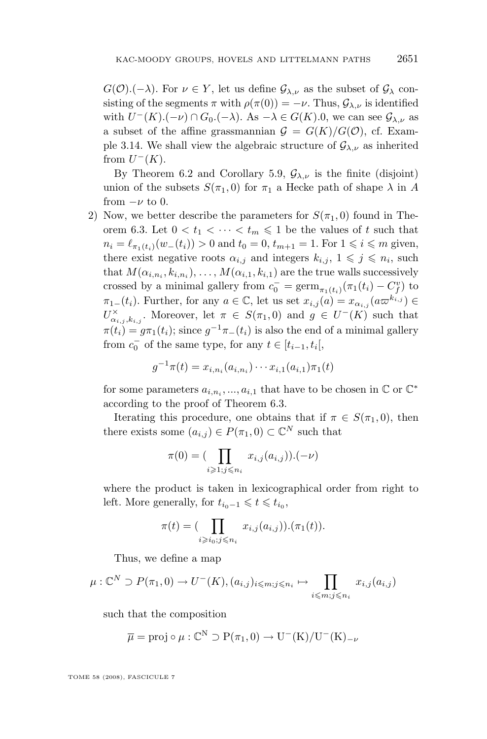$G(\mathcal{O}).(-\lambda)$. For $\nu \in Y$, let us define $\mathcal{G}_{\lambda,\nu}$ as the subset of $\mathcal{G}_\lambda$ consisting of the segments $\pi$ with $\rho(\pi(0)) = -\nu$. Thus, $\mathcal{G}_{\lambda,\nu}$ is identified with $U^-(K).(-\nu) \cap G_0.(-\lambda)$. As $-\lambda \in G(K).0$, we can see $\mathcal{G}_{\lambda,\nu}$ as a subset of the affine grassmannian $\mathcal{G} = G(K)/G(\mathcal{O})$, cf. Example 3.14. We shall view the algebraic structure of $\mathcal{G}_{\lambda,\nu}$ as inherited from $U^-(K)$.

By Theorem 6.2 and Corollary 5.9, $\mathcal{G}_{\lambda,\nu}$ is the finite (disjoint) union of the subsets $S(\pi_1, 0)$ for $\pi_1$ a Hecke path of shape $\lambda$ in $A$ from $-\nu$ to 0.

2) Now, we better describe the parameters for $S(\pi_1, 0)$ found in Theorem 6.3. Let $0 < t_1 < \cdots < t_m \leqslant 1$ be the values of $t$ such that $n_i = \ell_{\pi_1(t_i)}(w_-(t_i)) > 0$ and $t_0 = 0, t_{m+1} = 1$. For $1 \leqslant i \leqslant m$ given, there exist negative roots $\alpha_{i,j}$ and integers $k_{i,j}$, $1 \leqslant j \leqslant n_i$, such that $M(\alpha_{i,n_i}, k_{i,n_i}), \ldots, M(\alpha_{i,1}, k_{i,1})$ are the true walls successively crossed by a minimal gallery from $c_0^- = \mathrm{germ}_{\pi_1(t_i)}(\pi_1(t_i) - C_f^v)$ to $\pi_{1-}(t_i)$. Further, for any $a \in \mathbb{C}$, let us set $x_{i,j}(a) = x_{\alpha_{i,j}}(a\varpi^{k_{i,j}}) \in U^\times_{\alpha_{i,j},k_{i,j}}$. Moreover, let $\pi \in S(\pi_1, 0)$ and $g \in U^-(K)$ such that $\pi(t_i) = g\pi_1(t_i)$; since $g^{-1}\pi_-(t_i)$ is also the end of a minimal gallery from $c_0^-$ of the same type, for any $t \in [t_{i-1}, t_i[$,

$$g^{-1}\pi(t) = x_{i,n_i}(a_{i,n_i}) \cdots x_{i,1}(a_{i,1})\pi_1(t)$$

for some parameters $a_{i,n_i}, ..., a_{i,1}$ that have to be chosen in $\mathbb{C}$ or $\mathbb{C}^*$ according to the proof of Theorem 6.3.

Iterating this procedure, one obtains that if $\pi \in S(\pi_1, 0)$, then there exists some $(a_{i,j}) \in P(\pi_1, 0) \subset \mathbb{C}^N$ such that

$$\pi(0) = (\prod_{i \geqslant 1; j \leqslant n_i} x_{i,j}(a_{i,j})).(-\nu)$$

where the product is taken in lexicographical order from right to left. More generally, for $t_{i_0-1} \leqslant t \leqslant t_{i_0}$,

$$\pi(t) = (\prod_{i \geqslant i_0; j \leqslant n_i} x_{i,j}(a_{i,j})).(\pi_1(t)).$$

Thus, we define a map

$$\mu : \mathbb{C}^N \supset P(\pi_1, 0) \to U^-(K), (a_{i,j})_{i \leqslant m; j \leqslant n_i} \mapsto \prod_{i \leqslant m; j \leqslant n_i} x_{i,j}(a_{i,j})$$

such that the composition

$$\overline{\mu} = \mathrm{proj} \circ \mu : \mathrm{C}^{\mathrm{N}} \supset \mathrm{P}(\pi_1, 0) \to \mathrm{U}^-(\mathrm{K})/\mathrm{U}^-(\mathrm{K})_{-\nu}$$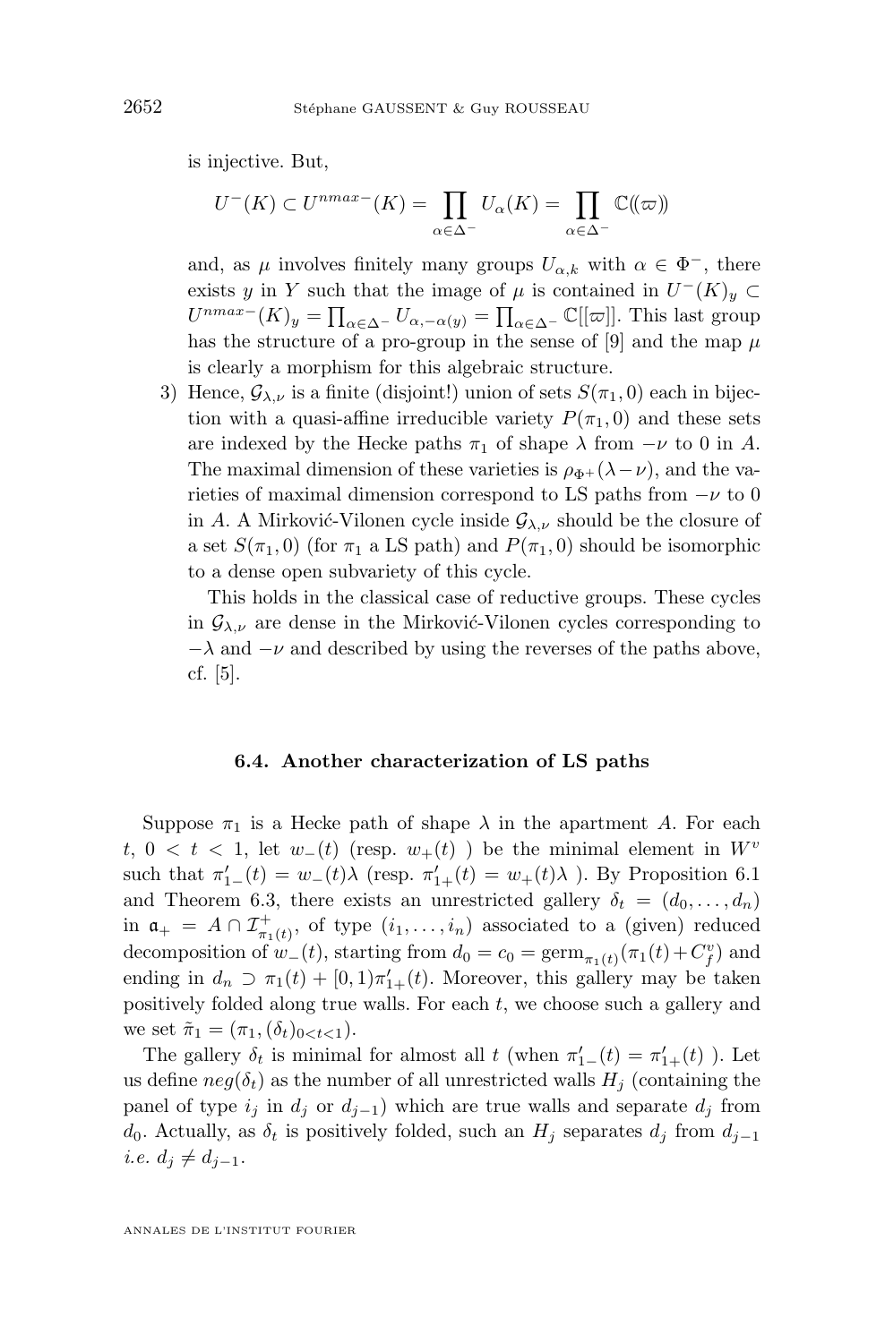is injective. But,

$$U^-(K) \subset U^{nmax-}(K) = \prod_{\alpha \in \Delta^-} U_\alpha(K) = \prod_{\alpha\in\Delta^-} \mathbb{C}(\!(\varpi)\!)$$

and, as $\mu$ involves finitely many groups $U_{\alpha,k}$ with $\alpha \in \Phi^-$, there exists $y$ in $Y$ such that the image of $\mu$ is contained in $U^-(K)_y \subset U^{nmax-}(K)_y = \prod_{\alpha\in\Delta^-} U_{\alpha,-\alpha(y)} = \prod_{\alpha\in\Delta^-} \mathbb{C}[[\varpi]]$. This last group has the structure of a pro-group in the sense of [9] and the map $\mu$ is clearly a morphism for this algebraic structure.

3) Hence, $\mathcal{G}_{\lambda,\nu}$ is a finite (disjoint!) union of sets $S(\pi_1, 0)$ each in bijection with a quasi-affine irreducible variety $P(\pi_1, 0)$ and these sets are indexed by the Hecke paths $\pi_1$ of shape $\lambda$ from $-\nu$ to 0 in $A$. The maximal dimension of these varieties is $\rho_{\Phi^+}(\lambda-\nu)$, and the varieties of maximal dimension correspond to LS paths from $-\nu$ to 0 in $A$. A Mirković-Vilonen cycle inside $\mathcal{G}_{\lambda,\nu}$ should be the closure of a set $S(\pi_1, 0)$ (for $\pi_1$ a LS path) and $P(\pi_1, 0)$ should be isomorphic to a dense open subvariety of this cycle.

   This holds in the classical case of reductive groups. These cycles in $\mathcal{G}_{\lambda,\nu}$ are dense in the Mirković-Vilonen cycles corresponding to $-\lambda$ and $-\nu$ and described by using the reverses of the paths above, cf. [5].

### 6.4. Another characterization of LS paths

Suppose $\pi_1$ is a Hecke path of shape $\lambda$ in the apartment $A$. For each $t$, $0 < t < 1$, let $w_-(t)$ (resp. $w_+(t)$ ) be the minimal element in $W^v$ such that $\pi'_{1-}(t) = w_-(t)\lambda$ (resp. $\pi'_{1+}(t) = w_+(t)\lambda$ ). By Proposition 6.1 and Theorem 6.3, there exists an unrestricted gallery $\delta_t = (d_0, \dots, d_n)$ in $\mathfrak{a}_+ = A \cap \mathcal{I}^+_{\pi_1(t)}$, of type $(i_1, \dots, i_n)$ associated to a (given) reduced decomposition of $w_-(t)$, starting from $d_0 = c_0 = \mathrm{germ}_{\pi_1(t)}(\pi_1(t) + C^v_f)$ and ending in $d_n \supset \pi_1(t) + [0, 1)\pi'_{1+}(t)$. Moreover, this gallery may be taken positively folded along true walls. For each $t$, we choose such a gallery and we set $\tilde{\pi}_1 = (\pi_1, (\delta_t)_{0<t<1})$.

The gallery $\delta_t$ is minimal for almost all $t$ (when $\pi'_{1-}(t) = \pi'_{1+}(t)$ ). Let us define $neg(\delta_t)$ as the number of all unrestricted walls $H_j$ (containing the panel of type $i_j$ in $d_j$ or $d_{j-1}$) which are true walls and separate $d_j$ from $d_0$. Actually, as $\delta_t$ is positively folded, such an $H_j$ separates $d_j$ from $d_{j-1}$ *i.e.* $d_j \neq d_{j-1}$.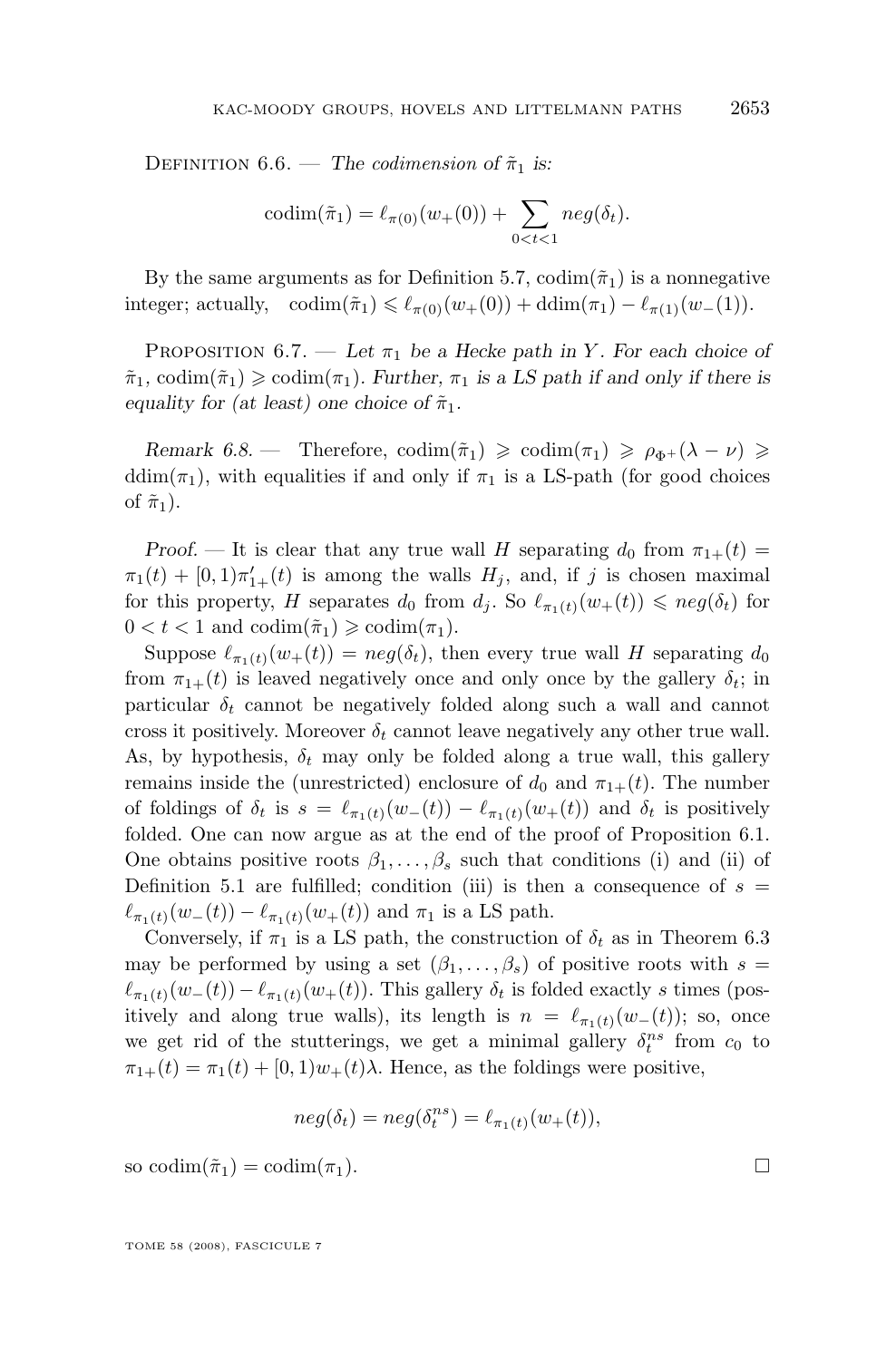Definition 6.6. — *The codimension of* $\tilde\pi_1$ *is:*

$$\operatorname{codim}(\tilde\pi_1) = \ell_{\pi(0)}(w_+(0)) + \sum_{0<t<1} neg(\delta_t).$$

By the same arguments as for Definition 5.7, $\operatorname{codim}(\tilde\pi_1)$ is a nonnegative integer; actually, $\operatorname{codim}(\tilde\pi_1) \leqslant \ell_{\pi(0)}(w_+(0)) + \operatorname{ddim}(\pi_1) - \ell_{\pi(1)}(w_-(1))$.

Proposition 6.7. — *Let* $\pi_1$ *be a Hecke path in* $Y$*. For each choice of* $\tilde\pi_1$, $\operatorname{codim}(\tilde\pi_1) \geqslant \operatorname{codim}(\pi_1)$*. Further,* $\pi_1$ *is a LS path if and only if there is equality for (at least) one choice of* $\tilde\pi_1$*.*

*Remark 6.8.* — Therefore, $\operatorname{codim}(\tilde\pi_1) \geqslant \operatorname{codim}(\pi_1) \geqslant \rho_{\Phi^+}(\lambda - \nu) \geqslant \operatorname{ddim}(\pi_1)$, with equalities if and only if $\pi_1$ is a LS-path (for good choices of $\tilde\pi_1$).

*Proof.* — It is clear that any true wall $H$ separating $d_0$ from $\pi_{1+}(t) = \pi_1(t) + [0,1)\pi'_{1+}(t)$ is among the walls $H_j$, and, if $j$ is chosen maximal for this property, $H$ separates $d_0$ from $d_j$. So $\ell_{\pi_1(t)}(w_+(t)) \leqslant neg(\delta_t)$ for $0 < t < 1$ and $\operatorname{codim}(\tilde\pi_1) \geqslant \operatorname{codim}(\pi_1)$.

Suppose $\ell_{\pi_1(t)}(w_+(t)) = neg(\delta_t)$, then every true wall $H$ separating $d_0$ from $\pi_{1+}(t)$ is leaved negatively once and only once by the gallery $\delta_t$; in particular $\delta_t$ cannot be negatively folded along such a wall and cannot cross it positively. Moreover $\delta_t$ cannot leave negatively any other true wall. As, by hypothesis, $\delta_t$ may only be folded along a true wall, this gallery remains inside the (unrestricted) enclosure of $d_0$ and $\pi_{1+}(t)$. The number of foldings of $\delta_t$ is $s = \ell_{\pi_1(t)}(w_-(t)) - \ell_{\pi_1(t)}(w_+(t))$ and $\delta_t$ is positively folded. One can now argue as at the end of the proof of Proposition 6.1. One obtains positive roots $\beta_1, \dots, \beta_s$ such that conditions (i) and (ii) of Definition 5.1 are fulfilled; condition (iii) is then a consequence of $s = \ell_{\pi_1(t)}(w_-(t)) - \ell_{\pi_1(t)}(w_+(t))$ and $\pi_1$ is a LS path.

Conversely, if $\pi_1$ is a LS path, the construction of $\delta_t$ as in Theorem 6.3 may be performed by using a set $(\beta_1, \dots, \beta_s)$ of positive roots with $s = \ell_{\pi_1(t)}(w_-(t)) - \ell_{\pi_1(t)}(w_+(t))$. This gallery $\delta_t$ is folded exactly $s$ times (positively and along true walls), its length is $n = \ell_{\pi_1(t)}(w_-(t))$; so, once we get rid of the stutterings, we get a minimal gallery $\delta_t^{ns}$ from $c_0$ to $\pi_{1+}(t) = \pi_1(t) + [0,1)w_+(t)\lambda$. Hence, as the foldings were positive,

$$neg(\delta_t) = neg(\delta_t^{ns}) = \ell_{\pi_1(t)}(w_+(t)),$$

so $\operatorname{codim}(\tilde\pi_1) = \operatorname{codim}(\pi_1)$. □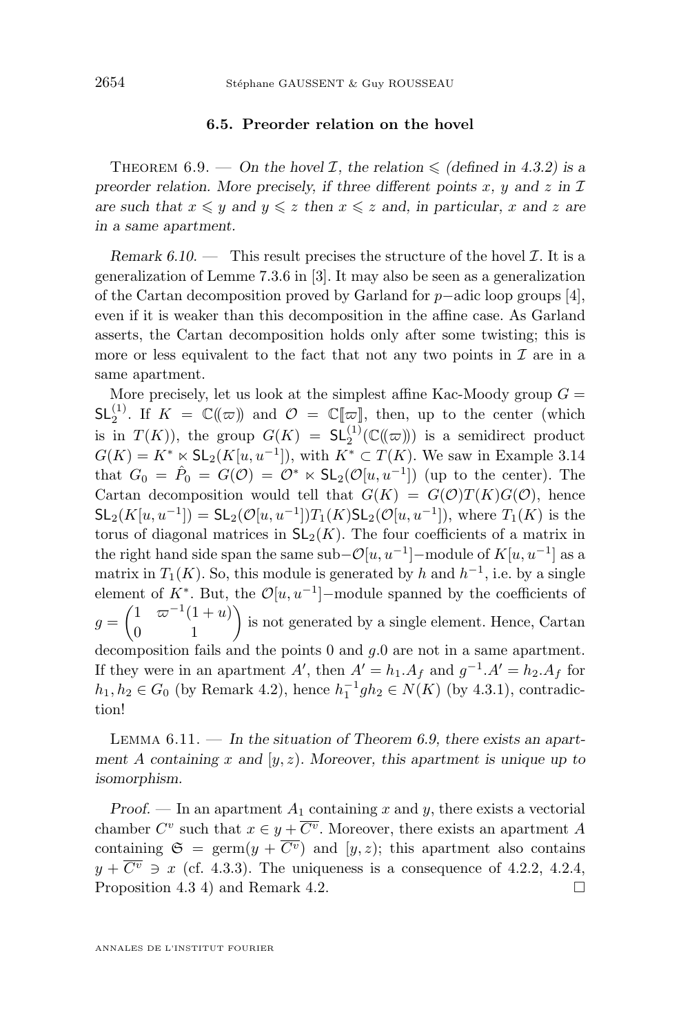### 6.5. Preorder relation on the hovel

Theorem 6.9. — *On the hovel $\mathcal{I}$, the relation $\leqslant$ (defined in 4.3.2) is a preorder relation. More precisely, if three different points $x$, $y$ and $z$ in $\mathcal{I}$ are such that $x \leqslant y$ and $y \leqslant z$ then $x \leqslant z$ and, in particular, $x$ and $z$ are in a same apartment.*

*Remark 6.10.* — This result precises the structure of the hovel $\mathcal{I}$. It is a generalization of Lemme 7.3.6 in [3]. It may also be seen as a generalization of the Cartan decomposition proved by Garland for $p-$adic loop groups [4], even if it is weaker than this decomposition in the affine case. As Garland asserts, the Cartan decomposition holds only after some twisting; this is more or less equivalent to the fact that not any two points in $\mathcal{I}$ are in a same apartment.

More precisely, let us look at the simplest affine Kac-Moody group $G = \mathsf{SL}_2^{(1)}$. If $K = \mathbb{C}(\!(\varpi)\!)$ and $\mathcal{O} = \mathbb{C}[\![\varpi]\!]$, then, up to the center (which is in $T(K)$), the group $G(K) = \mathsf{SL}_2^{(1)}(\mathbb{C}(\!(\varpi)\!))$ is a semidirect product $G(K) = K^* \ltimes \mathsf{SL}_2(K[u,u^{-1}])$, with $K^* \subset T(K)$. We saw in Example 3.14 that $G_0 = \hat{P}_0 = G(\mathcal{O}) = \mathcal{O}^* \ltimes \mathsf{SL}_2(\mathcal{O}[u,u^{-1}])$ (up to the center). The Cartan decomposition would tell that $G(K) = G(\mathcal{O})T(K)G(\mathcal{O})$, hence $\mathsf{SL}_2(K[u,u^{-1}]) = \mathsf{SL}_2(\mathcal{O}[u,u^{-1}])T_1(K)\mathsf{SL}_2(\mathcal{O}[u,u^{-1}])$, where $T_1(K)$ is the torus of diagonal matrices in $\mathsf{SL}_2(K)$. The four coefficients of a matrix in the right hand side span the same sub$-\mathcal{O}[u,u^{-1}]-$module of $K[u,u^{-1}]$ as a matrix in $T_1(K)$. So, this module is generated by $h$ and $h^{-1}$, i.e. by a single element of $K^*$. But, the $\mathcal{O}[u,u^{-1}]-$module spanned by the coefficients of $g = \begin{pmatrix} 1 & \varpi^{-1}(1+u) \\ 0 & 1 \end{pmatrix}$ is not generated by a single element. Hence, Cartan decomposition fails and the points 0 and $g.0$ are not in a same apartment. If they were in an apartment $A'$, then $A' = h_1.A_f$ and $g^{-1}.A' = h_2.A_f$ for $h_1, h_2 \in G_0$ (by Remark 4.2), hence $h_1^{-1}gh_2 \in N(K)$ (by 4.3.1), contradiction!

Lemma 6.11. — *In the situation of Theorem 6.9, there exists an apartment $A$ containing $x$ and $[y,z)$. Moreover, this apartment is unique up to isomorphism.*

*Proof.* — In an apartment $A_1$ containing $x$ and $y$, there exists a vectorial chamber $C^v$ such that $x \in y + \overline{C^v}$. Moreover, there exists an apartment $A$ containing $\mathfrak{S} = \mathrm{germ}(y + \overline{C^v})$ and $[y,z)$; this apartment also contains $y + \overline{C^v} \ni x$ (cf. 4.3.3). The uniqueness is a consequence of 4.2.2, 4.2.4, Proposition 4.3 4) and Remark 4.2. $\square$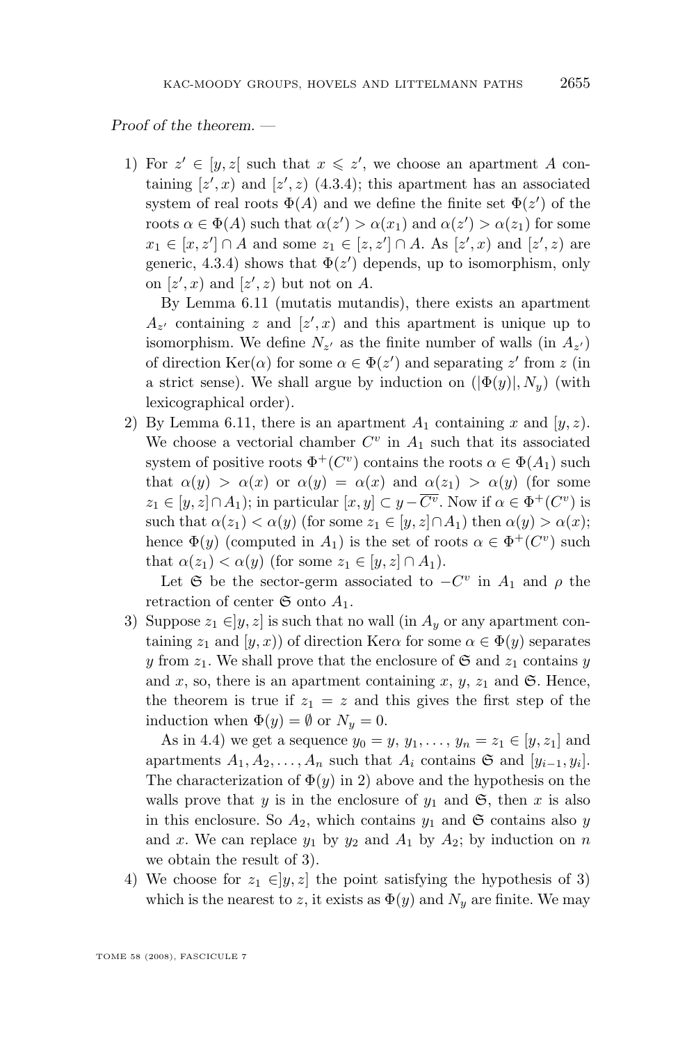*Proof of the theorem.* —

1) For $z' \in [y, z[$ such that $x \leqslant z'$, we choose an apartment $A$ containing $[z', x)$ and $[z', z)$ (4.3.4); this apartment has an associated system of real roots $\Phi(A)$ and we define the finite set $\Phi(z')$ of the roots $\alpha \in \Phi(A)$ such that $\alpha(z') > \alpha(x_1)$ and $\alpha(z') > \alpha(z_1)$ for some $x_1 \in [x, z'] \cap A$ and some $z_1 \in [z, z'] \cap A$. As $[z', x)$ and $[z', z)$ are generic, 4.3.4) shows that $\Phi(z')$ depends, up to isomorphism, only on $[z', x)$ and $[z', z)$ but not on $A$.

   By Lemma 6.11 (mutatis mutandis), there exists an apartment $A_{z'}$ containing $z$ and $[z', x)$ and this apartment is unique up to isomorphism. We define $N_{z'}$ as the finite number of walls (in $A_{z'}$) of direction $\operatorname{Ker}(\alpha)$ for some $\alpha \in \Phi(z')$ and separating $z'$ from $z$ (in a strict sense). We shall argue by induction on $(|\Phi(y)|, N_y)$ (with lexicographical order).

2) By Lemma 6.11, there is an apartment $A_1$ containing $x$ and $[y, z)$. We choose a vectorial chamber $C^v$ in $A_1$ such that its associated system of positive roots $\Phi^+(C^v)$ contains the roots $\alpha \in \Phi(A_1)$ such that $\alpha(y) > \alpha(x)$ or $\alpha(y) = \alpha(x)$ and $\alpha(z_1) > \alpha(y)$ (for some $z_1 \in [y, z] \cap A_1$); in particular $[x, y] \subset y - \overline{C^v}$. Now if $\alpha \in \Phi^+(C^v)$ is such that $\alpha(z_1) < \alpha(y)$ (for some $z_1 \in [y, z] \cap A_1$) then $\alpha(y) > \alpha(x)$; hence $\Phi(y)$ (computed in $A_1$) is the set of roots $\alpha \in \Phi^+(C^v)$ such that $\alpha(z_1) < \alpha(y)$ (for some $z_1 \in [y, z] \cap A_1$).

   Let $\mathfrak{S}$ be the sector-germ associated to $-C^v$ in $A_1$ and $\rho$ the retraction of center $\mathfrak{S}$ onto $A_1$.

3) Suppose $z_1 \in ]y, z]$ is such that no wall (in $A_y$ or any apartment containing $z_1$ and $[y, x)$) of direction $\operatorname{Ker}\alpha$ for some $\alpha \in \Phi(y)$ separates $y$ from $z_1$. We shall prove that the enclosure of $\mathfrak{S}$ and $z_1$ contains $y$ and $x$, so, there is an apartment containing $x$, $y$, $z_1$ and $\mathfrak{S}$. Hence, the theorem is true if $z_1 = z$ and this gives the first step of the induction when $\Phi(y) = \emptyset$ or $N_y = 0$.

   As in 4.4) we get a sequence $y_0 = y, y_1, \ldots, y_n = z_1 \in [y, z_1]$ and apartments $A_1, A_2, \ldots, A_n$ such that $A_i$ contains $\mathfrak{S}$ and $[y_{i-1}, y_i]$. The characterization of $\Phi(y)$ in 2) above and the hypothesis on the walls prove that $y$ is in the enclosure of $y_1$ and $\mathfrak{S}$, then $x$ is also in this enclosure. So $A_2$, which contains $y_1$ and $\mathfrak{S}$ contains also $y$ and $x$. We can replace $y_1$ by $y_2$ and $A_1$ by $A_2$; by induction on $n$ we obtain the result of 3).

4) We choose for $z_1 \in ]y, z]$ the point satisfying the hypothesis of 3) which is the nearest to $z$, it exists as $\Phi(y)$ and $N_y$ are finite. We may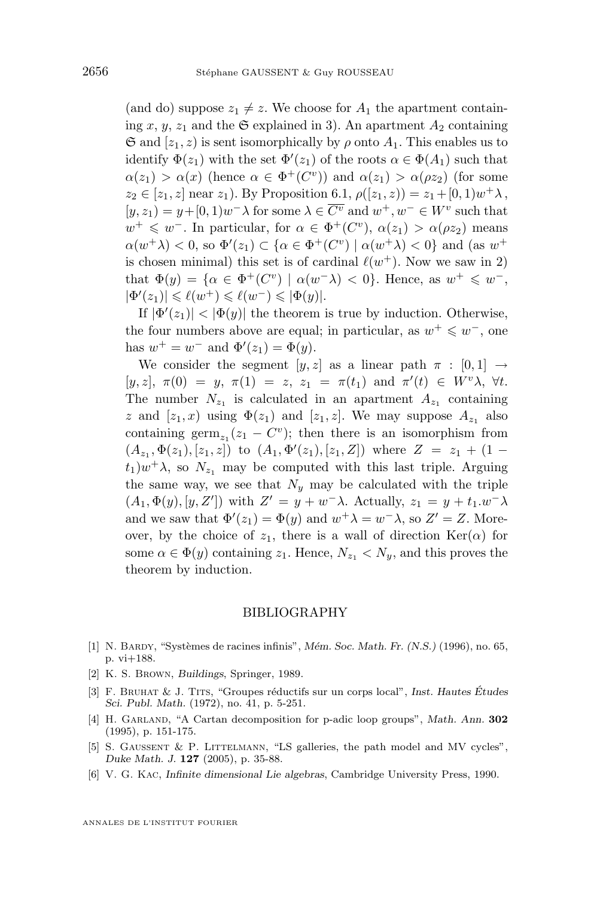(and do) suppose $z_1 \neq z$. We choose for $A_1$ the apartment containing $x$, $y$, $z_1$ and the $\mathfrak{S}$ explained in 3). An apartment $A_2$ containing $\mathfrak{S}$ and $[z_1, z)$ is sent isomorphically by $\rho$ onto $A_1$. This enables us to identify $\Phi(z_1)$ with the set $\Phi'(z_1)$ of the roots $\alpha \in \Phi(A_1)$ such that $\alpha(z_1) > \alpha(x)$ (hence $\alpha \in \Phi^+(C^v)$) and $\alpha(z_1) > \alpha(\rho z_2)$ (for some $z_2 \in [z_1, z]$ near $z_1$). By Proposition 6.1, $\rho([z_1, z)) = z_1 + [0,1)w^+\lambda$, $[y, z_1) = y + [0,1)w^-\lambda$ for some $\lambda \in \overline{C^v}$ and $w^+, w^- \in W^v$ such that $w^+ \leqslant w^-$. In particular, for $\alpha \in \Phi^+(C^v)$, $\alpha(z_1) > \alpha(\rho z_2)$ means $\alpha(w^+\lambda) < 0$, so $\Phi'(z_1) \subset \{\alpha \in \Phi^+(C^v) \mid \alpha(w^+\lambda) < 0\}$ and (as $w^+$ is chosen minimal) this set is of cardinal $\ell(w^+)$. Now we saw in 2) that $\Phi(y) = \{\alpha \in \Phi^+(C^v) \mid \alpha(w^-\lambda) < 0\}$. Hence, as $w^+ \leqslant w^-$, $|\Phi'(z_1)| \leqslant \ell(w^+) \leqslant \ell(w^-) \leqslant |\Phi(y)|$.

If $|\Phi'(z_1)| < |\Phi(y)|$ the theorem is true by induction. Otherwise, the four numbers above are equal; in particular, as $w^+ \leqslant w^-$, one has $w^+ = w^-$ and $\Phi'(z_1) = \Phi(y)$.

We consider the segment $[y, z]$ as a linear path $\pi : [0,1] \to [y, z]$, $\pi(0) = y$, $\pi(1) = z$, $z_1 = \pi(t_1)$ and $\pi'(t) \in W^v\lambda$, $\forall t$. The number $N_{z_1}$ is calculated in an apartment $A_{z_1}$ containing $z$ and $[z_1, x)$ using $\Phi(z_1)$ and $[z_1, z]$. We may suppose $A_{z_1}$ also containing $\mathrm{germ}_{z_1}(z_1 - C^v)$; then there is an isomorphism from $(A_{z_1}, \Phi(z_1), [z_1, z])$ to $(A_1, \Phi'(z_1), [z_1, Z])$ where $Z = z_1 + (1 - t_1)w^+\lambda$, so $N_{z_1}$ may be computed with this last triple. Arguing the same way, we see that $N_y$ may be calculated with the triple $(A_1, \Phi(y), [y, Z'])$ with $Z' = y + w^-\lambda$. Actually, $z_1 = y + t_1.w^-\lambda$ and we saw that $\Phi'(z_1) = \Phi(y)$ and $w^+\lambda = w^-\lambda$, so $Z' = Z$. Moreover, by the choice of $z_1$, there is a wall of direction $\mathrm{Ker}(\alpha)$ for some $\alpha \in \Phi(y)$ containing $z_1$. Hence, $N_{z_1} < N_y$, and this proves the theorem by induction.

## BIBLIOGRAPHY

[1] N. Bardy, "Systèmes de racines infinis", *Mém. Soc. Math. Fr. (N.S.)* (1996), no. 65, p. vi+188.

[2] K. S. Brown, *Buildings*, Springer, 1989.

[3] F. Bruhat & J. Tits, "Groupes réductifs sur un corps local", *Inst. Hautes Études Sci. Publ. Math.* (1972), no. 41, p. 5-251.

[4] H. Garland, "A Cartan decomposition for p-adic loop groups", *Math. Ann.* **302** (1995), p. 151-175.

[5] S. Gaussent & P. Littelmann, "LS galleries, the path model and MV cycles", *Duke Math. J.* **127** (2005), p. 35-88.

[6] V. G. Kac, *Infinite dimensional Lie algebras*, Cambridge University Press, 1990.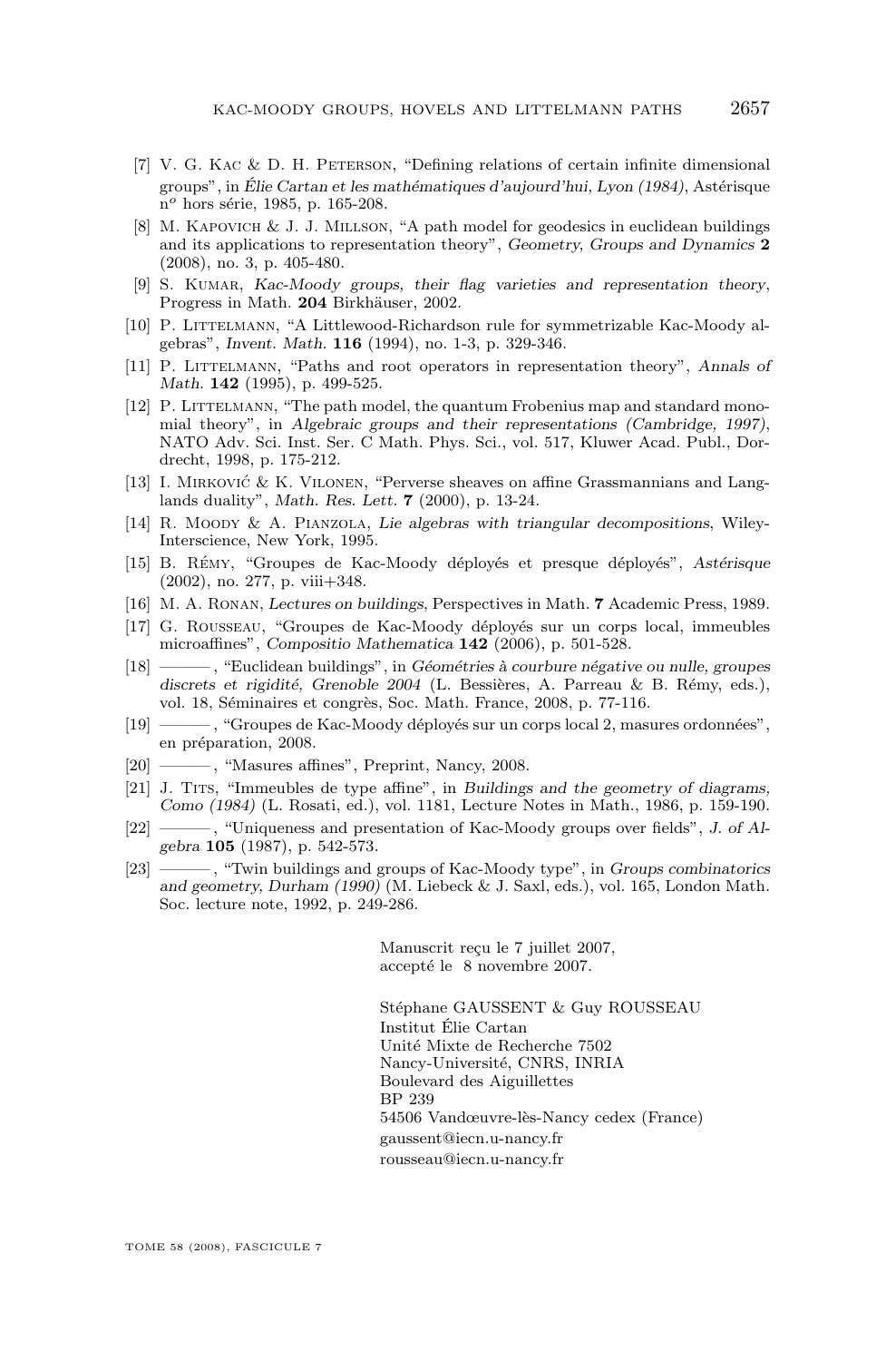[7] V. G. Kac & D. H. Peterson, "Defining relations of certain infinite dimensional groups", in *Élie Cartan et les mathématiques d'aujourd'hui, Lyon (1984)*, Astérisque n$^o$ hors série, 1985, p. 165-208.

[8] M. Kapovich & J. J. Millson, "A path model for geodesics in euclidean buildings and its applications to representation theory", *Geometry, Groups and Dynamics* **2** (2008), no. 3, p. 405-480.

[9] S. Kumar, *Kac-Moody groups, their flag varieties and representation theory*, Progress in Math. **204** Birkhäuser, 2002.

[10] P. Littelmann, "A Littlewood-Richardson rule for symmetrizable Kac-Moody algebras", *Invent. Math.* **116** (1994), no. 1-3, p. 329-346.

[11] P. Littelmann, "Paths and root operators in representation theory", *Annals of Math.* **142** (1995), p. 499-525.

[12] P. Littelmann, "The path model, the quantum Frobenius map and standard monomial theory", in *Algebraic groups and their representations (Cambridge, 1997)*, NATO Adv. Sci. Inst. Ser. C Math. Phys. Sci., vol. 517, Kluwer Acad. Publ., Dordrecht, 1998, p. 175-212.

[13] I. Mirković & K. Vilonen, "Perverse sheaves on affine Grassmannians and Langlands duality", *Math. Res. Lett.* **7** (2000), p. 13-24.

[14] R. Moody & A. Pianzola, *Lie algebras with triangular decompositions*, Wiley-Interscience, New York, 1995.

[15] B. Rémy, "Groupes de Kac-Moody déployés et presque déployés", *Astérisque* (2002), no. 277, p. viii+348.

[16] M. A. Ronan, *Lectures on buildings*, Perspectives in Math. **7** Academic Press, 1989.

[17] G. Rousseau, "Groupes de Kac-Moody déployés sur un corps local, immeubles microaffines", *Compositio Mathematica* **142** (2006), p. 501-528.

[18] ———, "Euclidean buildings", in *Géométries à courbure négative ou nulle, groupes discrets et rigidité, Grenoble 2004* (L. Bessières, A. Parreau & B. Rémy, eds.), vol. 18, Séminaires et congrès, Soc. Math. France, 2008, p. 77-116.

[19] ———, "Groupes de Kac-Moody déployés sur un corps local 2, masures ordonnées", en préparation, 2008.

[20] ———, "Masures affines", Preprint, Nancy, 2008.

[21] J. Tits, "Immeubles de type affine", in *Buildings and the geometry of diagrams, Como (1984)* (L. Rosati, ed.), vol. 1181, Lecture Notes in Math., 1986, p. 159-190.

[22] ———, "Uniqueness and presentation of Kac-Moody groups over fields", *J. of Algebra* **105** (1987), p. 542-573.

[23] ———, "Twin buildings and groups of Kac-Moody type", in *Groups combinatorics and geometry, Durham (1990)* (M. Liebeck & J. Saxl, eds.), vol. 165, London Math. Soc. lecture note, 1992, p. 249-286.

Manuscrit reçu le 7 juillet 2007,
accepté le 8 novembre 2007.

Stéphane GAUSSENT & Guy ROUSSEAU
Institut Élie Cartan
Unité Mixte de Recherche 7502
Nancy-Université, CNRS, INRIA
Boulevard des Aiguillettes
BP 239
54506 Vandœuvre-lès-Nancy cedex (France)
gaussent@iecn.u-nancy.fr
rousseau@iecn.u-nancy.fr